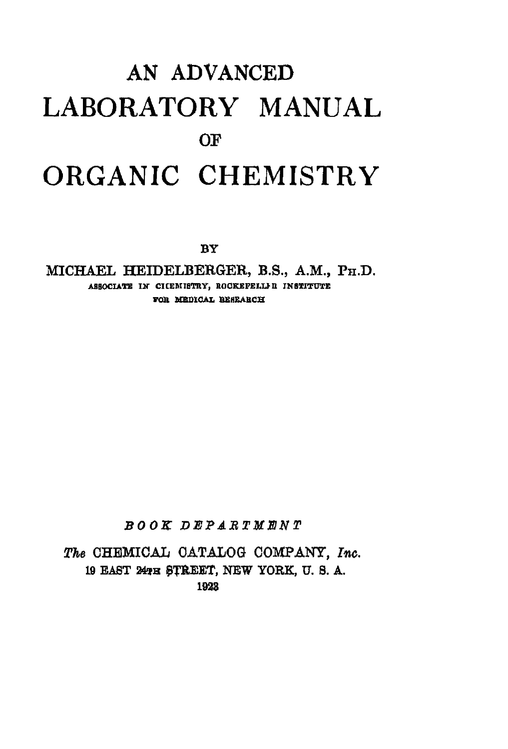# AN ADVANCED LABORATORY MANUAL OF ORGANIC CHEMISTRY

BY

MICHAEL HEIDELBERGER, B.S., A.M., PH.D.

ASSOCIATE IN CHEMISTRY, ROCKEFELLER INSTITUTE FOR MEDICAL RESEARCH

*BOOK DEPARTMENT*

*The* CHEMICAL CATALOG COMPANY, *Inc.*
19 EAST 24TH STREET, NEW YORK, U. S. A.
1923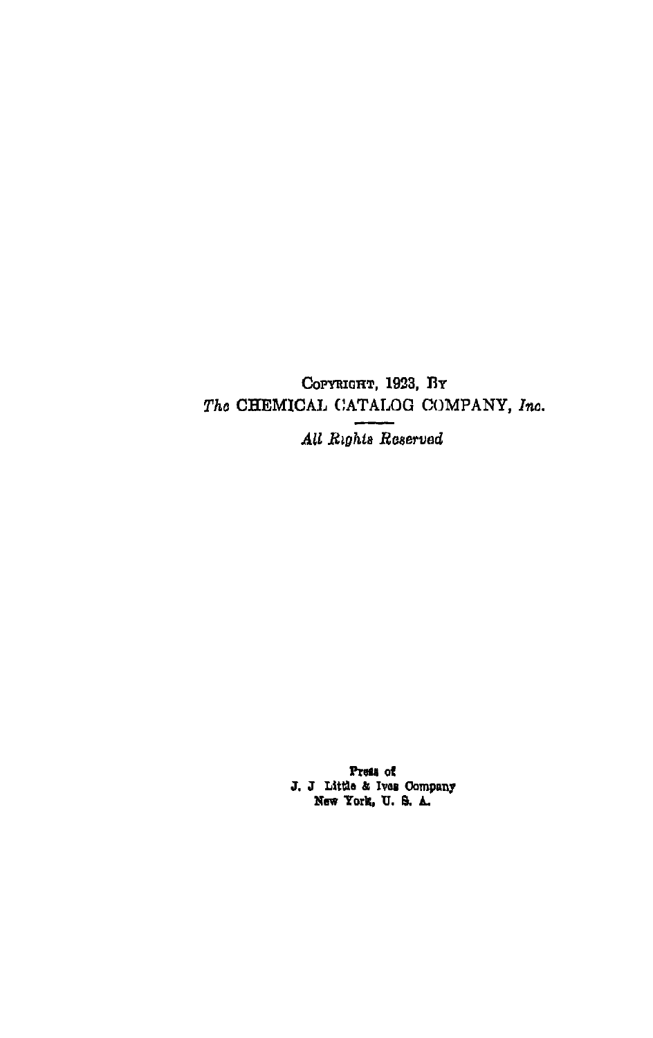COPYRIGHT, 1923, BY
*The* CHEMICAL CATALOG COMPANY, *Inc.*

*All Rights Reserved*

Press of
J. J. Little & Ives Company
New York, U. S. A.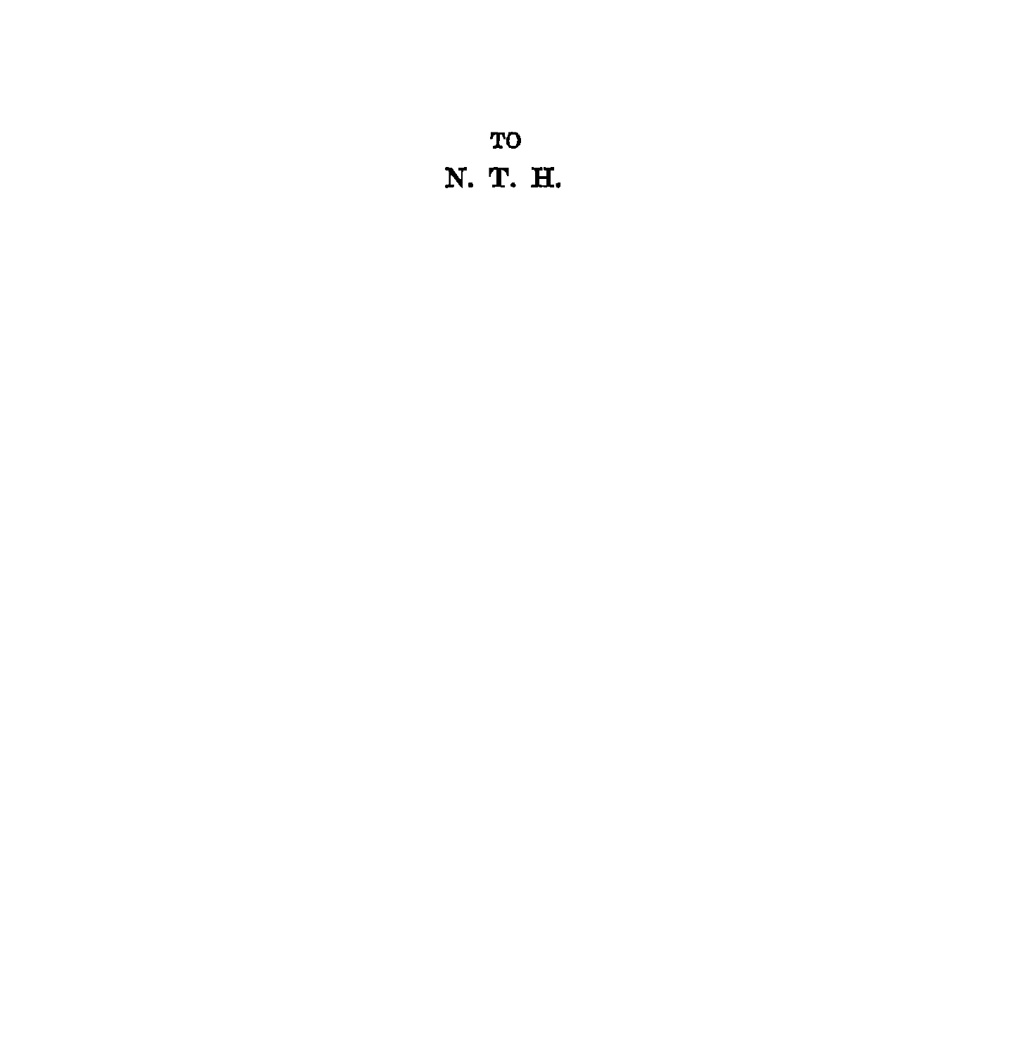TO

N. T. H.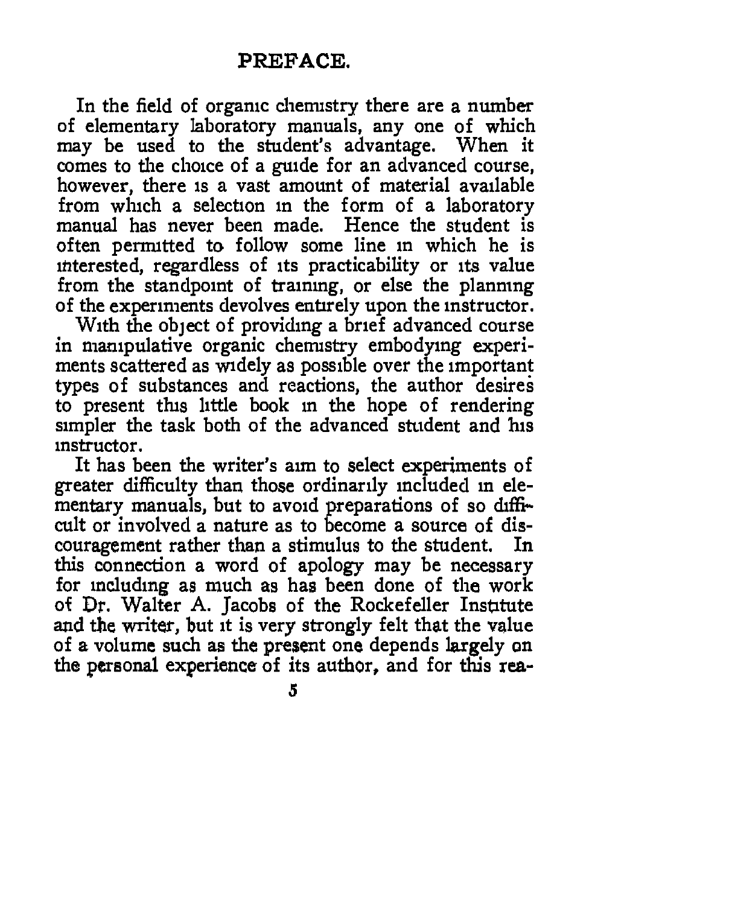# PREFACE.

In the field of organic chemistry there are a number of elementary laboratory manuals, any one of which may be used to the student's advantage. When it comes to the choice of a guide for an advanced course, however, there is a vast amount of material available from which a selection in the form of a laboratory manual has never been made. Hence the student is often permitted to follow some line in which he is interested, regardless of its practicability or its value from the standpoint of training, or else the planning of the experiments devolves entirely upon the instructor.

With the object of providing a brief advanced course in manipulative organic chemistry embodying experiments scattered as widely as possible over the important types of substances and reactions, the author desires to present this little book in the hope of rendering simpler the task both of the advanced student and his instructor.

It has been the writer's aim to select experiments of greater difficulty than those ordinarily included in elementary manuals, but to avoid preparations of so difficult or involved a nature as to become a source of discouragement rather than a stimulus to the student. In this connection a word of apology may be necessary for including as much as has been done of the work of Dr. Walter A. Jacobs of the Rockefeller Institute and the writer, but it is very strongly felt that the value of a volume such as the present one depends largely on the personal experience of its author, and for this rea-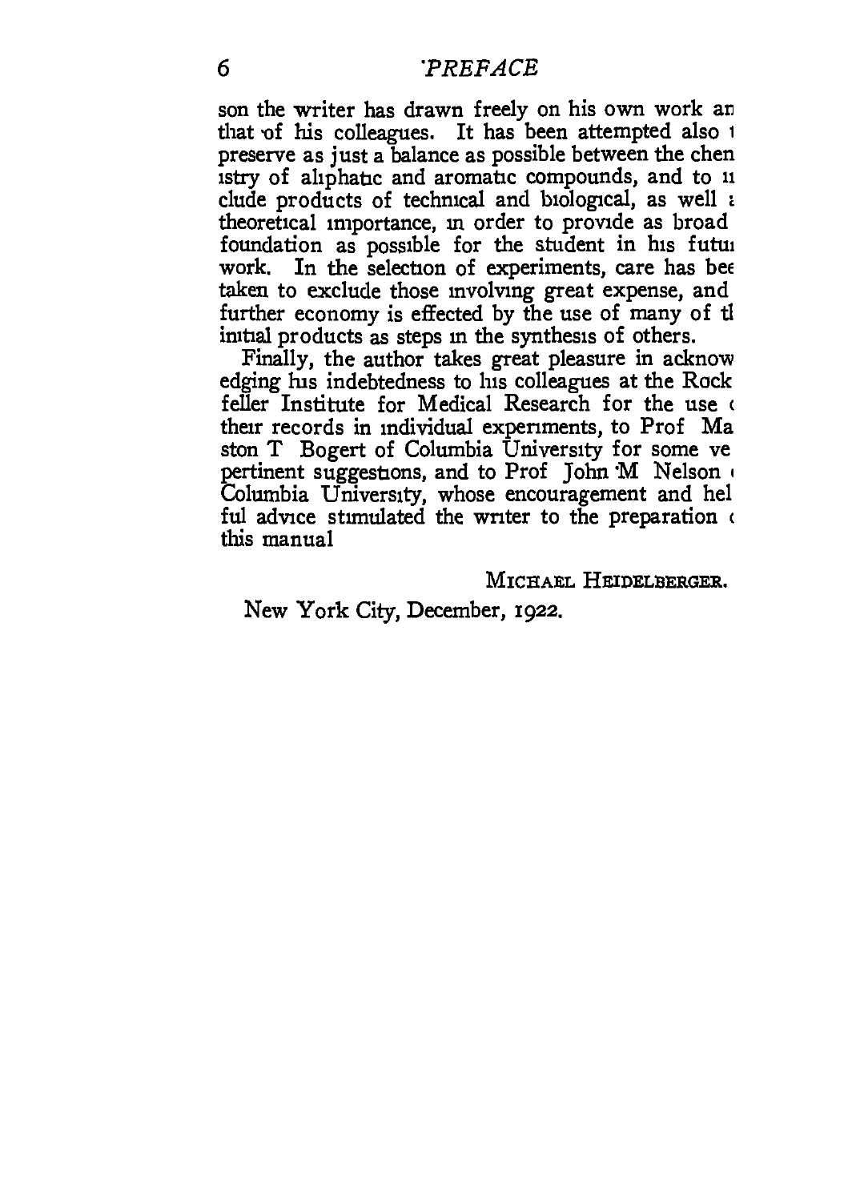son the writer has drawn freely on his own work an that of his colleagues. It has been attempted also t preserve as just a balance as possible between the chem istry of aliphatic and aromatic compounds, and to in clude products of technical and biological, as well a theoretical importance, in order to provide as broad foundation as possible for the student in his futu work. In the selection of experiments, care has bee taken to exclude those involving great expense, and further economy is effected by the use of many of th initial products as steps in the synthesis of others.

Finally, the author takes great pleasure in acknow edging his indebtedness to his colleagues at the Rock feller Institute for Medical Research for the use o their records in individual experiments, to Prof Ma ston T Bogert of Columbia University for some ve pertinent suggestions, and to Prof John M Nelson o Columbia University, whose encouragement and hel ful advice stimulated the writer to the preparation o this manual

MICHAEL HEIDELBERGER.

New York City, December, 1922.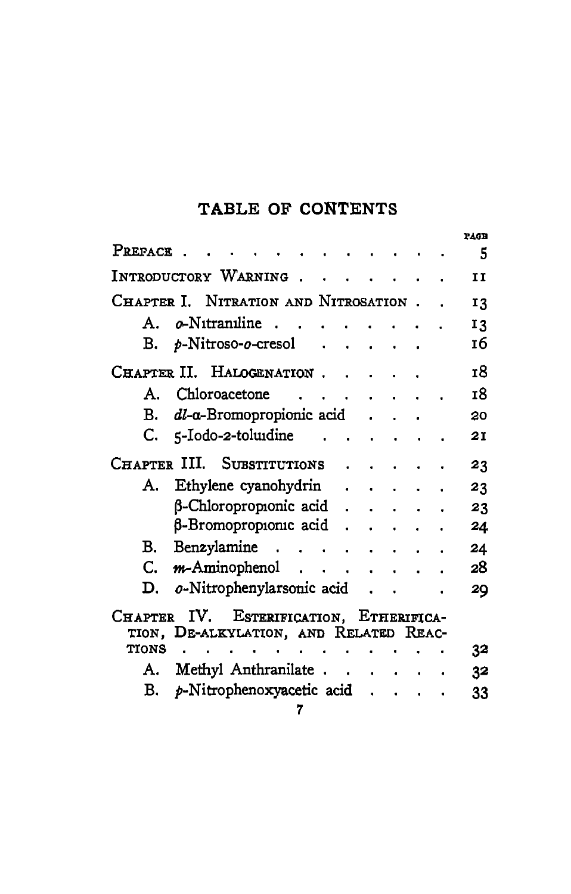# TABLE OF CONTENTS

| | PAGE |
|---|---|
| PREFACE | 5 |
| INTRODUCTORY WARNING | 11 |
| CHAPTER I. NITRATION AND NITROSATION | 13 |
| A. *o*-Nitraniline | 13 |
| B. *p*-Nitroso-*o*-cresol | 16 |
| CHAPTER II. HALOGENATION | 18 |
| A. Chloroacetone | 18 |
| B. *dl*-α-Bromopropionic acid | 20 |
| C. 5-Iodo-2-toluidine | 21 |
| CHAPTER III. SUBSTITUTIONS | 23 |
| A. Ethylene cyanohydrin | 23 |
| β-Chloropropionic acid | 23 |
| β-Bromopropionic acid | 24 |
| B. Benzylamine | 24 |
| C. *m*-Aminophenol | 28 |
| D. *o*-Nitrophenylarsonic acid | 29 |
| CHAPTER IV. ESTERIFICATION, ETHERIFICATION, DE-ALKYLATION, AND RELATED REACTIONS | 32 |
| A. Methyl Anthranilate | 32 |
| B. *p*-Nitrophenoxyacetic acid | 33 |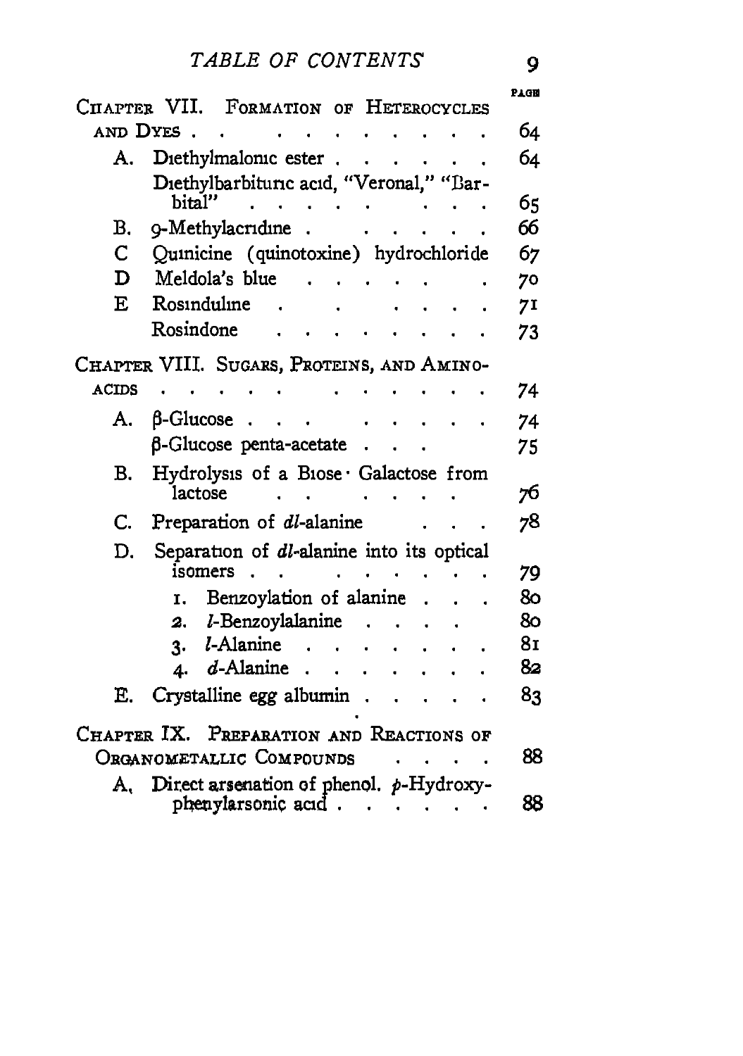# TABLE OF CONTENTS

| | PAGE |
|---|---|
| CHAPTER VII. FORMATION OF HETEROCYCLES AND DYES | 64 |
| A. Diethylmalonic ester | 64 |
| Diethylbarbituric acid, "Veronal," "Barbital" | 65 |
| B. 9-Methylacridine | 66 |
| C Quinicine (quinotoxine) hydrochloride | 67 |
| D Meldola's blue | 70 |
| E Rosinduline | 71 |
| Rosindone | 73 |
| CHAPTER VIII. SUGARS, PROTEINS, AND AMINO-ACIDS | 74 |
| A. β-Glucose | 74 |
| β-Glucose penta-acetate | 75 |
| B. Hydrolysis of a Biose · Galactose from lactose | 76 |
| C. Preparation of *dl*-alanine | 78 |
| D. Separation of *dl*-alanine into its optical isomers | 79 |
| 1. Benzoylation of alanine | 80 |
| 2. *l*-Benzoylalanine | 80 |
| 3. *l*-Alanine | 81 |
| 4. *d*-Alanine | 82 |
| E. Crystalline egg albumin | 83 |
| CHAPTER IX. PREPARATION AND REACTIONS OF ORGANOMETALLIC COMPOUNDS | 88 |
| A. Direct arsenation of phenol. *p*-Hydroxyphenylarsonic acid | 88 |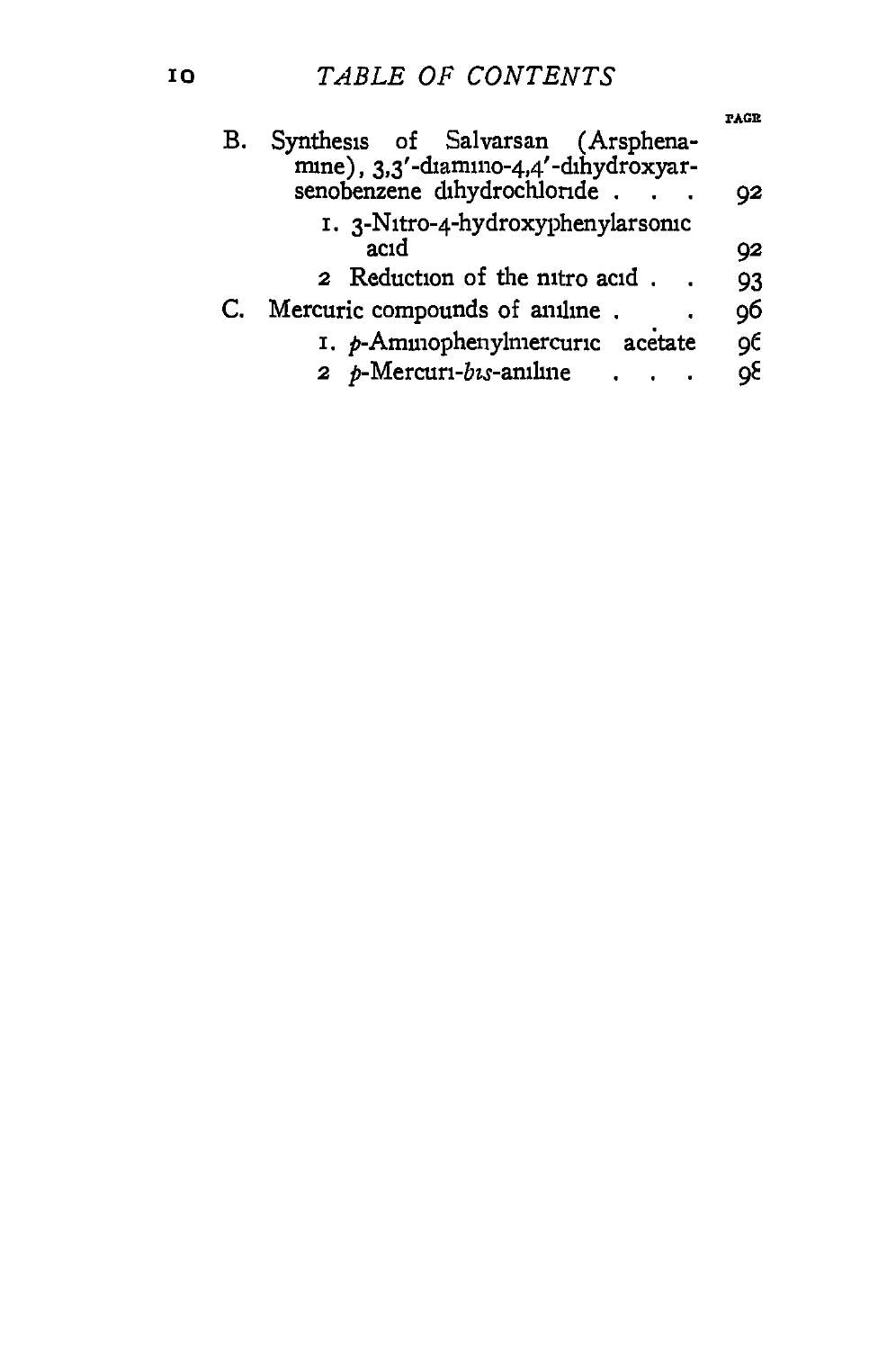| | PAGE |
|---|---|
| B. Synthesis of Salvarsan (Arsphenamine), 3,3'-diamino-4,4'-dihydroxyarsenobenzene dihydrochloride . . . | 92 |
|     1. 3-Nitro-4-hydroxyphenylarsonic acid | 92 |
|     2 Reduction of the nitro acid . . | 93 |
| C. Mercuric compounds of aniline . . | 96 |
|     1. *p*-Aminophenylmercuric acetate | 96 |
|     2 *p*-Mercuri-*bis*-aniline . . . | 98 |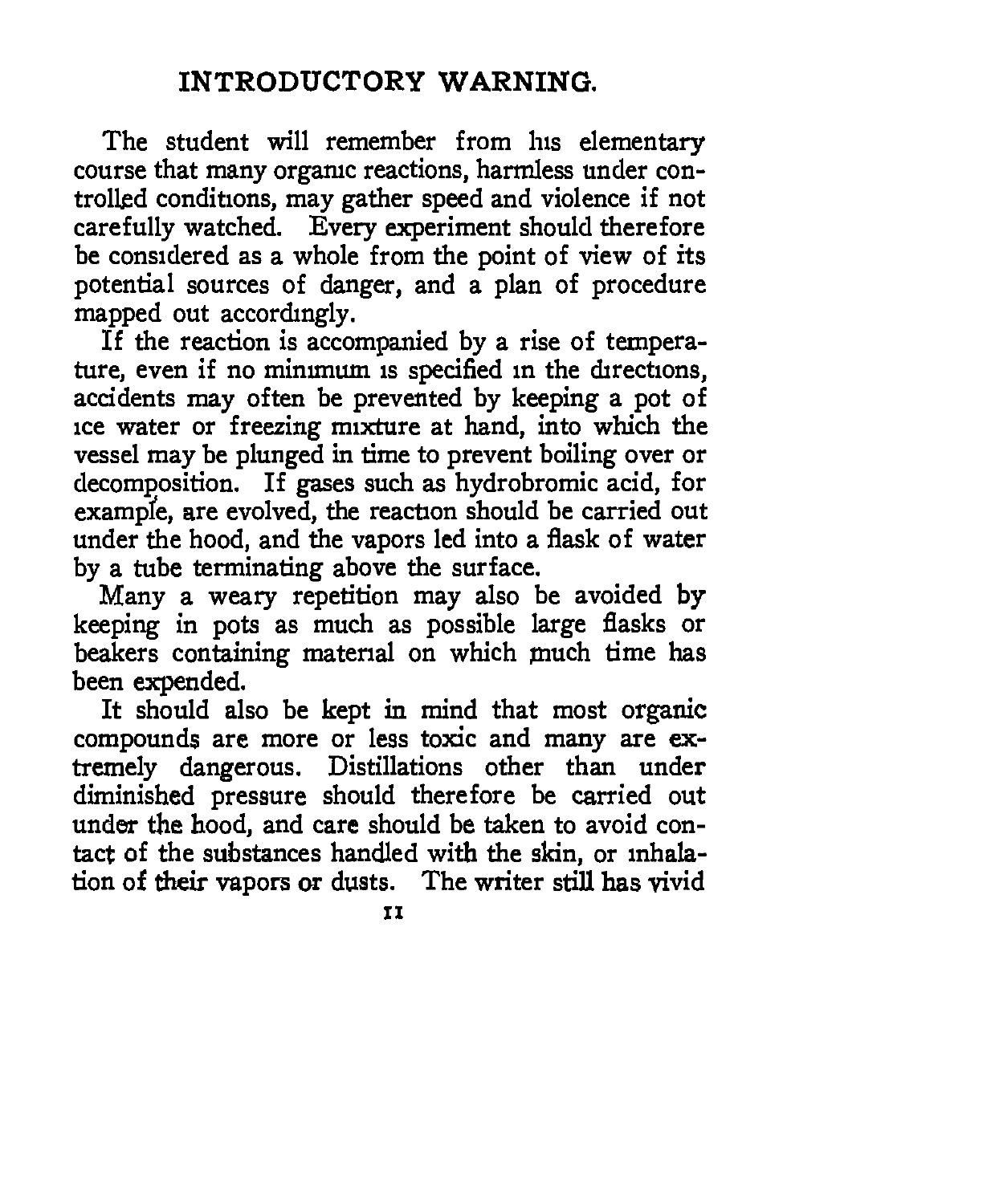## INTRODUCTORY WARNING.

The student will remember from his elementary course that many organic reactions, harmless under controlled conditions, may gather speed and violence if not carefully watched. Every experiment should therefore be considered as a whole from the point of view of its potential sources of danger, and a plan of procedure mapped out accordingly.

If the reaction is accompanied by a rise of temperature, even if no minimum is specified in the directions, accidents may often be prevented by keeping a pot of ice water or freezing mixture at hand, into which the vessel may be plunged in time to prevent boiling over or decomposition. If gases such as hydrobromic acid, for example, are evolved, the reaction should be carried out under the hood, and the vapors led into a flask of water by a tube terminating above the surface.

Many a weary repetition may also be avoided by keeping in pots as much as possible large flasks or beakers containing material on which much time has been expended.

It should also be kept in mind that most organic compounds are more or less toxic and many are extremely dangerous. Distillations other than under diminished pressure should therefore be carried out under the hood, and care should be taken to avoid contact of the substances handled with the skin, or inhalation of their vapors or dusts. The writer still has vivid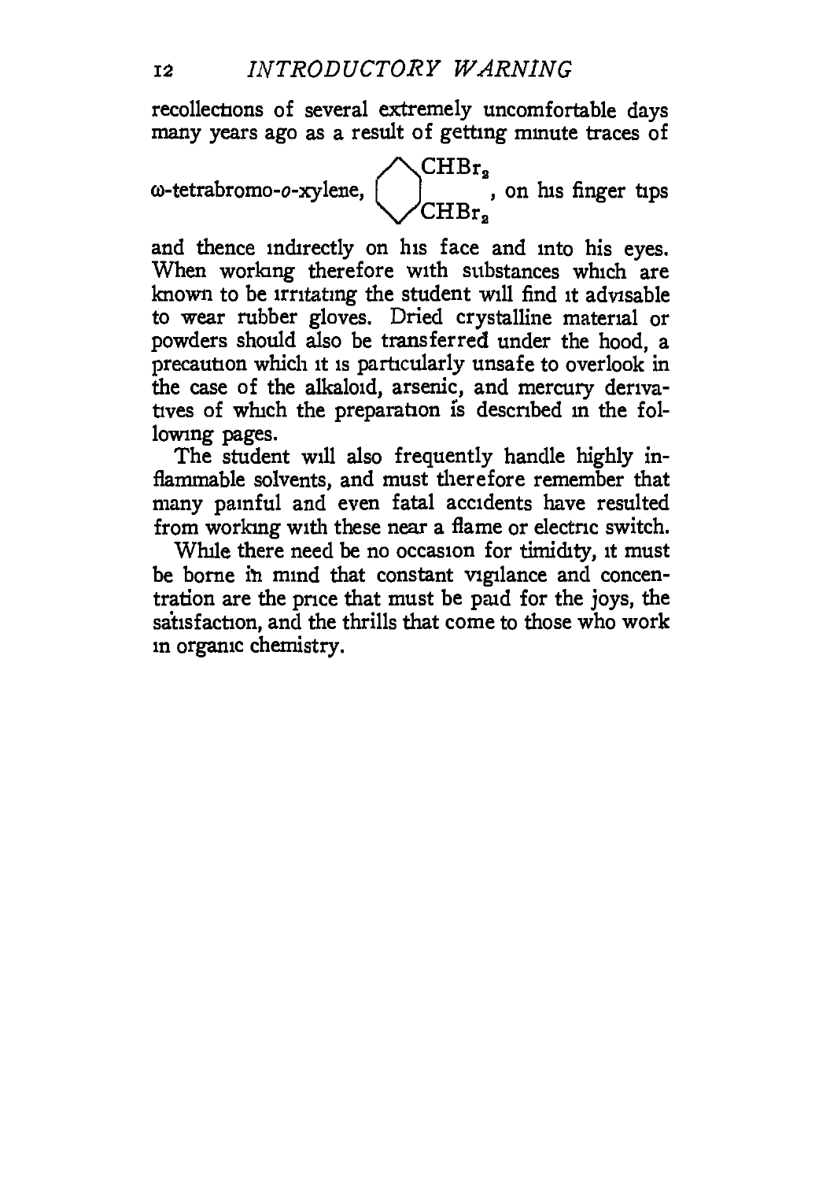recollections of several extremely uncomfortable days many years ago as a result of getting minute traces of ω-tetrabromo-*o*-xylene, $C_6H_4(CHBr_2)_2$, on his finger tips and thence indirectly on his face and into his eyes. When working therefore with substances which are known to be irritating the student will find it advisable to wear rubber gloves. Dried crystalline material or powders should also be transferred under the hood, a precaution which it is particularly unsafe to overlook in the case of the alkaloid, arsenic, and mercury derivatives of which the preparation is described in the following pages.

The student will also frequently handle highly inflammable solvents, and must therefore remember that many painful and even fatal accidents have resulted from working with these near a flame or electric switch.

While there need be no occasion for timidity, it must be borne in mind that constant vigilance and concentration are the price that must be paid for the joys, the satisfaction, and the thrills that come to those who work in organic chemistry.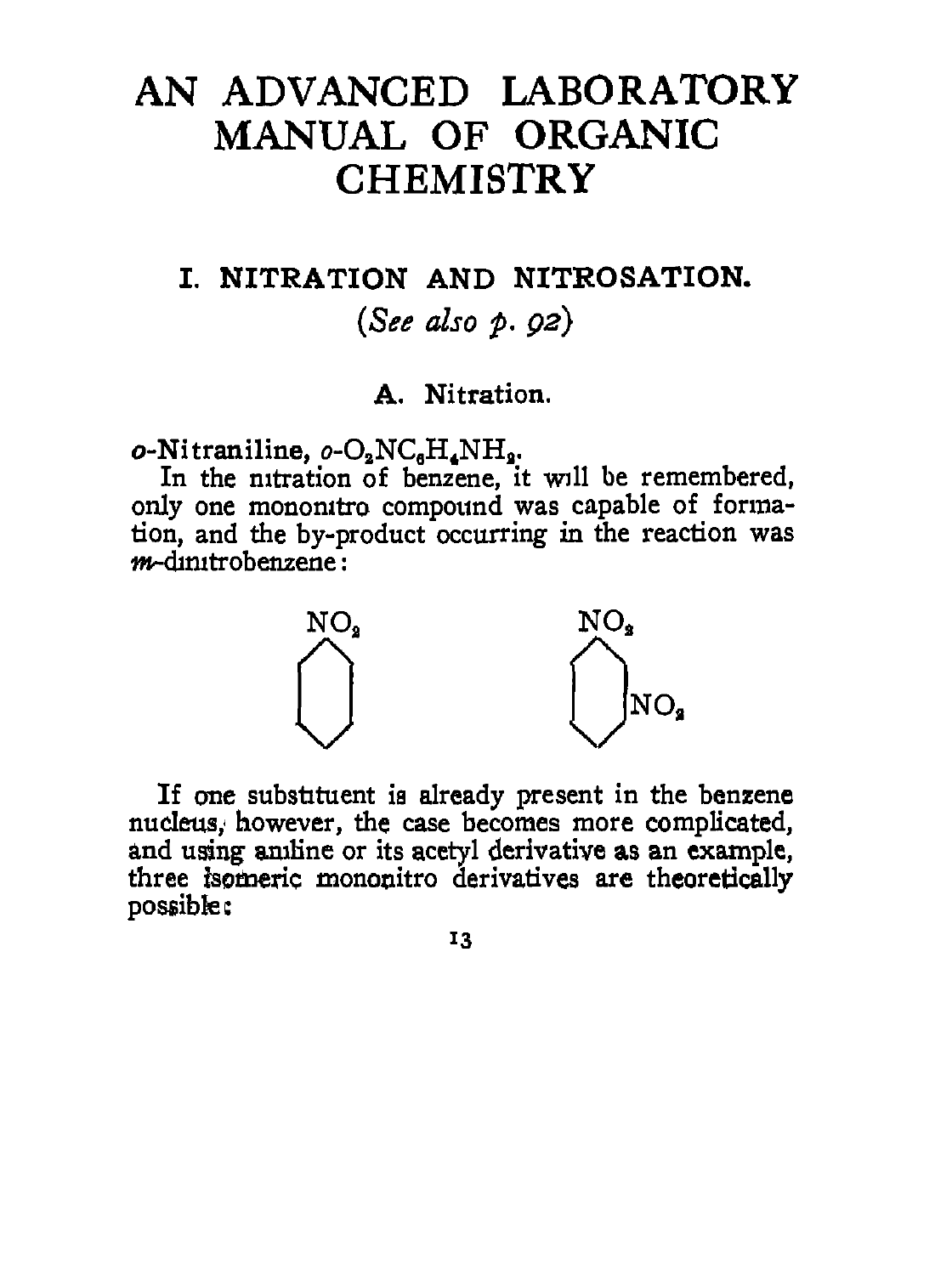# AN ADVANCED LABORATORY MANUAL OF ORGANIC CHEMISTRY

## I. NITRATION AND NITROSATION.

*(See also p. 92)*

### A. Nitration.

*o*-Nitraniline, *o*-$O_2NC_6H_4NH_2$.

In the nitration of benzene, it will be remembered, only one mononitro compound was capable of formation, and the by-product occurring in the reaction was *m*-dinitrobenzene:

If one substituent is already present in the benzene nucleus, however, the case becomes more complicated, and using aniline or its acetyl derivative as an example, three isomeric mononitro derivatives are theoretically possible: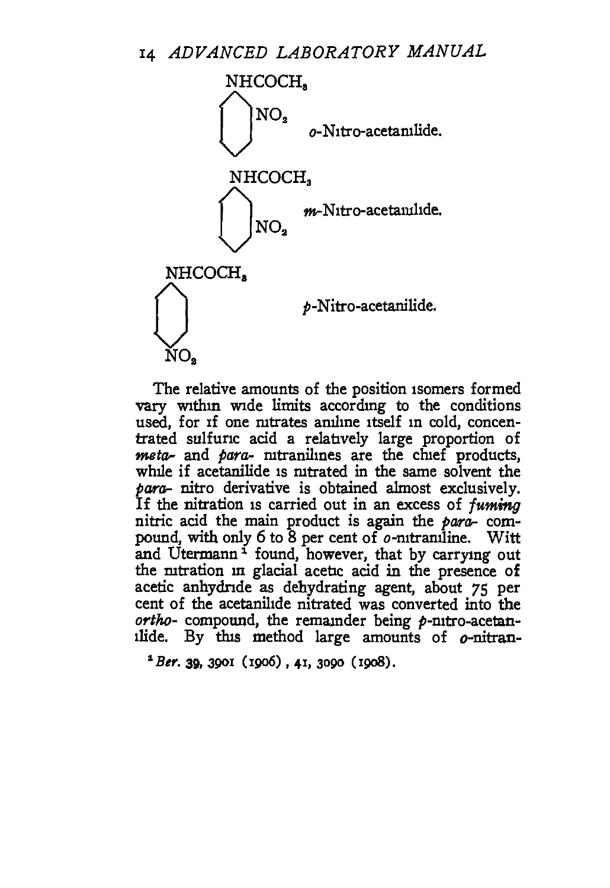$NHCOCH_3$ with $NO_2$ in ortho position — *o*-Nitro-acetanilide.

$NHCOCH_3$ with $NO_2$ in meta position — *m*-Nitro-acetanilide.

$NHCOCH_3$ with $NO_2$ in para position — *p*-Nitro-acetanilide.

The relative amounts of the position isomers formed vary within wide limits according to the conditions used, for if one nitrates aniline itself in cold, concentrated sulfuric acid a relatively large proportion of *meta-* and *para-* nitranilines are the chief products, while if acetanilide is nitrated in the same solvent the *para-* nitro derivative is obtained almost exclusively. If the nitration is carried out in an excess of *fuming* nitric acid the main product is again the *para-* compound, with only 6 to 8 per cent of *o*-nitraniline. Witt and Utermann[1] found, however, that by carrying out the nitration in glacial acetic acid in the presence of acetic anhydride as dehydrating agent, about 75 per cent of the acetanilide nitrated was converted into the *ortho-* compound, the remainder being *p*-nitro-acetanilide. By this method large amounts of *o*-nitran-

[1] *Ber.* 39, 3901 (1906), 41, 3090 (1908).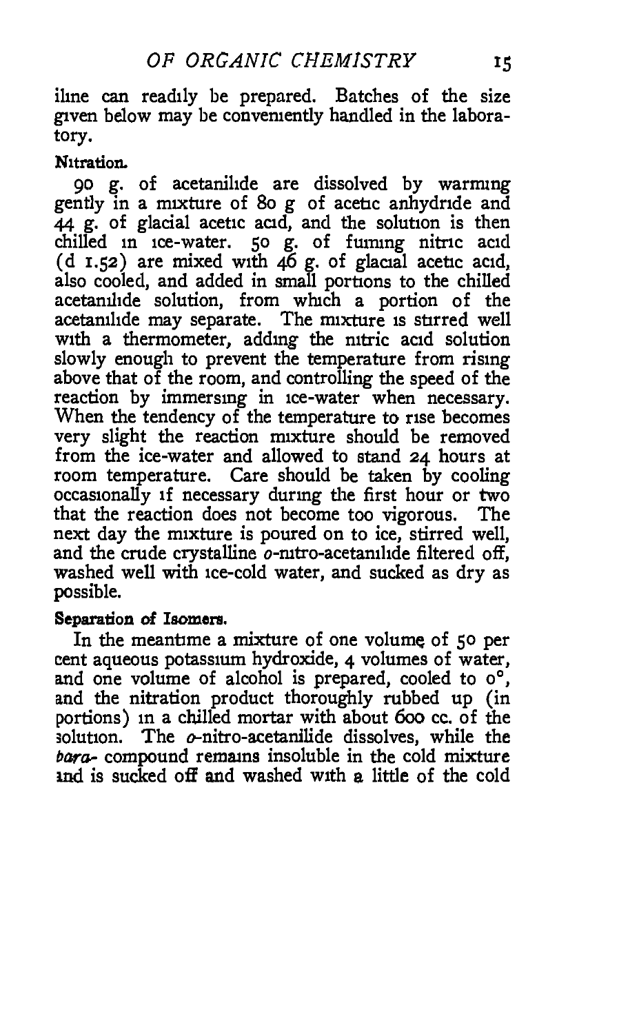iline can readily be prepared. Batches of the size given below may be conveniently handled in the laboratory.

**Nitration.**

90 g. of acetanilide are dissolved by warming gently in a mixture of 80 g of acetic anhydride and 44 g. of glacial acetic acid, and the solution is then chilled in ice-water. 50 g. of fuming nitric acid (d 1.52) are mixed with 46 g. of glacial acetic acid, also cooled, and added in small portions to the chilled acetanilide solution, from which a portion of the acetanilide may separate. The mixture is stirred well with a thermometer, adding the nitric acid solution slowly enough to prevent the temperature from rising above that of the room, and controlling the speed of the reaction by immersing in ice-water when necessary. When the tendency of the temperature to rise becomes very slight the reaction mixture should be removed from the ice-water and allowed to stand 24 hours at room temperature. Care should be taken by cooling occasionally if necessary during the first hour or two that the reaction does not become too vigorous. The next day the mixture is poured on to ice, stirred well, and the crude crystalline *o*-nitro-acetanilide filtered off, washed well with ice-cold water, and sucked as dry as possible.

**Separation of Isomers.**

In the meantime a mixture of one volume of 50 per cent aqueous potassium hydroxide, 4 volumes of water, and one volume of alcohol is prepared, cooled to 0°, and the nitration product thoroughly rubbed up (in portions) in a chilled mortar with about 600 cc. of the solution. The *o*-nitro-acetanilide dissolves, while the *para*- compound remains insoluble in the cold mixture and is sucked off and washed with a little of the cold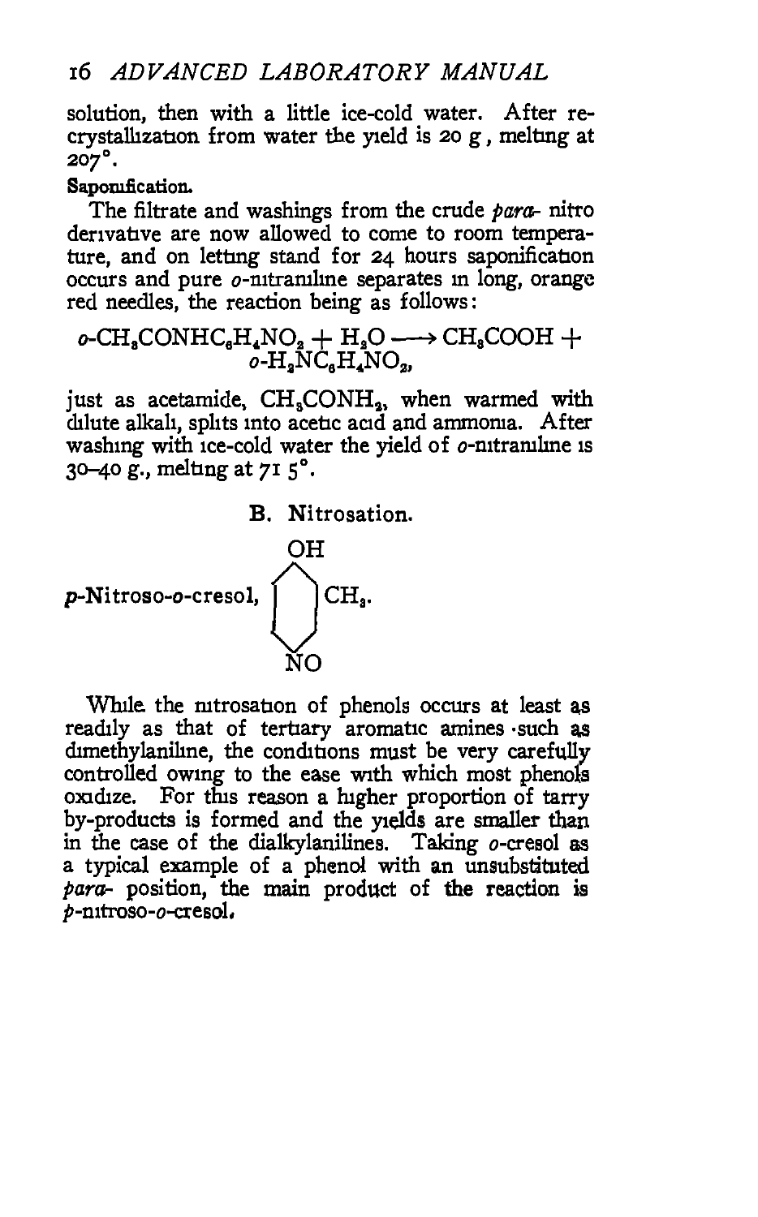solution, then with a little ice-cold water. After recrystallization from water the yield is 20 g, melting at 207°.

**Saponification.**

The filtrate and washings from the crude *para*- nitro derivative are now allowed to come to room temperature, and on letting stand for 24 hours saponification occurs and pure *o*-nitraniline separates in long, orange red needles, the reaction being as follows:

$$o\text{-}CH_3CONHC_6H_4NO_2 + H_2O \longrightarrow CH_3COOH + o\text{-}H_2NC_6H_4NO_2,$$

just as acetamide, $CH_3CONH_2$, when warmed with dilute alkali, splits into acetic acid and ammonia. After washing with ice-cold water the yield of *o*-nitraniline is 30–40 g., melting at 71.5°.

## B. Nitrosation.

*p*-Nitroso-*o*-cresol, (benzene ring with OH at top, $CH_3$ ortho to OH, and NO para to OH).

While the nitrosation of phenols occurs at least as readily as that of tertiary aromatic amines such as dimethylaniline, the conditions must be very carefully controlled owing to the ease with which most phenols oxidize. For this reason a higher proportion of tarry by-products is formed and the yields are smaller than in the case of the dialkylanilines. Taking *o*-cresol as a typical example of a phenol with an unsubstituted *para*- position, the main product of the reaction is *p*-nitroso-*o*-cresol.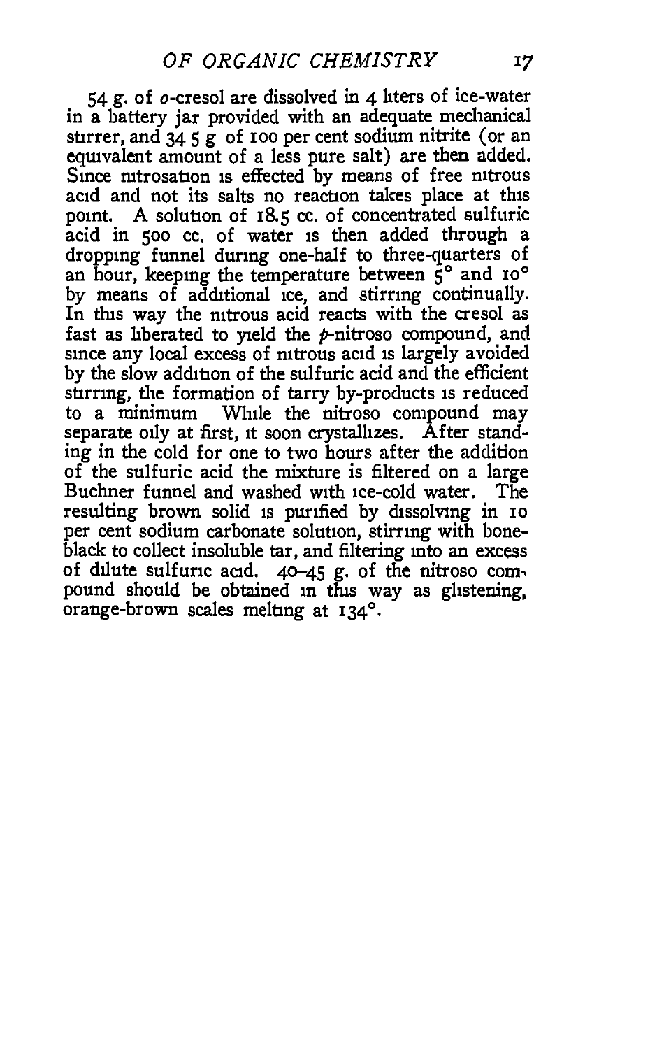54 g. of *o*-cresol are dissolved in 4 liters of ice-water in a battery jar provided with an adequate mechanical stirrer, and 34.5 g of 100 per cent sodium nitrite (or an equivalent amount of a less pure salt) are then added. Since nitrosation is effected by means of free nitrous acid and not its salts no reaction takes place at this point. A solution of 18.5 cc. of concentrated sulfuric acid in 500 cc. of water is then added through a dropping funnel during one-half to three-quarters of an hour, keeping the temperature between 5° and 10° by means of additional ice, and stirring continually. In this way the nitrous acid reacts with the cresol as fast as liberated to yield the *p*-nitroso compound, and since any local excess of nitrous acid is largely avoided by the slow addition of the sulfuric acid and the efficient stirring, the formation of tarry by-products is reduced to a minimum. While the nitroso compound may separate oily at first, it soon crystallizes. After standing in the cold for one to two hours after the addition of the sulfuric acid the mixture is filtered on a large Buchner funnel and washed with ice-cold water. The resulting brown solid is purified by dissolving in 10 per cent sodium carbonate solution, stirring with bone-black to collect insoluble tar, and filtering into an excess of dilute sulfuric acid. 40–45 g. of the nitroso compound should be obtained in this way as glistening, orange-brown scales melting at 134°.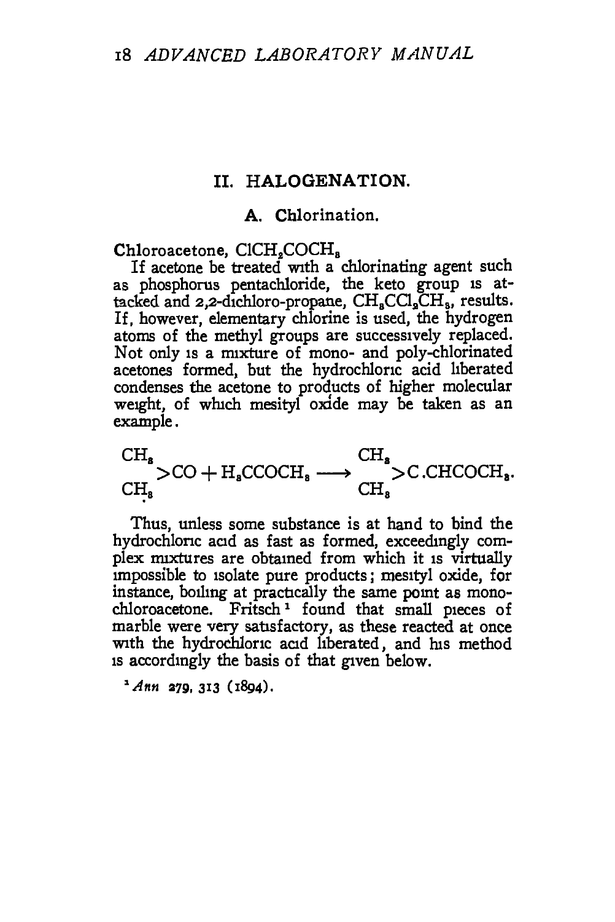## II. HALOGENATION.

### A. Chlorination.

**Chloroacetone, $ClCH_2COCH_3$**

If acetone be treated with a chlorinating agent such as phosphorus pentachloride, the keto group is attacked and 2,2-dichloro-propane, $CH_3CCl_2CH_3$, results. If, however, elementary chlorine is used, the hydrogen atoms of the methyl groups are successively replaced. Not only is a mixture of mono- and poly-chlorinated acetones formed, but the hydrochloric acid liberated condenses the acetone to products of higher molecular weight, of which mesityl oxide may be taken as an example.

$$\begin{matrix} CH_3 \\ CH_3 \end{matrix}\!\!>CO + H_3CCOCH_3 \longrightarrow \begin{matrix} CH_3 \\ CH_3 \end{matrix}\!\!>C.CHCOCH_3.$$

Thus, unless some substance is at hand to bind the hydrochloric acid as fast as formed, exceedingly complex mixtures are obtained from which it is virtually impossible to isolate pure products; mesityl oxide, for instance, boiling at practically the same point as monochloroacetone. Fritsch[1] found that small pieces of marble were very satisfactory, as these reacted at once with the hydrochloric acid liberated, and his method is accordingly the basis of that given below.

[1] *Ann* 279, 313 (1894).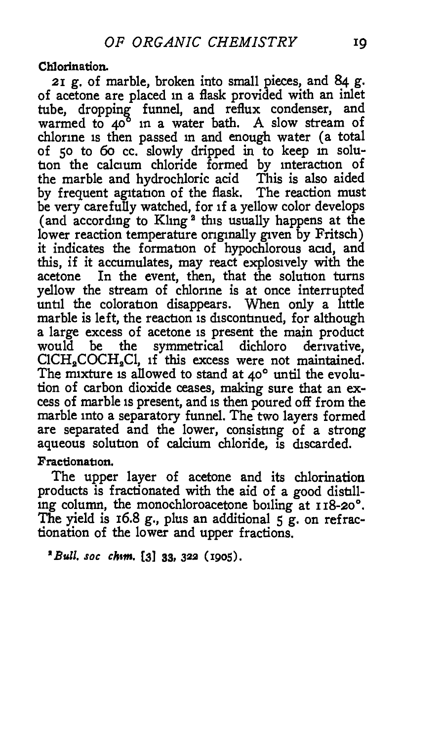**Chlorination.**

21 g. of marble, broken into small pieces, and 84 g. of acetone are placed in a flask provided with an inlet tube, dropping funnel, and reflux condenser, and warmed to 40° in a water bath. A slow stream of chlorine is then passed in and enough water (a total of 50 to 60 cc. slowly dripped in to keep in solution the calcium chloride formed by interaction of the marble and hydrochloric acid This is also aided by frequent agitation of the flask. The reaction must be very carefully watched, for if a yellow color develops (and according to Kling[2] this usually happens at the lower reaction temperature originally given by Fritsch) it indicates the formation of hypochlorous acid, and this, if it accumulates, may react explosively with the acetone In the event, then, that the solution turns yellow the stream of chlorine is at once interrupted until the coloration disappears. When only a little marble is left, the reaction is discontinued, for although a large excess of acetone is present the main product would be the symmetrical dichloro derivative, $ClCH_2COCH_2Cl$, if this excess were not maintained. The mixture is allowed to stand at 40° until the evolution of carbon dioxide ceases, making sure that an excess of marble is present, and is then poured off from the marble into a separatory funnel. The two layers formed are separated and the lower, consisting of a strong aqueous solution of calcium chloride, is discarded.

**Fractionation.**

The upper layer of acetone and its chlorination products is fractionated with the aid of a good distilling column, the monochloroacetone boiling at 118-20°. The yield is 16.8 g., plus an additional 5 g. on refractionation of the lower and upper fractions.

[2] *Bull. soc chim.* [3] 33, 322 (1905).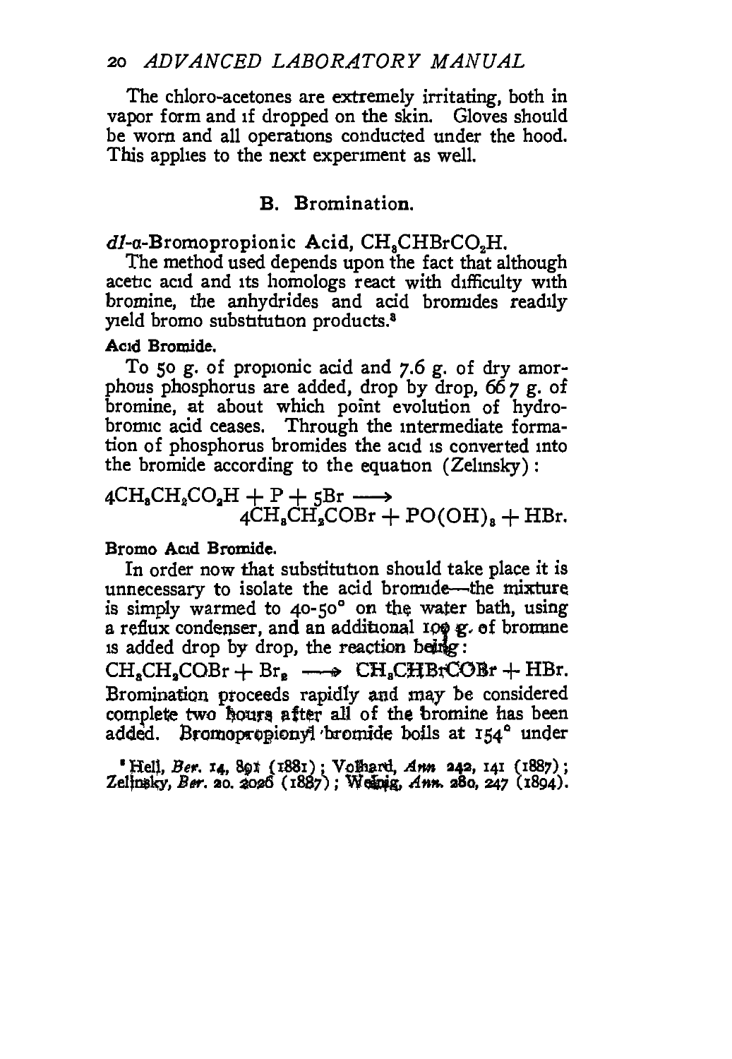The chloro-acetones are extremely irritating, both in vapor form and if dropped on the skin. Gloves should be worn and all operations conducted under the hood. This applies to the next experiment as well.

## B. Bromination.

*dl*-α-**Bromopropionic Acid**, $CH_3CHBrCO_2H$.

The method used depends upon the fact that although acetic acid and its homologs react with difficulty with bromine, the anhydrides and acid bromides readily yield bromo substitution products.[3]

**Acid Bromide.**

To 50 g. of propionic acid and 7.6 g. of dry amorphous phosphorus are added, drop by drop, 66.7 g. of bromine, at about which point evolution of hydrobromic acid ceases. Through the intermediate formation of phosphorus bromides the acid is converted into the bromide according to the equation (Zelinsky):

$$4CH_3CH_2CO_2H + P + 5Br \longrightarrow 4CH_3CH_2COBr + PO(OH)_3 + HBr.$$

**Bromo Acid Bromide.**

In order now that substitution should take place it is unnecessary to isolate the acid bromide—the mixture is simply warmed to 40-50° on the water bath, using a reflux condenser, and an additional 100 g. of bromine is added drop by drop, the reaction being:

$$CH_3CH_2COBr + Br_2 \longrightarrow CH_3CHBrCOBr + HBr.$$

Bromination proceeds rapidly and may be considered complete two hours after all of the bromine has been added. Bromopropionyl bromide boils at 154° under

[3] Hell, *Ber.* 14, 891 (1881); Volhard, *Ann* 242, 141 (1887); Zelinsky, *Ber.* 20. 2026 (1887); Weinig, *Ann.* 280, 247 (1894).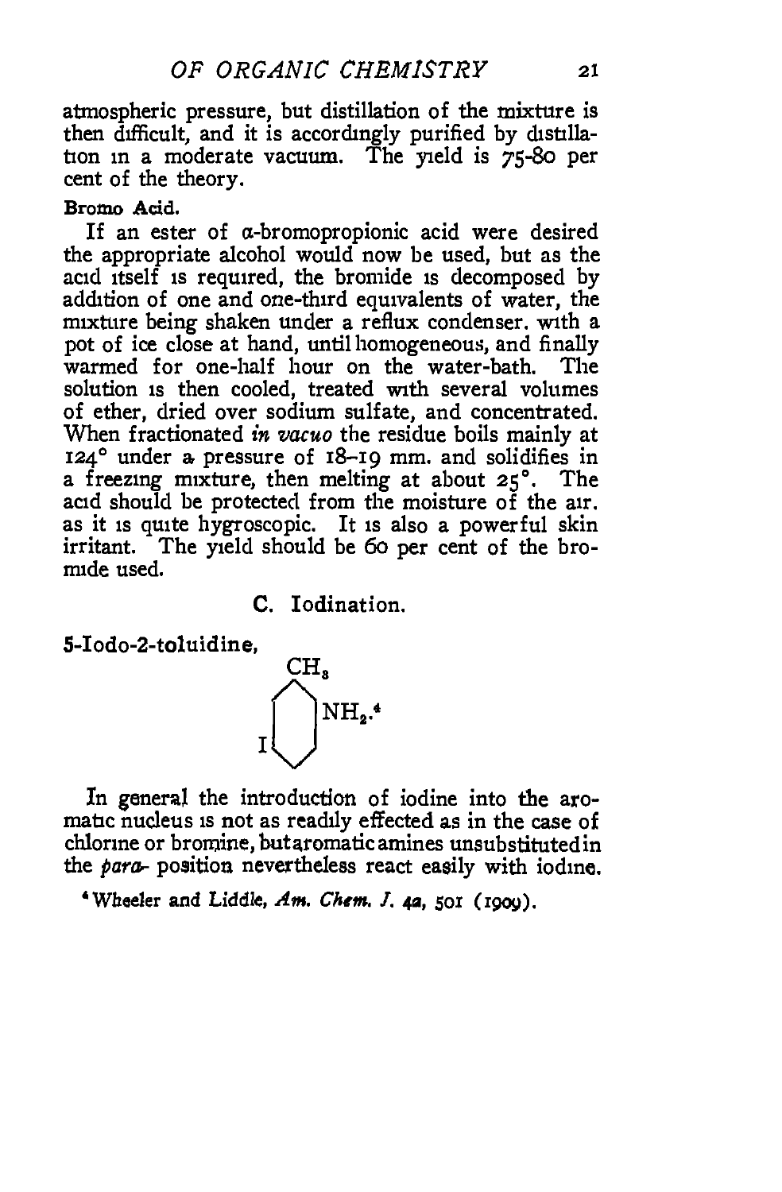atmospheric pressure, but distillation of the mixture is then difficult, and it is accordingly purified by distillation in a moderate vacuum. The yield is 75-80 per cent of the theory.

**Bromo Acid.**

If an ester of α-bromopropionic acid were desired the appropriate alcohol would now be used, but as the acid itself is required, the bromide is decomposed by addition of one and one-third equivalents of water, the mixture being shaken under a reflux condenser, with a pot of ice close at hand, until homogeneous, and finally warmed for one-half hour on the water-bath. The solution is then cooled, treated with several volumes of ether, dried over sodium sulfate, and concentrated. When fractionated *in vacuo* the residue boils mainly at 124° under a pressure of 18–19 mm. and solidifies in a freezing mixture, then melting at about 25°. The acid should be protected from the moisture of the air, as it is quite hygroscopic. It is also a powerful skin irritant. The yield should be 60 per cent of the bromide used.

## C. Iodination.

**5-Iodo-2-toluidine,**

$CH_3$, $NH_2$, I (benzene ring structure).[4]

In general the introduction of iodine into the aromatic nucleus is not as readily effected as in the case of chlorine or bromine, but aromatic amines unsubstituted in the *para-* position nevertheless react easily with iodine.

[4] Wheeler and Liddle, *Am. Chem. J.* 42, 501 (1909).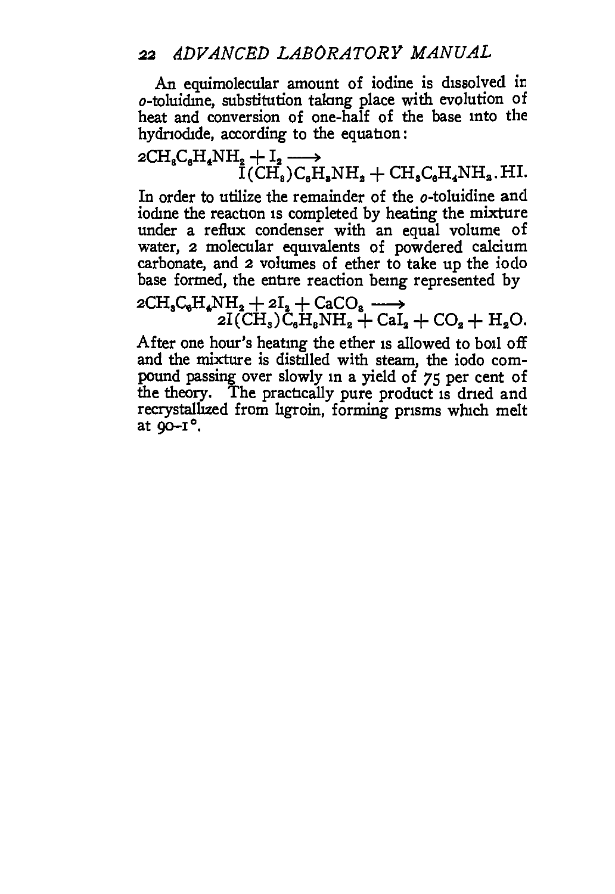An equimolecular amount of iodine is dissolved in *o*-toluidine, substitution taking place with evolution of heat and conversion of one-half of the base into the hydriodide, according to the equation:

$$2CH_3C_6H_4NH_2 + I_2 \longrightarrow I(CH_3)C_6H_3NH_2 + CH_3C_6H_4NH_2.HI.$$

In order to utilize the remainder of the *o*-toluidine and iodine the reaction is completed by heating the mixture under a reflux condenser with an equal volume of water, 2 molecular equivalents of powdered calcium carbonate, and 2 volumes of ether to take up the iodo base formed, the entire reaction being represented by

$$2CH_3C_6H_4NH_2 + 2I_2 + CaCO_3 \longrightarrow 2I(CH_3)C_6H_3NH_2 + CaI_2 + CO_2 + H_2O.$$

After one hour's heating the ether is allowed to boil off and the mixture is distilled with steam, the iodo compound passing over slowly in a yield of 75 per cent of the theory. The practically pure product is dried and recrystallized from ligroin, forming prisms which melt at 90–1°.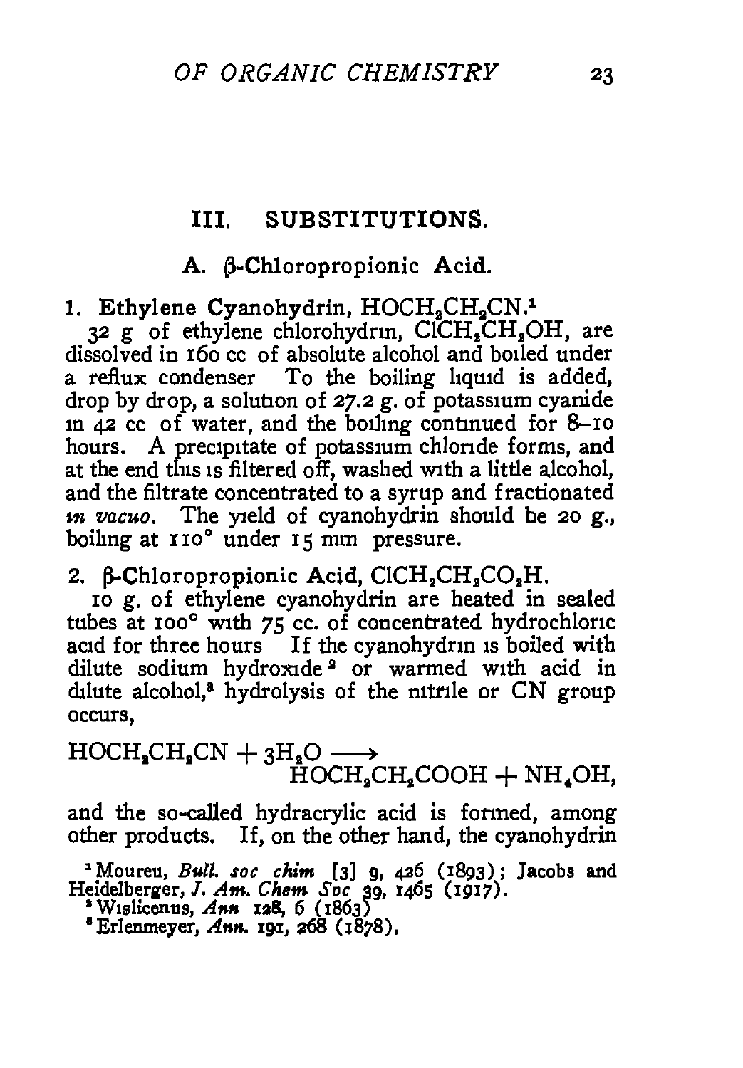## III. SUBSTITUTIONS.

### A. β-Chloropropionic Acid.

**1. Ethylene Cyanohydrin, $HOCH_2CH_2CN$.**[1]

32 g of ethylene chlorohydrin, $ClCH_2CH_2OH$, are dissolved in 160 cc of absolute alcohol and boiled under a reflux condenser To the boiling liquid is added, drop by drop, a solution of 27.2 g. of potassium cyanide in 42 cc of water, and the boiling continued for 8–10 hours. A precipitate of potassium chloride forms, and at the end this is filtered off, washed with a little alcohol, and the filtrate concentrated to a syrup and fractionated *in vacuo*. The yield of cyanohydrin should be 20 g., boiling at 110° under 15 mm pressure.

**2. β-Chloropropionic Acid, $ClCH_2CH_2CO_2H$.**

10 g. of ethylene cyanohydrin are heated in sealed tubes at 100° with 75 cc. of concentrated hydrochloric acid for three hours If the cyanohydrin is boiled with dilute sodium hydroxide[2] or warmed with acid in dilute alcohol,[3] hydrolysis of the nitrile or CN group occurs,

$$HOCH_2CH_2CN + 3H_2O \longrightarrow HOCH_2CH_2COOH + NH_4OH,$$

and the so-called hydracrylic acid is formed, among other products. If, on the other hand, the cyanohydrin

---

[1] Moureu, *Bull. soc chim* [3] 9, 426 (1893); Jacobs and Heidelberger, *J. Am. Chem Soc* 39, 1465 (1917).

[2] Wislicenus, *Ann* 128, 6 (1863)

[3] Erlenmeyer, *Ann.* 191, 268 (1878).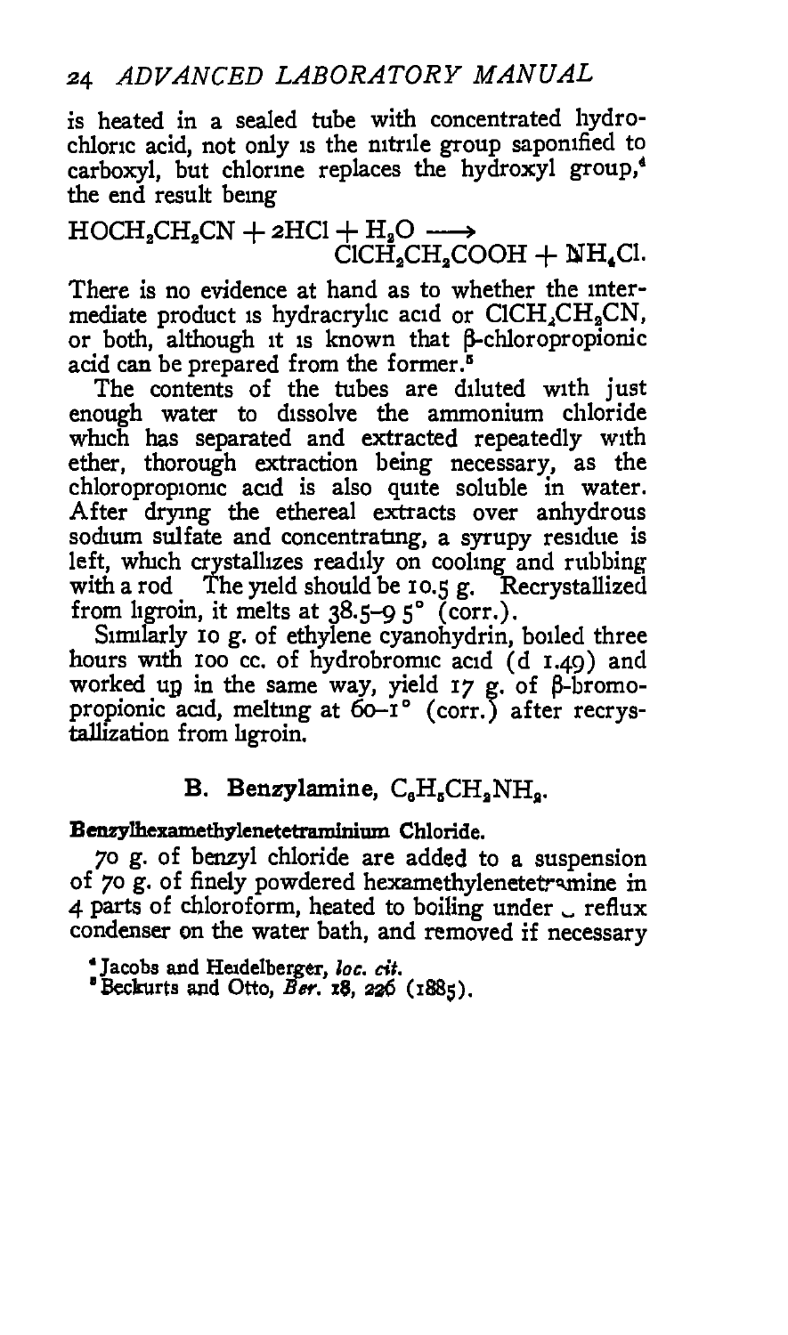is heated in a sealed tube with concentrated hydrochloric acid, not only is the nitrile group saponified to carboxyl, but chlorine replaces the hydroxyl group,[4] the end result being

$$HOCH_2CH_2CN + 2HCl + H_2O \longrightarrow ClCH_2CH_2COOH + NH_4Cl.$$

There is no evidence at hand as to whether the intermediate product is hydracrylic acid or $ClCH_2CH_2CN$, or both, although it is known that β-chloropropionic acid can be prepared from the former.[5]

The contents of the tubes are diluted with just enough water to dissolve the ammonium chloride which has separated and extracted repeatedly with ether, thorough extraction being necessary, as the chloropropionic acid is also quite soluble in water. After drying the ethereal extracts over anhydrous sodium sulfate and concentrating, a syrupy residue is left, which crystallizes readily on cooling and rubbing with a rod The yield should be 10.5 g. Recrystallized from ligroin, it melts at 38.5–9 5° (corr.).

Similarly 10 g. of ethylene cyanohydrin, boiled three hours with 100 cc. of hydrobromic acid (d 1.49) and worked up in the same way, yield 17 g. of β-bromopropionic acid, melting at 60–1° (corr.) after recrystallization from ligroin.

## B. Benzylamine, $C_6H_5CH_2NH_2$.

**Benzylhexamethylenetetraminium Chloride.**

70 g. of benzyl chloride are added to a suspension of 70 g. of finely powdered hexamethylenetetramine in 4 parts of chloroform, heated to boiling under a reflux condenser on the water bath, and removed if necessary

[4] Jacobs and Heidelberger, *loc. cit.*

[5] Beckurts and Otto, *Ber.* 18, 226 (1885).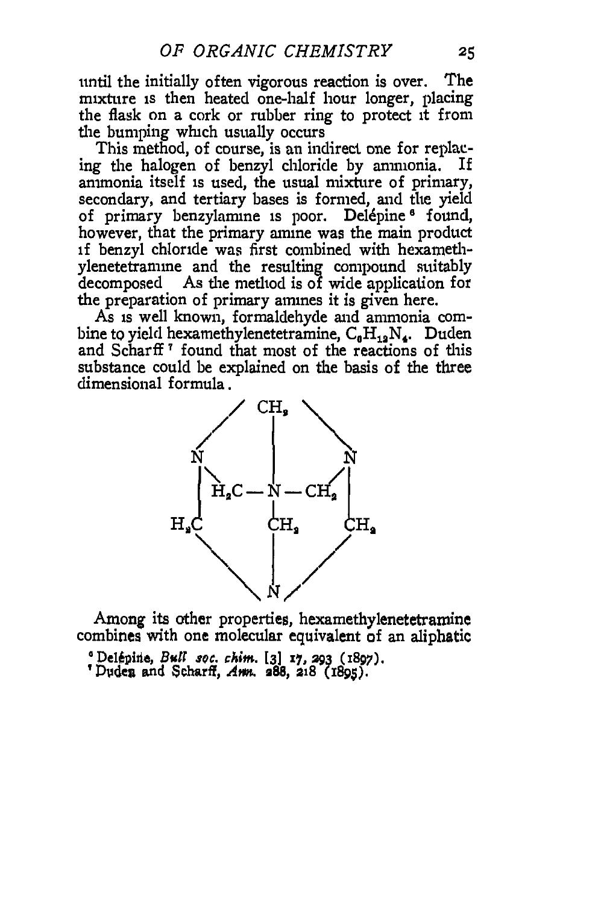until the initially often vigorous reaction is over. The mixture is then heated one-half hour longer, placing the flask on a cork or rubber ring to protect it from the bumping which usually occurs

This method, of course, is an indirect one for replacing the halogen of benzyl chloride by ammonia. If ammonia itself is used, the usual mixture of primary, secondary, and tertiary bases is formed, and the yield of primary benzylamine is poor. Delépine[6] found, however, that the primary amine was the main product if benzyl chloride was first combined with hexamethylenetetramine and the resulting compound suitably decomposed As the method is of wide application for the preparation of primary amines it is given here.

As is well known, formaldehyde and ammonia combine to yield hexamethylenetetramine, $C_6H_{12}N_4$. Duden and Scharff[7] found that most of the reactions of this substance could be explained on the basis of the three dimensional formula.

```
          /   CH2   \
         /     |     \
        N      |      N
        | \    |    / |
        |  H2C—N—CH2  |
       H2C     |      CH2
         \    CH2    /
          \    |    /
           \   |   /
              N
```

Among its other properties, hexamethylenetetramine combines with one molecular equivalent of an aliphatic

[6] Delépine, *Bull soc. chim.* [3] 17, 293 (1897).

[7] Duden and Scharff, *Ann.* 288, 218 (1895).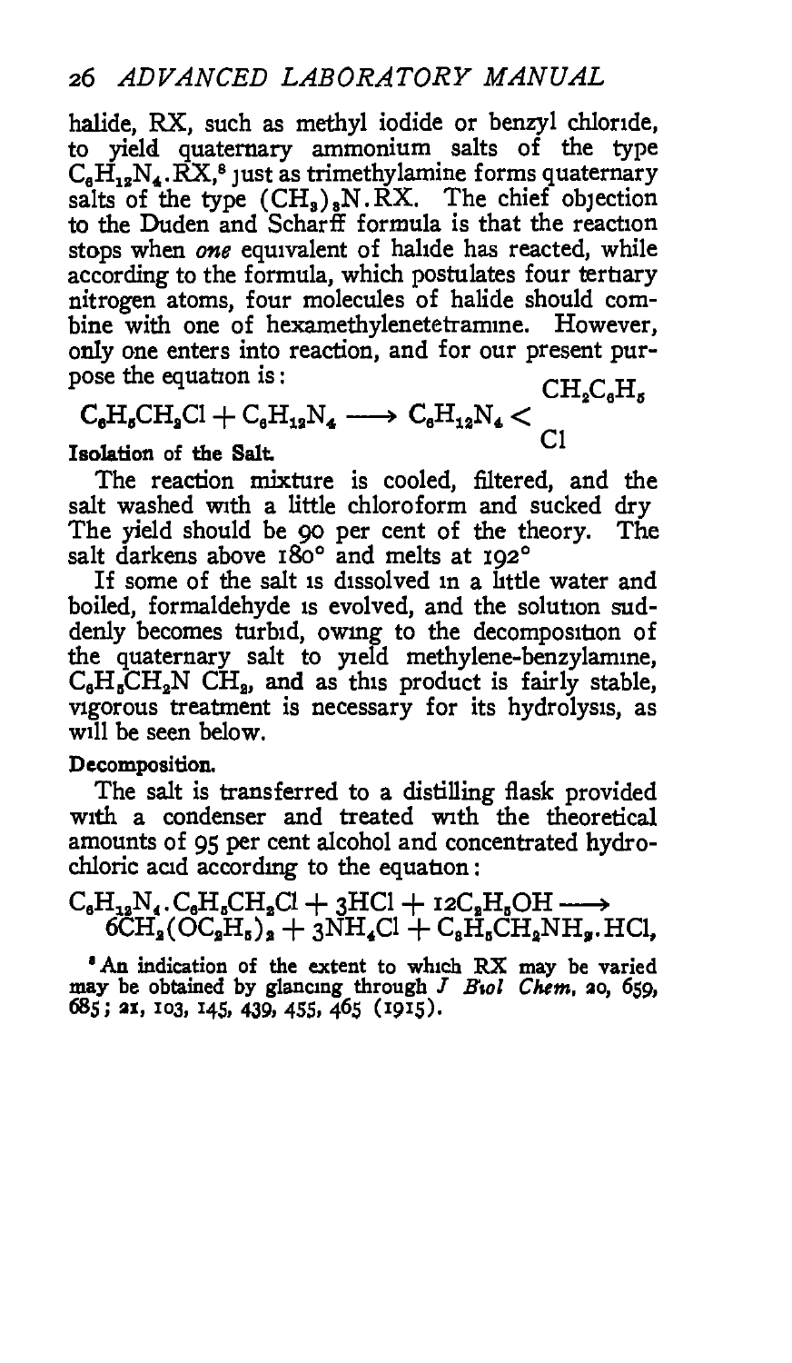halide, RX, such as methyl iodide or benzyl chloride, to yield quaternary ammonium salts of the type $C_6H_{12}N_4.RX$,[8] just as trimethylamine forms quaternary salts of the type $(CH_3)_3N.RX$. The chief objection to the Duden and Scharff formula is that the reaction stops when *one* equivalent of halide has reacted, while according to the formula, which postulates four tertiary nitrogen atoms, four molecules of halide should combine with one of hexamethylenetetramine. However, only one enters into reaction, and for our present purpose the equation is:

$$C_6H_5CH_2Cl + C_6H_{12}N_4 \longrightarrow C_6H_{12}N_4 < \begin{matrix} CH_2C_6H_5 \\ Cl \end{matrix}$$

**Isolation of the Salt.**

The reaction mixture is cooled, filtered, and the salt washed with a little chloroform and sucked dry. The yield should be 90 per cent of the theory. The salt darkens above 180° and melts at 192°.

If some of the salt is dissolved in a little water and boiled, formaldehyde is evolved, and the solution suddenly becomes turbid, owing to the decomposition of the quaternary salt to yield methylene-benzylamine, $C_6H_5CH_2N\ CH_2$, and as this product is fairly stable, vigorous treatment is necessary for its hydrolysis, as will be seen below.

**Decomposition.**

The salt is transferred to a distilling flask provided with a condenser and treated with the theoretical amounts of 95 per cent alcohol and concentrated hydrochloric acid according to the equation:

$$C_6H_{12}N_4.C_6H_5CH_2Cl + 3HCl + 12C_2H_5OH \longrightarrow 6CH_2(OC_2H_5)_2 + 3NH_4Cl + C_6H_5CH_2NH_2.HCl,$$

[8] An indication of the extent to which RX may be varied may be obtained by glancing through *J Biol Chem*, 20, 659, 685; 21, 103, 145, 439, 455, 465 (1915).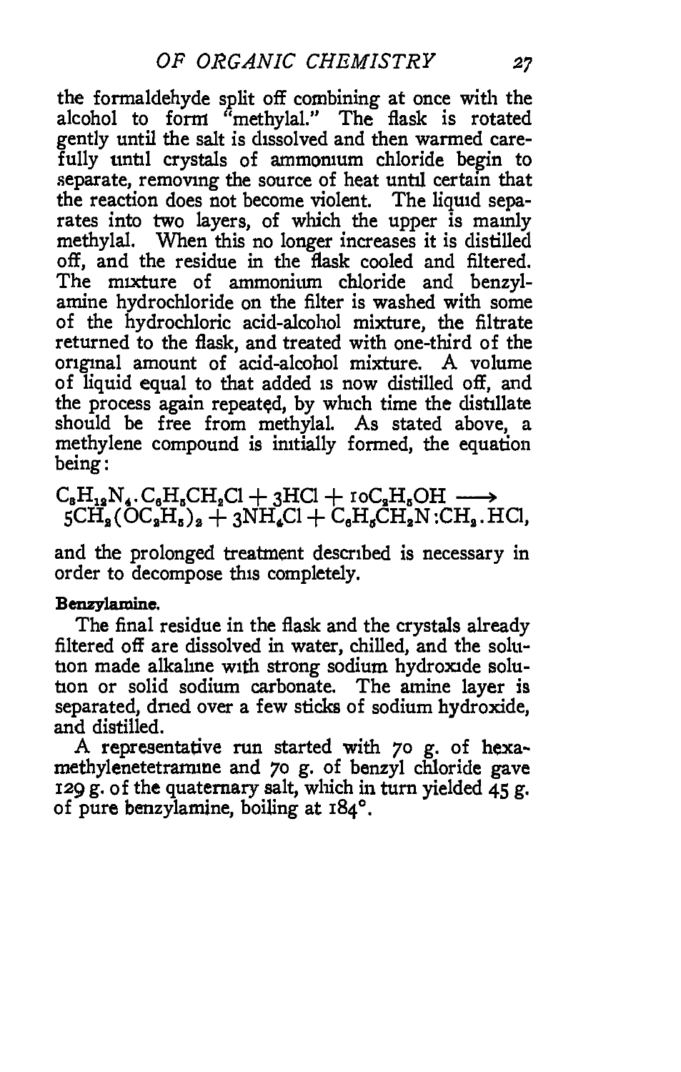the formaldehyde split off combining at once with the alcohol to form "methylal." The flask is rotated gently until the salt is dissolved and then warmed carefully until crystals of ammonium chloride begin to separate, removing the source of heat until certain that the reaction does not become violent. The liquid separates into two layers, of which the upper is mainly methylal. When this no longer increases it is distilled off, and the residue in the flask cooled and filtered. The mixture of ammonium chloride and benzylamine hydrochloride on the filter is washed with some of the hydrochloric acid-alcohol mixture, the filtrate returned to the flask, and treated with one-third of the original amount of acid-alcohol mixture. A volume of liquid equal to that added is now distilled off, and the process again repeated, by which time the distillate should be free from methylal. As stated above, a methylene compound is initially formed, the equation being:

$$C_6H_{12}N_4.C_6H_5CH_2Cl + 3HCl + 10C_2H_5OH \longrightarrow 5CH_2(OC_2H_5)_2 + 3NH_4Cl + C_6H_5CH_2N:CH_2.HCl,$$

and the prolonged treatment described is necessary in order to decompose this completely.

**Benzylamine.**

The final residue in the flask and the crystals already filtered off are dissolved in water, chilled, and the solution made alkaline with strong sodium hydroxide solution or solid sodium carbonate. The amine layer is separated, dried over a few sticks of sodium hydroxide, and distilled.

A representative run started with 70 g. of hexamethylenetetramine and 70 g. of benzyl chloride gave 129 g. of the quaternary salt, which in turn yielded 45 g. of pure benzylamine, boiling at 184°.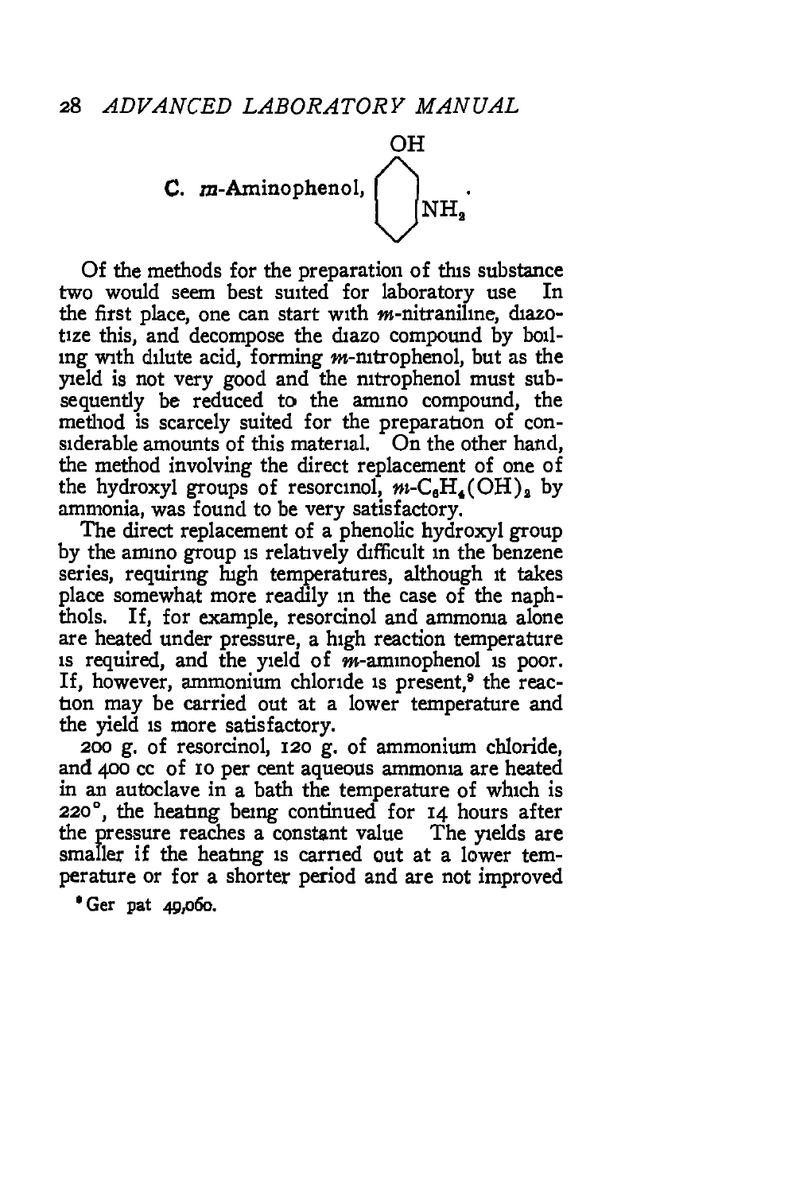### C. *m*-Aminophenol.

Of the methods for the preparation of this substance two would seem best suited for laboratory use In the first place, one can start with *m*-nitraniline, diazotize this, and decompose the diazo compound by boiling with dilute acid, forming *m*-nitrophenol, but as the yield is not very good and the nitrophenol must subsequently be reduced to the amino compound, the method is scarcely suited for the preparation of considerable amounts of this material. On the other hand, the method involving the direct replacement of one of the hydroxyl groups of resorcinol, *m*-$C_6H_4(OH)_2$ by ammonia, was found to be very satisfactory.

The direct replacement of a phenolic hydroxyl group by the amino group is relatively difficult in the benzene series, requiring high temperatures, although it takes place somewhat more readily in the case of the naphthols. If, for example, resorcinol and ammonia alone are heated under pressure, a high reaction temperature is required, and the yield of *m*-aminophenol is poor. If, however, ammonium chloride is present,[9] the reaction may be carried out at a lower temperature and the yield is more satisfactory.

200 g. of resorcinol, 120 g. of ammonium chloride, and 400 cc of 10 per cent aqueous ammonia are heated in an autoclave in a bath the temperature of which is 220°, the heating being continued for 14 hours after the pressure reaches a constant value The yields are smaller if the heating is carried out at a lower temperature or for a shorter period and are not improved

[9] Ger pat 49,060.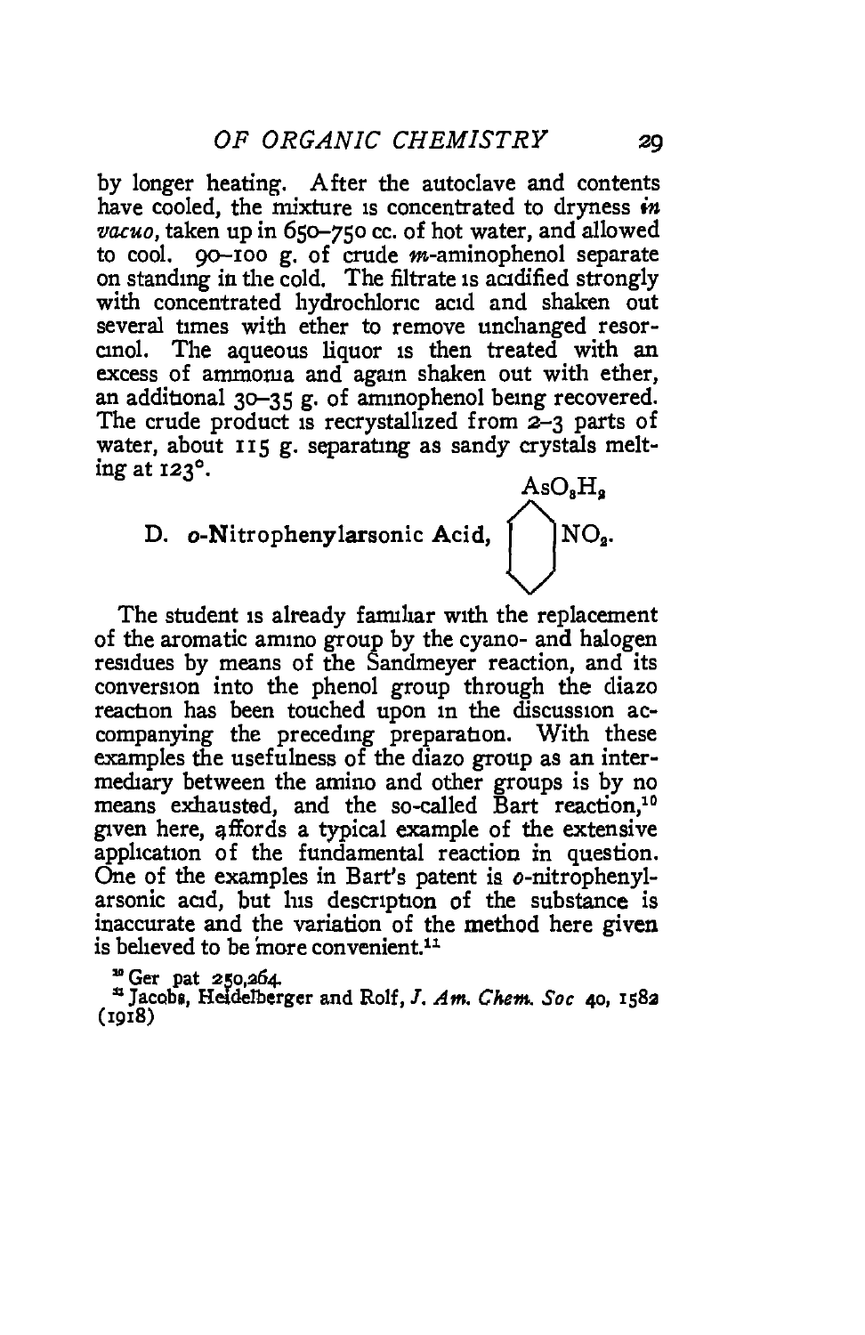by longer heating. After the autoclave and contents have cooled, the mixture is concentrated to dryness *in vacuo*, taken up in 650–750 cc. of hot water, and allowed to cool. 90–100 g. of crude *m*-aminophenol separate on standing in the cold. The filtrate is acidified strongly with concentrated hydrochloric acid and shaken out several times with ether to remove unchanged resorcinol. The aqueous liquor is then treated with an excess of ammonia and again shaken out with ether, an additional 30–35 g. of aminophenol being recovered. The crude product is recrystallized from 2–3 parts of water, about 115 g. separating as sandy crystals melting at 123°.

### D. *o*-Nitrophenylarsonic Acid, $C_6H_4(AsO_3H_2)(NO_2)$.

The student is already familiar with the replacement of the aromatic amino group by the cyano- and halogen residues by means of the Sandmeyer reaction, and its conversion into the phenol group through the diazo reaction has been touched upon in the discussion accompanying the preceding preparation. With these examples the usefulness of the diazo group as an intermediary between the amino and other groups is by no means exhausted, and the so-called Bart reaction,[10] given here, affords a typical example of the extensive application of the fundamental reaction in question. One of the examples in Bart's patent is *o*-nitrophenylarsonic acid, but his description of the substance is inaccurate and the variation of the method here given is believed to be more convenient.[11]

[10] Ger pat 250,264.

[11] Jacobs, Heidelberger and Rolf, *J. Am. Chem. Soc* 40, 1582 (1918)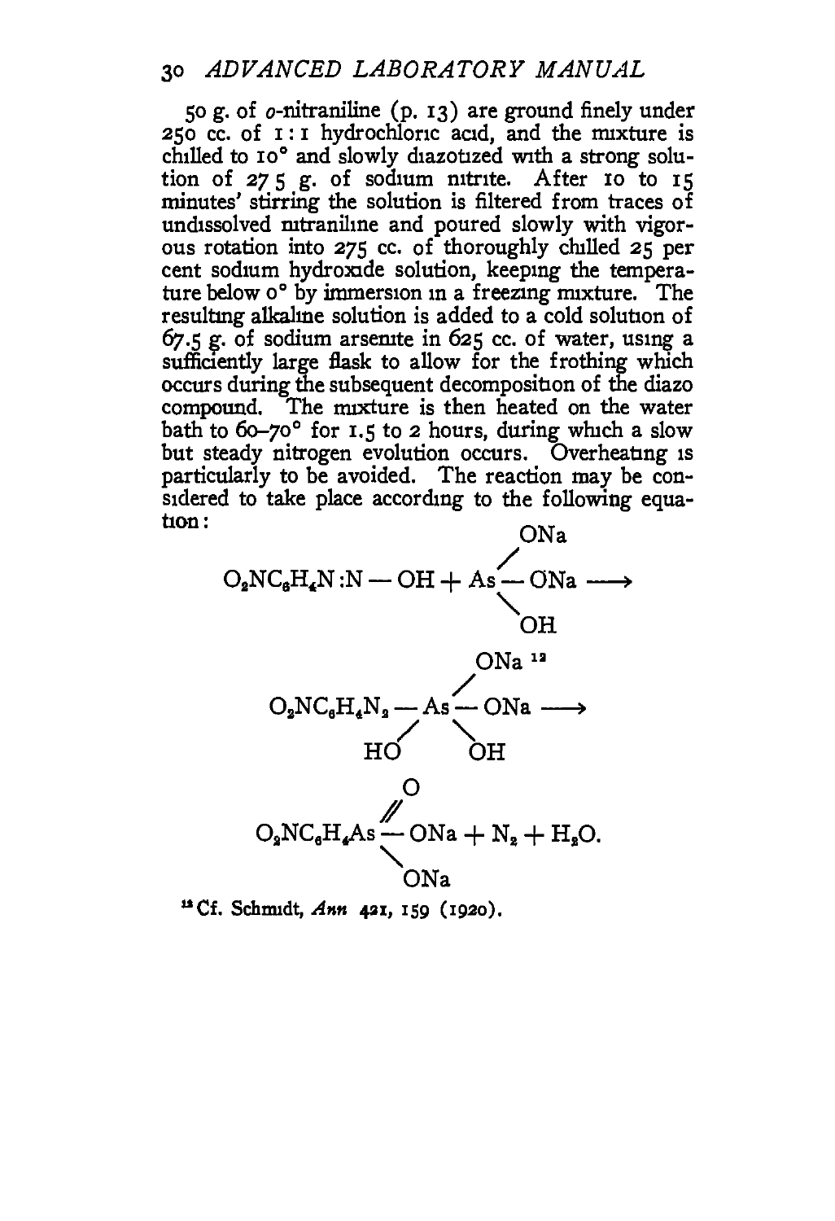50 g. of *o*-nitraniline (p. 13) are ground finely under 250 cc. of 1 : 1 hydrochloric acid, and the mixture is chilled to 10° and slowly diazotized with a strong solution of 27.5 g. of sodium nitrite. After 10 to 15 minutes' stirring the solution is filtered from traces of undissolved nitraniline and poured slowly with vigorous rotation into 275 cc. of thoroughly chilled 25 per cent sodium hydroxide solution, keeping the temperature below 0° by immersion in a freezing mixture. The resulting alkaline solution is added to a cold solution of 67.5 g. of sodium arsenite in 625 cc. of water, using a sufficiently large flask to allow for the frothing which occurs during the subsequent decomposition of the diazo compound. The mixture is then heated on the water bath to 60–70° for 1.5 to 2 hours, during which a slow but steady nitrogen evolution occurs. Overheating is particularly to be avoided. The reaction may be considered to take place according to the following equation:

$$O_2NC_6H_4N{:}N-OH + As(ONa)_2(OH) \longrightarrow$$

$$O_2NC_6H_4N_2-As(ONa)_2(OH)_2 \;[12] \longrightarrow$$

$$O_2NC_6H_4As(=O)(ONa)_2 + N_2 + H_2O.$$

[12] Cf. Schmidt, *Ann* 421, 159 (1920).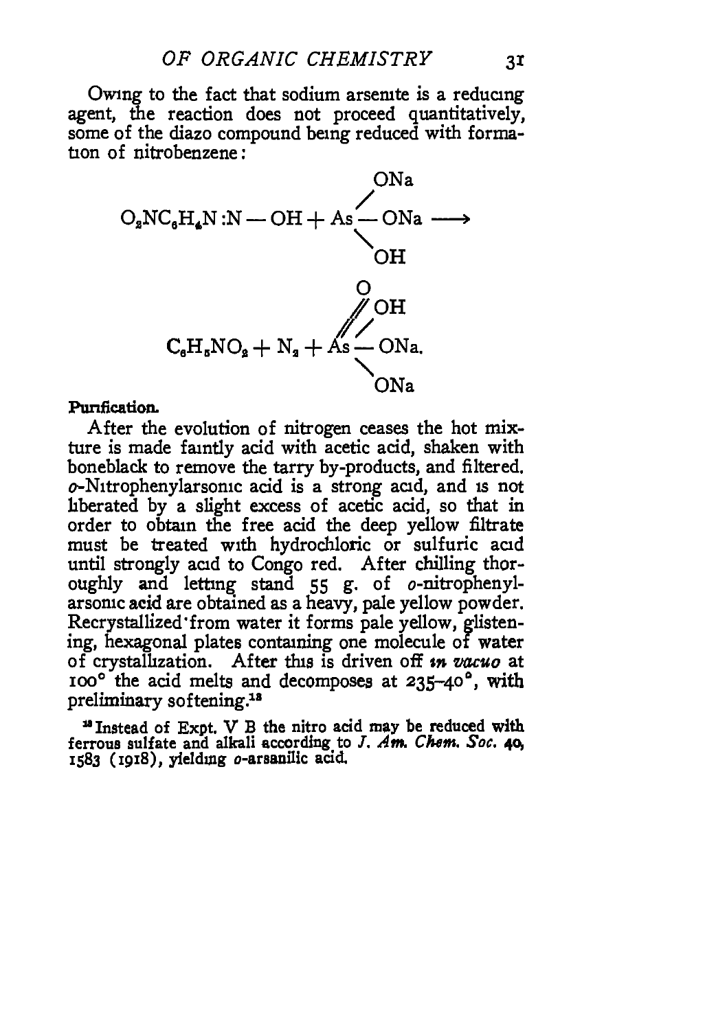Owing to the fact that sodium arsenite is a reducing agent, the reaction does not proceed quantitatively, some of the diazo compound being reduced with formation of nitrobenzene:

$$O_2NC_6H_4N{:}N - OH + As\begin{matrix} \diagup ONa \\ - ONa \\ \diagdown OH \end{matrix} \longrightarrow$$

$$C_6H_5NO_2 + N_2 + \overset{O}{\overset{\|}{As}}\begin{matrix} \diagup OH \\ - ONa. \\ \diagdown ONa \end{matrix}$$

**Purification.**

After the evolution of nitrogen ceases the hot mixture is made faintly acid with acetic acid, shaken with boneblack to remove the tarry by-products, and filtered. *o*-Nitrophenylarsonic acid is a strong acid, and is not liberated by a slight excess of acetic acid, so that in order to obtain the free acid the deep yellow filtrate must be treated with hydrochloric or sulfuric acid until strongly acid to Congo red. After chilling thoroughly and letting stand 55 g. of *o*-nitrophenylarsonic acid are obtained as a heavy, pale yellow powder. Recrystallized from water it forms pale yellow, glistening, hexagonal plates containing one molecule of water of crystallization. After this is driven off *in vacuo* at 100° the acid melts and decomposes at 235–40°, with preliminary softening.[18]

[18] Instead of Expt. V B the nitro acid may be reduced with ferrous sulfate and alkali according to *J. Am. Chem. Soc.* **40**, 1583 (1918), yielding *o*-arsanilic acid.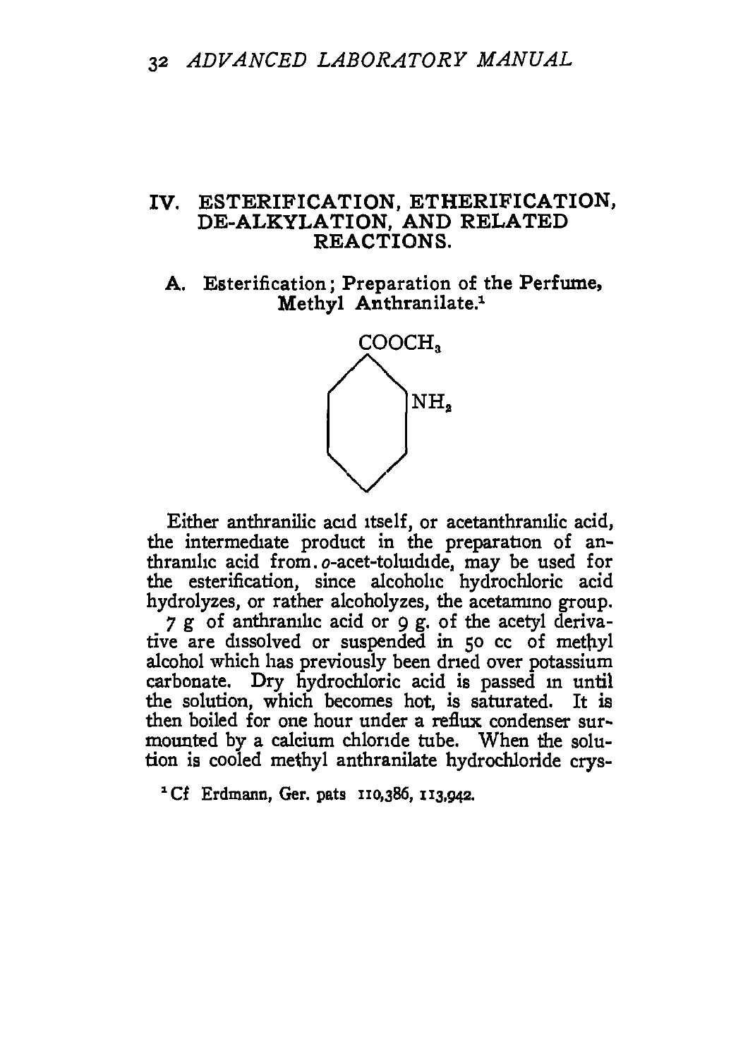## IV. ESTERIFICATION, ETHERIFICATION, DE-ALKYLATION, AND RELATED REACTIONS.

### A. Esterification; Preparation of the Perfume, Methyl Anthranilate.[1]

$COOCH_3$

$NH_2$

Either anthranilic acid itself, or acetanthranilic acid, the intermediate product in the preparation of anthranilic acid from *o*-acet-toluidide, may be used for the esterification, since alcoholic hydrochloric acid hydrolyzes, or rather alcoholyzes, the acetamino group.

7 g of anthranilic acid or 9 g. of the acetyl derivative are dissolved or suspended in 50 cc of methyl alcohol which has previously been dried over potassium carbonate. Dry hydrochloric acid is passed in until the solution, which becomes hot, is saturated. It is then boiled for one hour under a reflux condenser surmounted by a calcium chloride tube. When the solution is cooled methyl anthranilate hydrochloride crys-

[1] Cf Erdmann, Ger. pats 110,386, 113,942.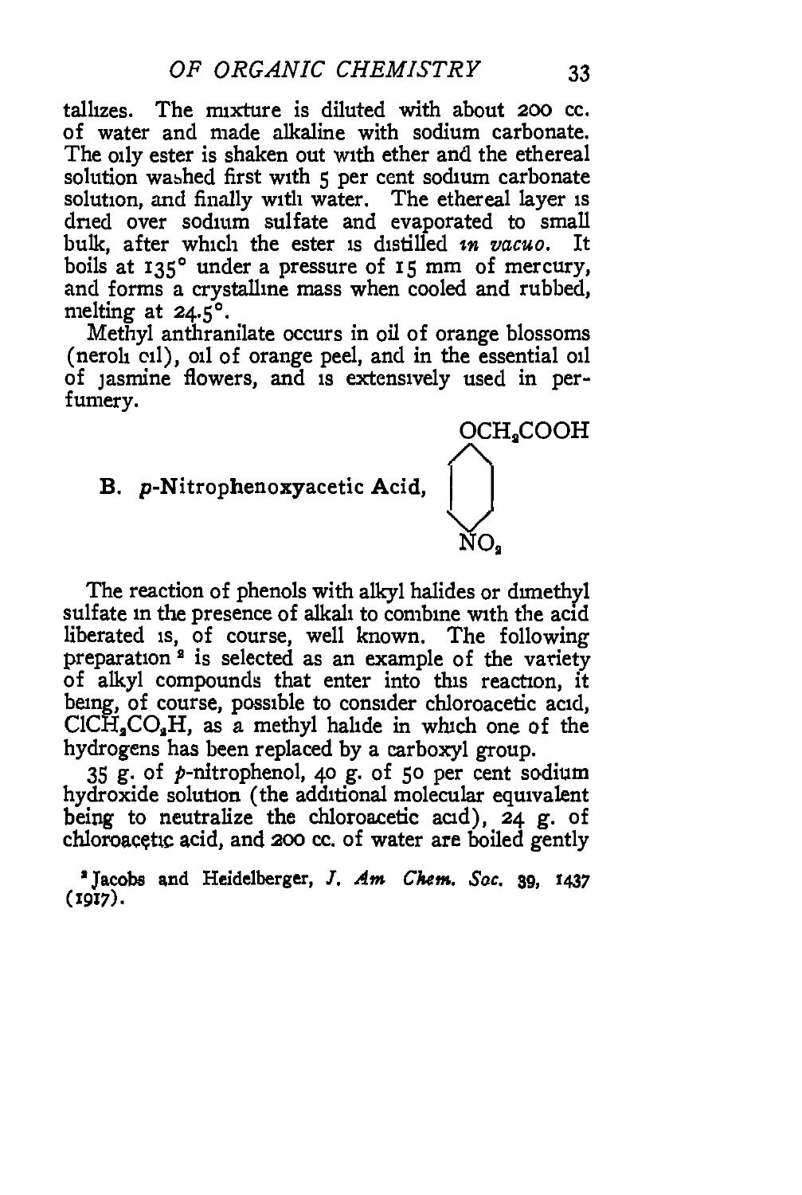tallizes. The mixture is diluted with about 200 cc. of water and made alkaline with sodium carbonate. The oily ester is shaken out with ether and the ethereal solution washed first with 5 per cent sodium carbonate solution, and finally with water. The ethereal layer is dried over sodium sulfate and evaporated to small bulk, after which the ester is distilled *in vacuo*. It boils at 135° under a pressure of 15 mm of mercury, and forms a crystalline mass when cooled and rubbed, melting at 24.5°.

Methyl anthranilate occurs in oil of orange blossoms (neroli oil), oil of orange peel, and in the essential oil of jasmine flowers, and is extensively used in perfumery.

**B. *p*-Nitrophenoxyacetic Acid,** $p$-$NO_2C_6H_4OCH_2COOH$

The reaction of phenols with alkyl halides or dimethyl sulfate in the presence of alkali to combine with the acid liberated is, of course, well known. The following preparation[2] is selected as an example of the variety of alkyl compounds that enter into this reaction, it being, of course, possible to consider chloroacetic acid, $ClCH_2CO_2H$, as a methyl halide in which one of the hydrogens has been replaced by a carboxyl group.

35 g. of *p*-nitrophenol, 40 g. of 50 per cent sodium hydroxide solution (the additional molecular equivalent being to neutralize the chloroacetic acid), 24 g. of chloroacetic acid, and 200 cc. of water are boiled gently

[2] Jacobs and Heidelberger, *J. Am. Chem. Soc.* 39, 1437 (1917).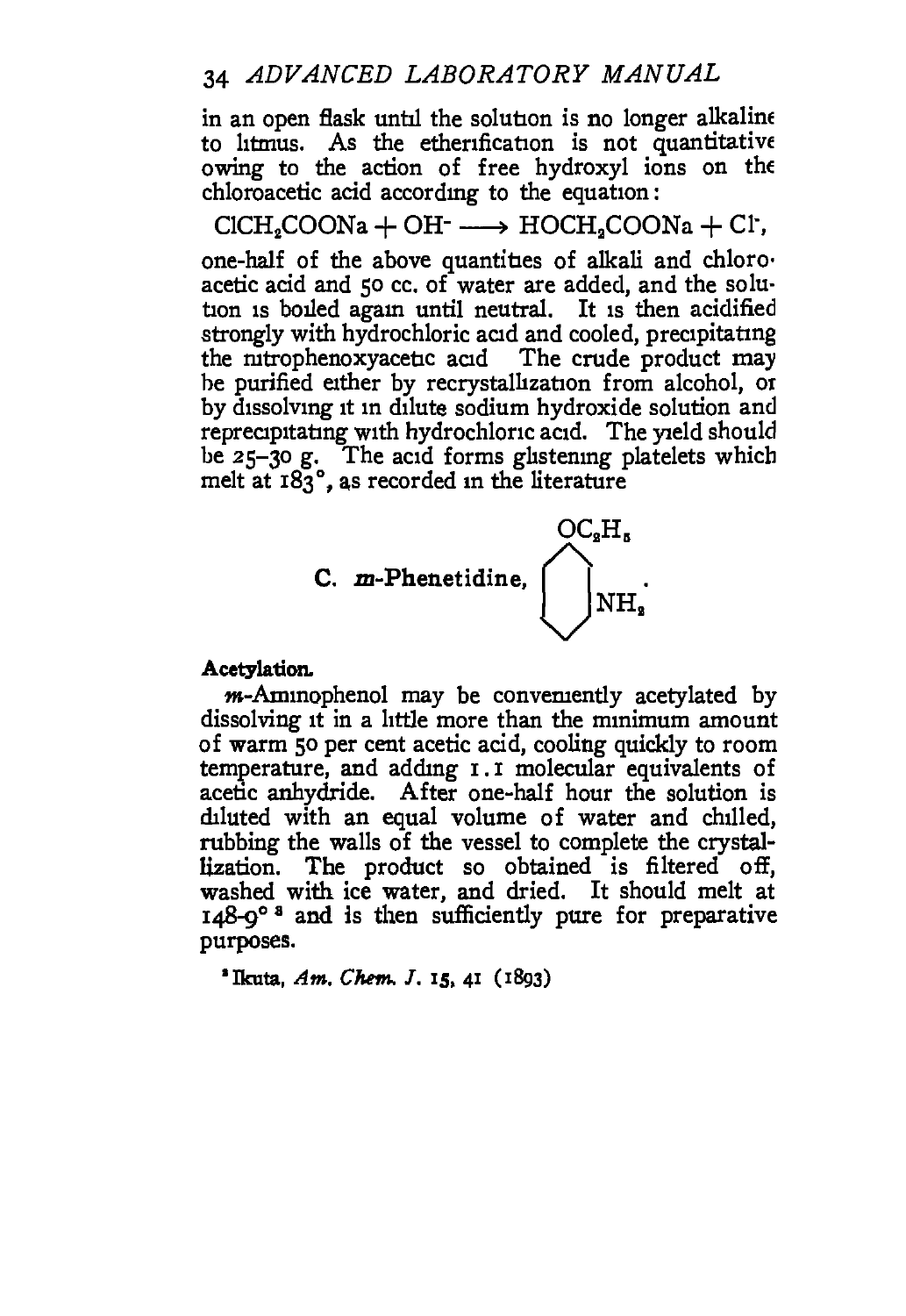in an open flask until the solution is no longer alkaline to litmus. As the etherification is not quantitative owing to the action of free hydroxyl ions on the chloroacetic acid according to the equation:

$$ClCH_2COONa + OH^- \longrightarrow HOCH_2COONa + Cl^-,$$

one-half of the above quantities of alkali and chloroacetic acid and 50 cc. of water are added, and the solution is boiled again until neutral. It is then acidified strongly with hydrochloric acid and cooled, precipitating the nitrophenoxyacetic acid The crude product may be purified either by recrystallization from alcohol, or by dissolving it in dilute sodium hydroxide solution and reprecipitating with hydrochloric acid. The yield should be 25–30 g. The acid forms glistening platelets which melt at 183°, as recorded in the literature

### C. *m*-Phenetidine, $C_6H_4(OC_2H_5)(NH_2)$.

**Acetylation.**

*m*-Aminophenol may be conveniently acetylated by dissolving it in a little more than the minimum amount of warm 50 per cent acetic acid, cooling quickly to room temperature, and adding 1.1 molecular equivalents of acetic anhydride. After one-half hour the solution is diluted with an equal volume of water and chilled, rubbing the walls of the vessel to complete the crystallization. The product so obtained is filtered off, washed with ice water, and dried. It should melt at 148-9° [8] and is then sufficiently pure for preparative purposes.

[8] Ikuta, *Am. Chem. J.* 15, 41 (1893)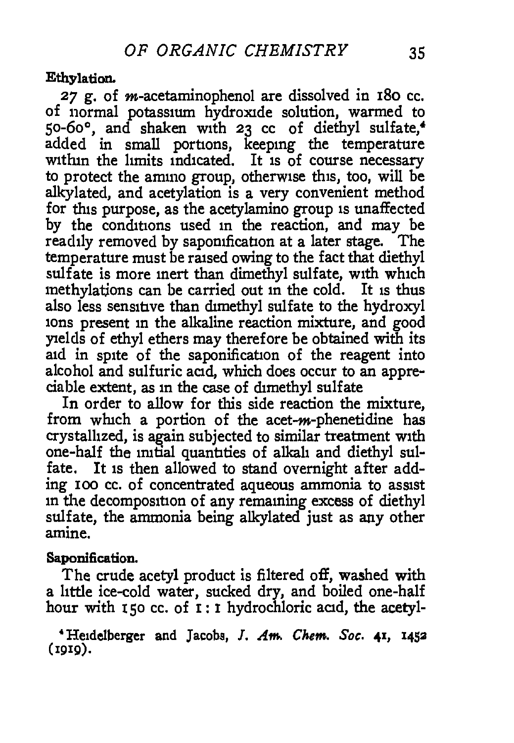**Ethylation.**

27 g. of *m*-acetaminophenol are dissolved in 180 cc. of normal potassium hydroxide solution, warmed to 50-60°, and shaken with 23 cc of diethyl sulfate,[4] added in small portions, keeping the temperature within the limits indicated. It is of course necessary to protect the amino group, otherwise this, too, will be alkylated, and acetylation is a very convenient method for this purpose, as the acetylamino group is unaffected by the conditions used in the reaction, and may be readily removed by saponification at a later stage. The temperature must be raised owing to the fact that diethyl sulfate is more inert than dimethyl sulfate, with which methylations can be carried out in the cold. It is thus also less sensitive than dimethyl sulfate to the hydroxyl ions present in the alkaline reaction mixture, and good yields of ethyl ethers may therefore be obtained with its aid in spite of the saponification of the reagent into alcohol and sulfuric acid, which does occur to an appreciable extent, as in the case of dimethyl sulfate

In order to allow for this side reaction the mixture, from which a portion of the acet-*m*-phenetidine has crystallized, is again subjected to similar treatment with one-half the initial quantities of alkali and diethyl sulfate. It is then allowed to stand overnight after adding 100 cc. of concentrated aqueous ammonia to assist in the decomposition of any remaining excess of diethyl sulfate, the ammonia being alkylated just as any other amine.

**Saponification.**

The crude acetyl product is filtered off, washed with a little ice-cold water, sucked dry, and boiled one-half hour with 150 cc. of 1 : 1 hydrochloric acid, the acetyl-

[4] Heidelberger and Jacobs, *J. Am. Chem. Soc.* **41**, 1452 (1919).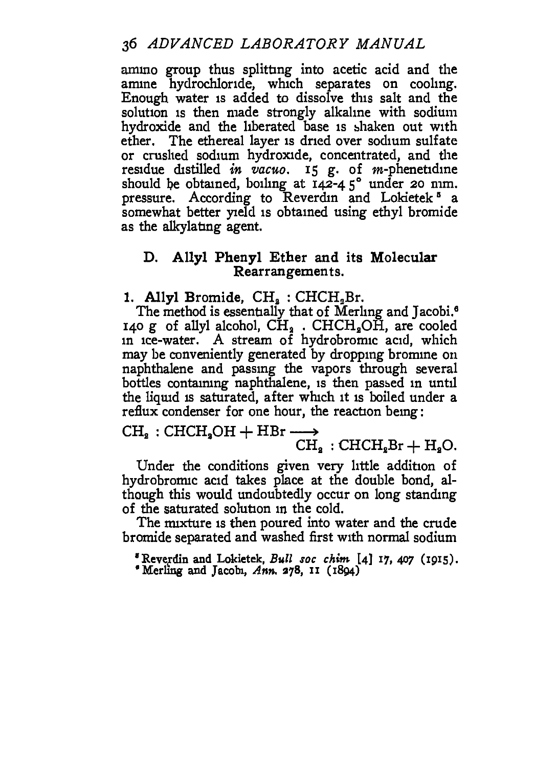amino group thus splitting into acetic acid and the amine hydrochloride, which separates on cooling. Enough water is added to dissolve this salt and the solution is then made strongly alkaline with sodium hydroxide and the liberated base is shaken out with ether. The ethereal layer is dried over sodium sulfate or crushed sodium hydroxide, concentrated, and the residue distilled *in vacuo*. 15 g. of *m*-phenetidine should be obtained, boiling at 142-45° under 20 mm. pressure. According to Reverdin and Lokietek[5] a somewhat better yield is obtained using ethyl bromide as the alkylating agent.

## D. Allyl Phenyl Ether and its Molecular Rearrangements.

### 1. Allyl Bromide, $CH_2 : CHCH_2Br$.

The method is essentially that of Merling and Jacobi.[6] 140 g of allyl alcohol, $CH_2 . CHCH_2OH$, are cooled in ice-water. A stream of hydrobromic acid, which may be conveniently generated by dropping bromine on naphthalene and passing the vapors through several bottles containing naphthalene, is then passed in until the liquid is saturated, after which it is boiled under a reflux condenser for one hour, the reaction being:

$$CH_2 : CHCH_2OH + HBr \longrightarrow CH_2 : CHCH_2Br + H_2O.$$

Under the conditions given very little addition of hydrobromic acid takes place at the double bond, although this would undoubtedly occur on long standing of the saturated solution in the cold.

The mixture is then poured into water and the crude bromide separated and washed first with normal sodium

[5] Reverdin and Lokietek, *Bull soc chim* [4] 17, 407 (1915).

[6] Merling and Jacobi, *Ann.* 278, 11 (1894)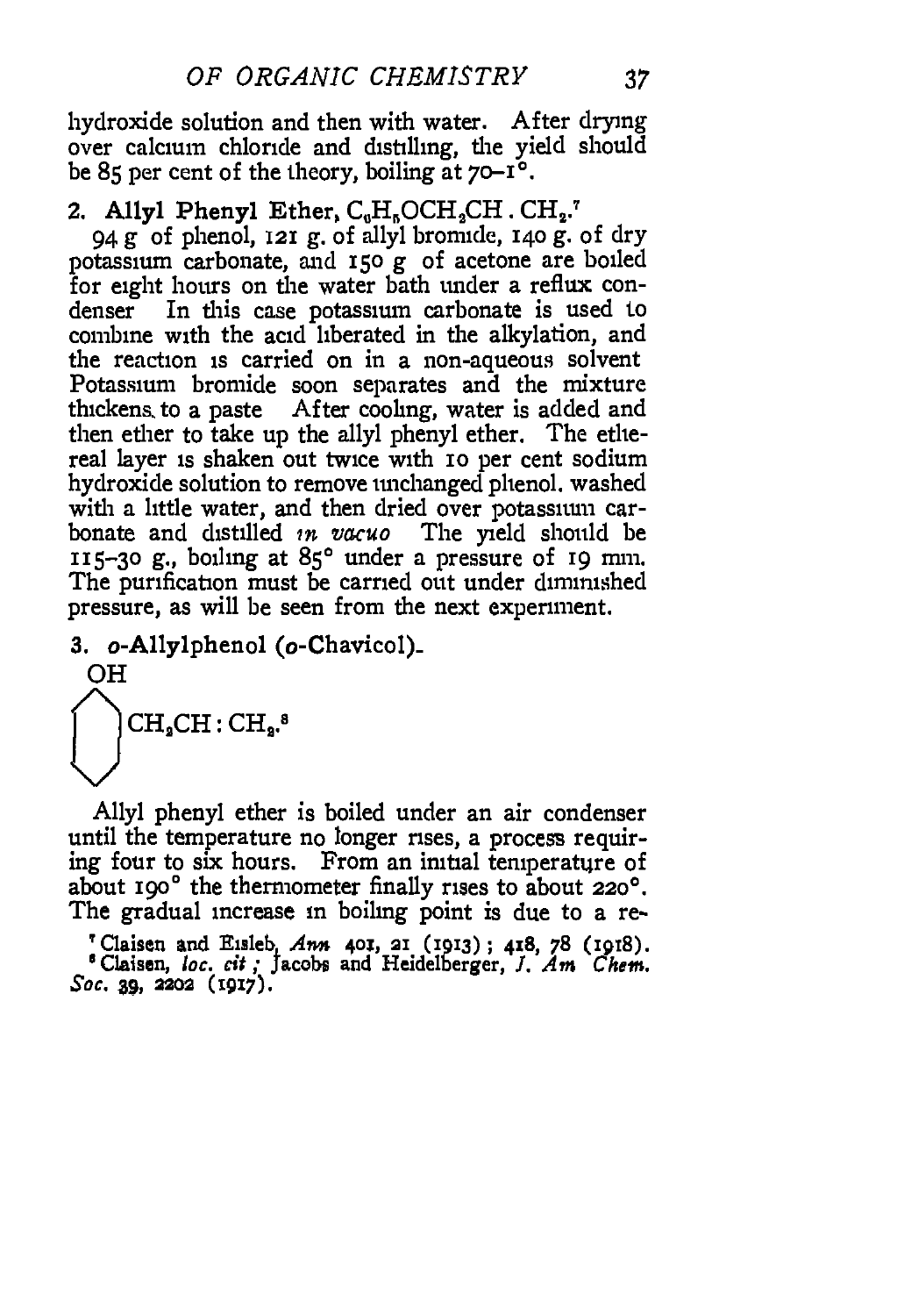hydroxide solution and then with water. After drying over calcium chloride and distilling, the yield should be 85 per cent of the theory, boiling at 70–1°.

## 2. Allyl Phenyl Ether, $C_6H_5OCH_2CH . CH_2$.[7]

94 g of phenol, 121 g. of allyl bromide, 140 g. of dry potassium carbonate, and 150 g of acetone are boiled for eight hours on the water bath under a reflux condenser In this case potassium carbonate is used to combine with the acid liberated in the alkylation, and the reaction is carried on in a non-aqueous solvent Potassium bromide soon separates and the mixture thickens to a paste After cooling, water is added and then ether to take up the allyl phenyl ether. The ethereal layer is shaken out twice with 10 per cent sodium hydroxide solution to remove unchanged phenol. washed with a little water, and then dried over potassium carbonate and distilled *in vacuo* The yield should be 115–30 g., boiling at 85° under a pressure of 19 mm. The purification must be carried out under diminished pressure, as will be seen from the next experiment.

## 3. *o*-Allylphenol (*o*-Chavicol).

OH

$CH_2CH : CH_2$.[8]

Allyl phenyl ether is boiled under an air condenser until the temperature no longer rises, a process requiring four to six hours. From an initial temperature of about 190° the thermometer finally rises to about 220°. The gradual increase in boiling point is due to a re-

[7] Claisen and Eisleb, *Ann* 401, 21 (1913); 418, 78 (1918).

[8] Claisen, *loc. cit*; Jacobs and Heidelberger, *J. Am Chem. Soc.* 39, 2202 (1917).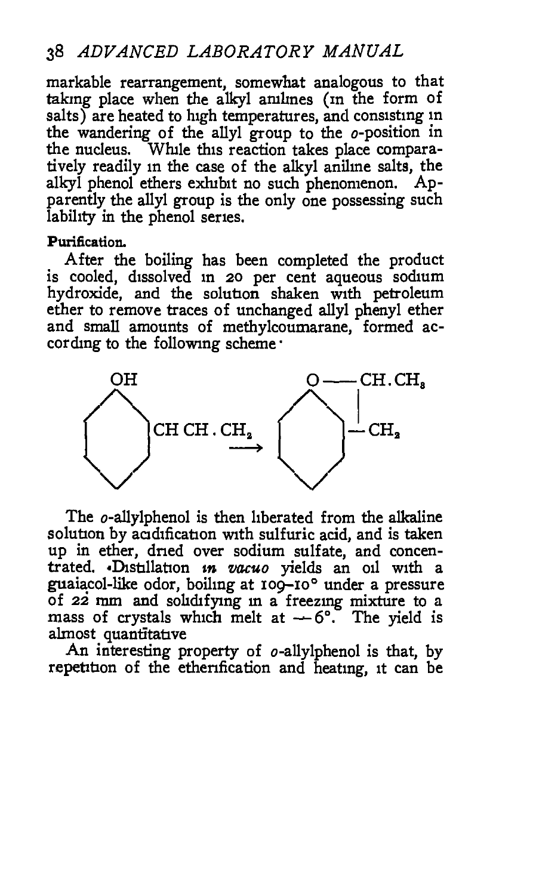markable rearrangement, somewhat analogous to that taking place when the alkyl anilines (in the form of salts) are heated to high temperatures, and consisting in the wandering of the allyl group to the *o*-position in the nucleus. While this reaction takes place comparatively readily in the case of the alkyl aniline salts, the alkyl phenol ethers exhibit no such phenomenon. Apparently the allyl group is the only one possessing such lability in the phenol series.

**Purification.**

After the boiling has been completed the product is cooled, dissolved in 20 per cent aqueous sodium hydroxide, and the solution shaken with petroleum ether to remove traces of unchanged allyl phenyl ether and small amounts of methylcoumarane, formed according to the following scheme:

$$C_6H_4(OH)CH{:}CH.CH_2 \longrightarrow C_6H_4\begin{cases} O\text{—}CH.CH_3 \\ \quad\;\;| \\ \text{—}CH_2 \end{cases}$$

The *o*-allylphenol is then liberated from the alkaline solution by acidification with sulfuric acid, and is taken up in ether, dried over sodium sulfate, and concentrated. Distillation *in vacuo* yields an oil with a guaiacol-like odor, boiling at 109–10° under a pressure of 22 mm and solidifying in a freezing mixture to a mass of crystals which melt at −6°. The yield is almost quantitative.

An interesting property of *o*-allylphenol is that, by repetition of the etherification and heating, it can be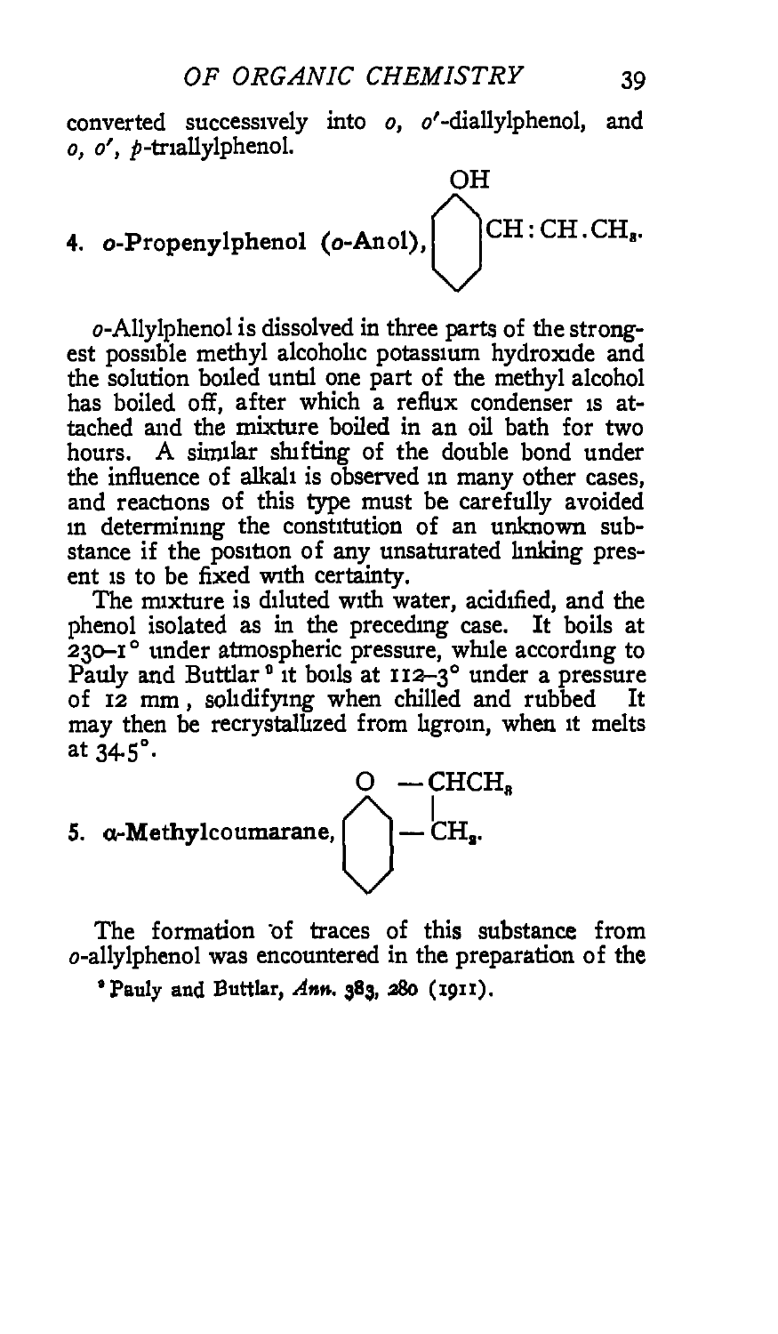converted successively into *o, o'*-diallylphenol, and *o, o', p*-triallylphenol.

**4. *o*-Propenylphenol (*o*-Anol),** $C_6H_4(OH)CH:CH.CH_3$.

*o*-Allylphenol is dissolved in three parts of the strongest possible methyl alcoholic potassium hydroxide and the solution boiled until one part of the methyl alcohol has boiled off, after which a reflux condenser is attached and the mixture boiled in an oil bath for two hours. A similar shifting of the double bond under the influence of alkali is observed in many other cases, and reactions of this type must be carefully avoided in determining the constitution of an unknown substance if the position of any unsaturated linking present is to be fixed with certainty.

The mixture is diluted with water, acidified, and the phenol isolated as in the preceding case. It boils at 230–1° under atmospheric pressure, while according to Pauly and Buttlar[9] it boils at 112–3° under a pressure of 12 mm, solidifying when chilled and rubbed. It may then be recrystallized from ligroin, when it melts at 34.5°.

**5. α-Methylcoumarane,** $C_6H_4\begin{matrix}O-CHCH_3\\ \vert \\ -CH_2\end{matrix}$.

The formation of traces of this substance from *o*-allylphenol was encountered in the preparation of the

[9] Pauly and Buttlar, *Ann.* 383, 280 (1911).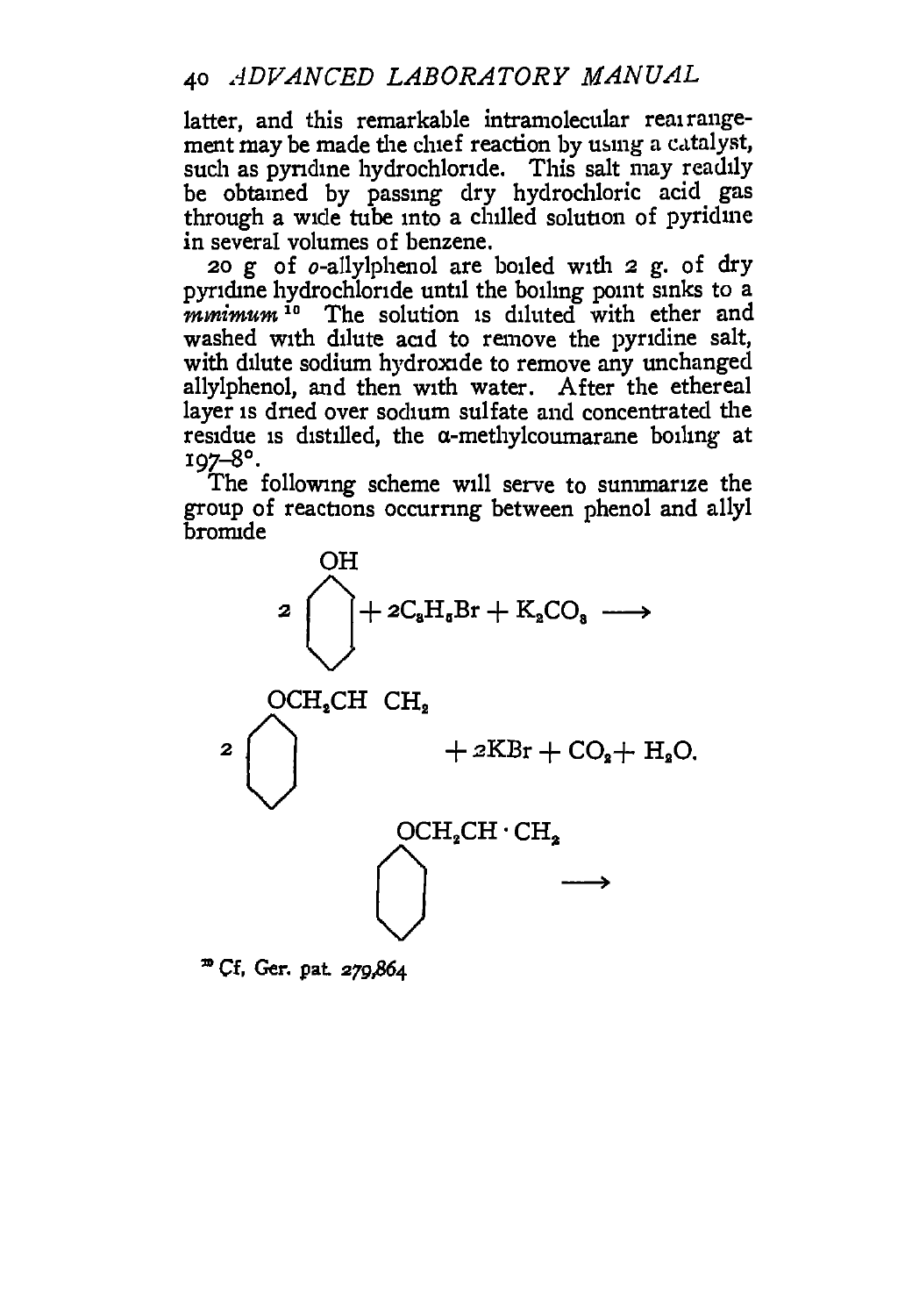latter, and this remarkable intramolecular rearrangement may be made the chief reaction by using a catalyst, such as pyridine hydrochloride. This salt may readily be obtained by passing dry hydrochloric acid gas through a wide tube into a chilled solution of pyridine in several volumes of benzene.

20 g of *o*-allylphenol are boiled with 2 g. of dry pyridine hydrochloride until the boiling point sinks to a *minimum*[10] The solution is diluted with ether and washed with dilute acid to remove the pyridine salt, with dilute sodium hydroxide to remove any unchanged allylphenol, and then with water. After the ethereal layer is dried over sodium sulfate and concentrated the residue is distilled, the α-methylcoumarane boiling at 197–8°.

The following scheme will serve to summarize the group of reactions occurring between phenol and allyl bromide

$$2\,C_6H_5OH + 2C_3H_5Br + K_2CO_3 \longrightarrow$$

$$2\,C_6H_5OCH_2CH\ CH_2 \qquad + 2KBr + CO_2 + H_2O.$$

$$C_6H_5OCH_2CH\cdot CH_2 \qquad \longrightarrow$$

[10] Cf. Ger. pat. 279,864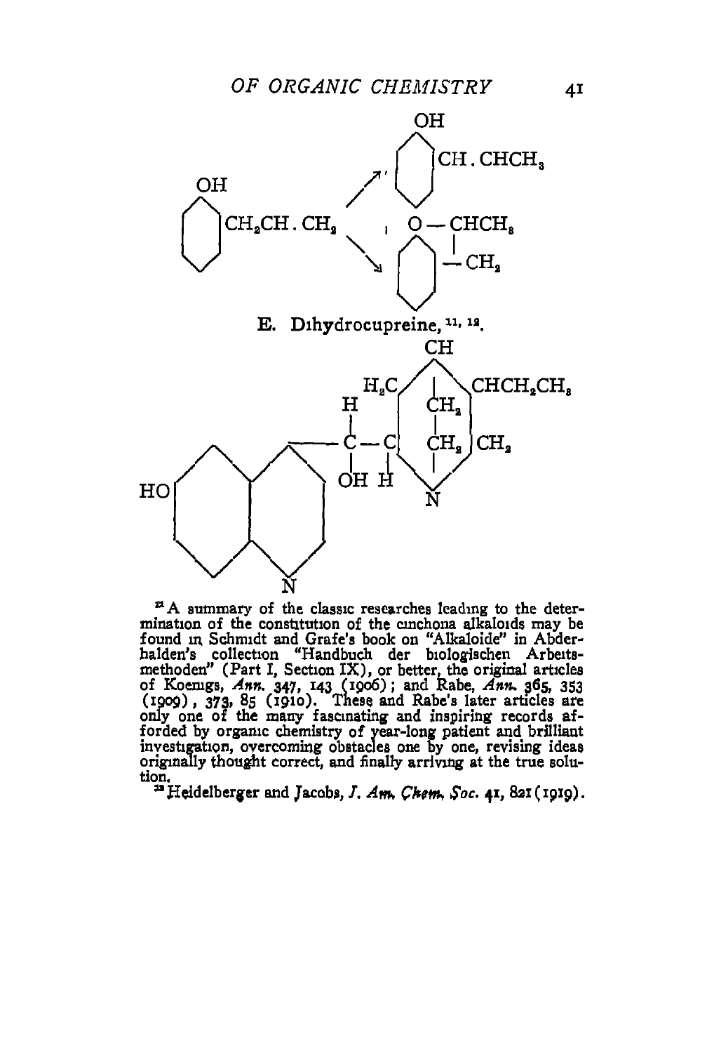OH

CH.CHCH$_3$

OH

CH$_2$CH.CH$_2$ → O—CHCH$_3$

—CH$_2$

E. Dihydrocupreine,[11, 12].

CH

H$_2$C CHCH$_2$CH$_3$

H CH$_2$

C—C CH$_2$ CH$_2$

OH H

HO N

N

[11] A summary of the classic researches leading to the determination of the constitution of the cinchona alkaloids may be found in Schmidt and Grafe's book on "Alkaloide" in Abderhalden's collection "Handbuch der biologischen Arbeitsmethoden" (Part I, Section IX), or better, the original articles of Koenigs, *Ann.* 347, 143 (1906); and Rabe, *Ann.* 365, 353 (1909), 373, 85 (1910). These and Rabe's later articles are only one of the many fascinating and inspiring records afforded by organic chemistry of year-long patient and brilliant investigation, overcoming obstacles one by one, revising ideas originally thought correct, and finally arriving at the true solution.

[12] Heidelberger and Jacobs, *J. Am. Chem. Soc.* 41, 821 (1919).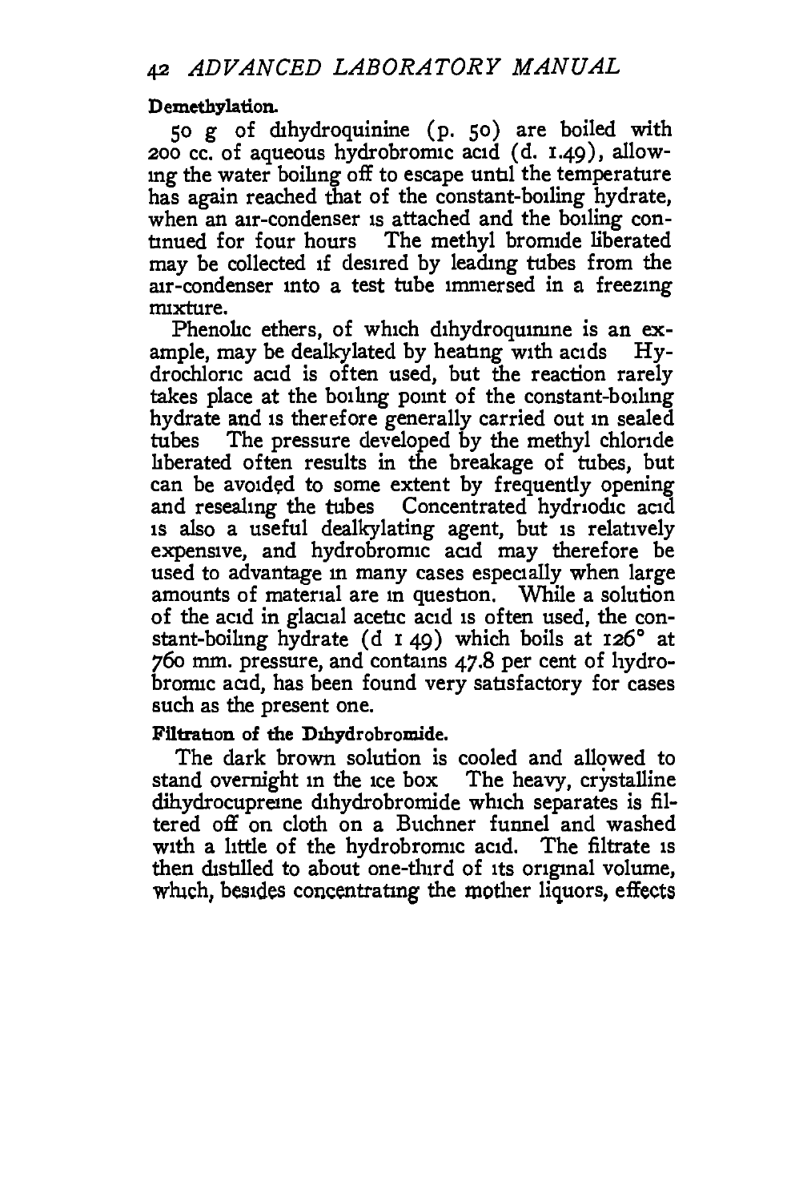**Demethylation.**

50 g of dihydroquinine (p. 50) are boiled with 200 cc. of aqueous hydrobromic acid (d. 1.49), allowing the water boiling off to escape until the temperature has again reached that of the constant-boiling hydrate, when an air-condenser is attached and the boiling continued for four hours The methyl bromide liberated may be collected if desired by leading tubes from the air-condenser into a test tube immersed in a freezing mixture.

Phenolic ethers, of which dihydroquinine is an example, may be dealkylated by heating with acids Hydrochloric acid is often used, but the reaction rarely takes place at the boiling point of the constant-boiling hydrate and is therefore generally carried out in sealed tubes The pressure developed by the methyl chloride liberated often results in the breakage of tubes, but can be avoided to some extent by frequently opening and resealing the tubes Concentrated hydriodic acid is also a useful dealkylating agent, but is relatively expensive, and hydrobromic acid may therefore be used to advantage in many cases especially when large amounts of material are in question. While a solution of the acid in glacial acetic acid is often used, the constant-boiling hydrate (d 1 49) which boils at 126° at 760 mm. pressure, and contains 47.8 per cent of hydrobromic acid, has been found very satisfactory for cases such as the present one.

**Filtration of the Dihydrobromide.**

The dark brown solution is cooled and allowed to stand overnight in the ice box The heavy, crystalline dihydrocupreine dihydrobromide which separates is filtered off on cloth on a Buchner funnel and washed with a little of the hydrobromic acid. The filtrate is then distilled to about one-third of its original volume, which, besides concentrating the mother liquors, effects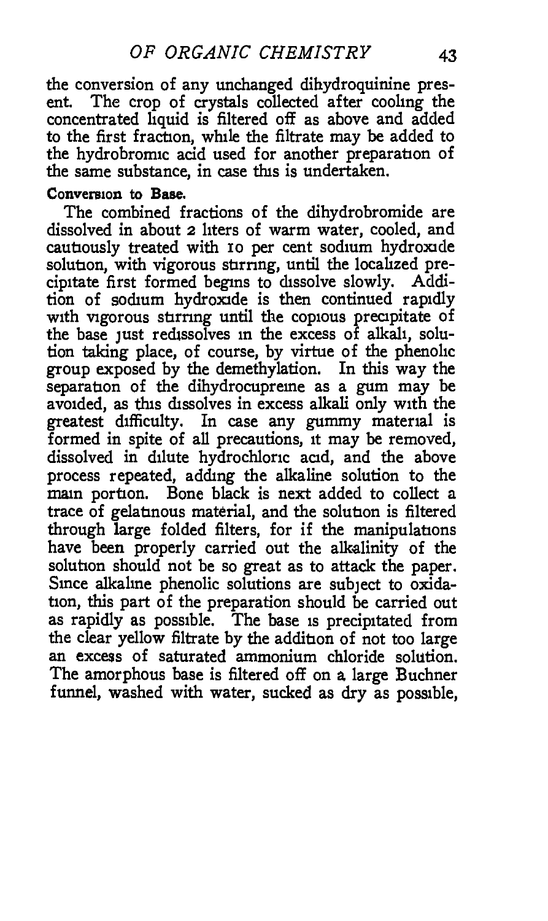the conversion of any unchanged dihydroquinine present. The crop of crystals collected after cooling the concentrated liquid is filtered off as above and added to the first fraction, while the filtrate may be added to the hydrobromic acid used for another preparation of the same substance, in case this is undertaken.

**Conversion to Base.**

The combined fractions of the dihydrobromide are dissolved in about 2 liters of warm water, cooled, and cautiously treated with 10 per cent sodium hydroxide solution, with vigorous stirring, until the localized precipitate first formed begins to dissolve slowly. Addition of sodium hydroxide is then continued rapidly with vigorous stirring until the copious precipitate of the base just redissolves in the excess of alkali, solution taking place, of course, by virtue of the phenolic group exposed by the demethylation. In this way the separation of the dihydrocupreine as a gum may be avoided, as this dissolves in excess alkali only with the greatest difficulty. In case any gummy material is formed in spite of all precautions, it may be removed, dissolved in dilute hydrochloric acid, and the above process repeated, adding the alkaline solution to the main portion. Bone black is next added to collect a trace of gelatinous material, and the solution is filtered through large folded filters, for if the manipulations have been properly carried out the alkalinity of the solution should not be so great as to attack the paper. Since alkaline phenolic solutions are subject to oxidation, this part of the preparation should be carried out as rapidly as possible. The base is precipitated from the clear yellow filtrate by the addition of not too large an excess of saturated ammonium chloride solution. The amorphous base is filtered off on a large Buchner funnel, washed with water, sucked as dry as possible,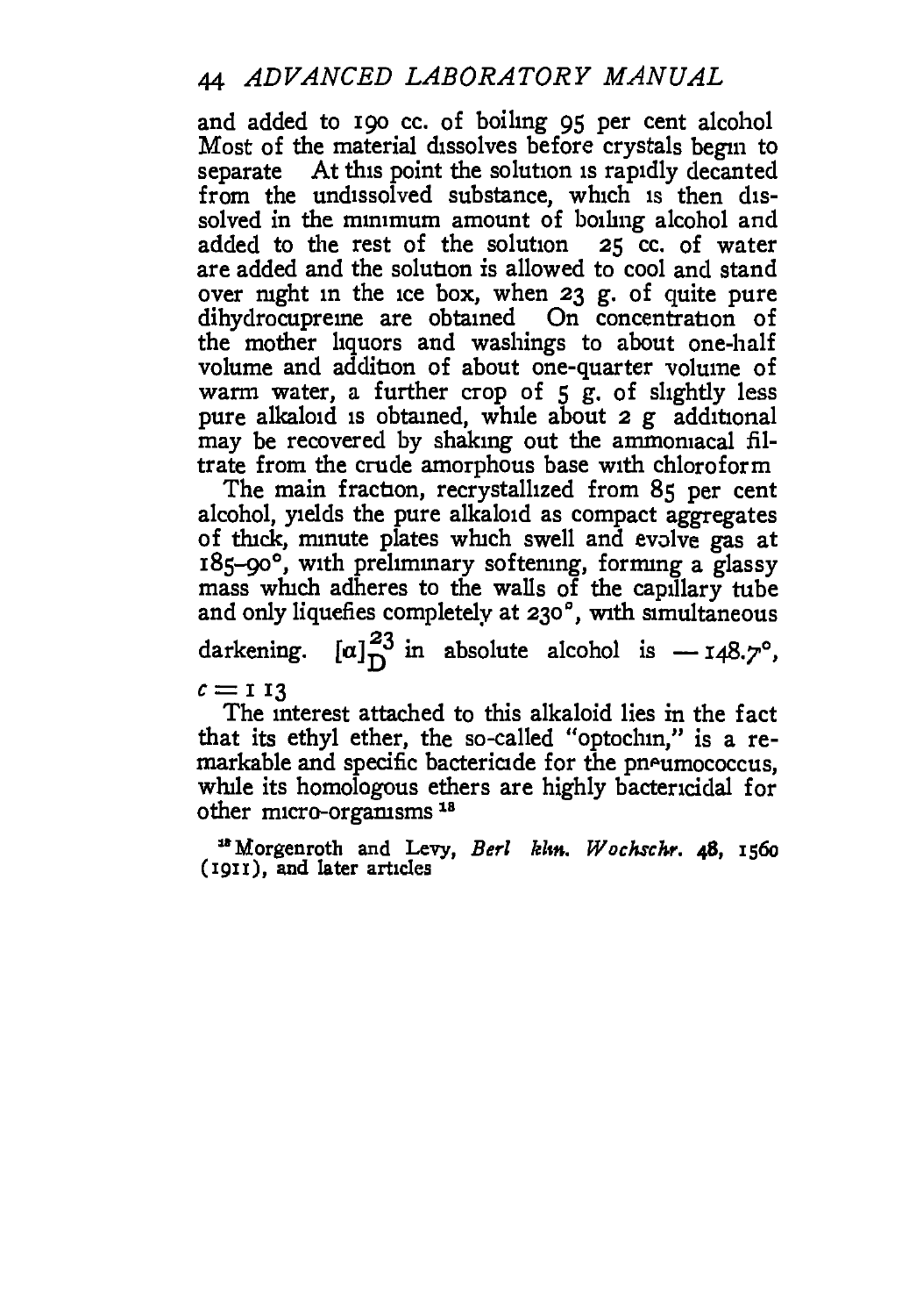and added to 190 cc. of boiling 95 per cent alcohol Most of the material dissolves before crystals begin to separate At this point the solution is rapidly decanted from the undissolved substance, which is then dissolved in the minimum amount of boiling alcohol and added to the rest of the solution 25 cc. of water are added and the solution is allowed to cool and stand over night in the ice box, when 23 g. of quite pure dihydrocupreine are obtained On concentration of the mother liquors and washings to about one-half volume and addition of about one-quarter volume of warm water, a further crop of 5 g. of slightly less pure alkaloid is obtained, while about 2 g additional may be recovered by shaking out the ammoniacal filtrate from the crude amorphous base with chloroform

The main fraction, recrystallized from 85 per cent alcohol, yields the pure alkaloid as compact aggregates of thick, minute plates which swell and evolve gas at 185–90°, with preliminary softening, forming a glassy mass which adheres to the walls of the capillary tube and only liquefies completely at 230°, with simultaneous darkening. $[\alpha]_D^{23}$ in absolute alcohol is $-148.7°$, $c = 1.13$

The interest attached to this alkaloid lies in the fact that its ethyl ether, the so-called "optochin," is a remarkable and specific bactericide for the pneumococcus, while its homologous ethers are highly bactericidal for other micro-organisms [18]

[18] Morgenroth and Levy, *Berl klin. Wochschr.* **48**, 1560 (1911), and later articles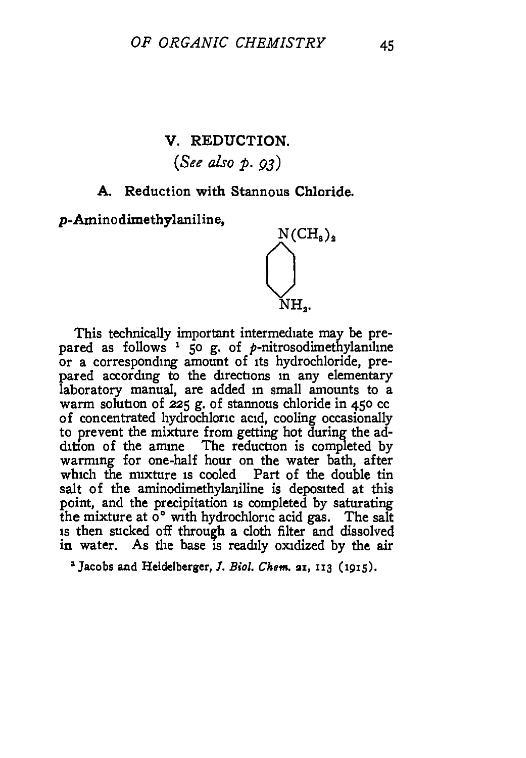## V. REDUCTION.

*(See also p. 93)*

### A. Reduction with Stannous Chloride.

***p*-Aminodimethylaniline,**

$$
\begin{array}{c}
N(CH_3)_2 \\
| \\
C_6H_4 \\
| \\
NH_2.
\end{array}
$$

This technically important intermediate may be prepared as follows [1] 50 g. of *p*-nitrosodimethylaniline or a corresponding amount of its hydrochloride, prepared according to the directions in any elementary laboratory manual, are added in small amounts to a warm solution of 225 g. of stannous chloride in 450 cc of concentrated hydrochloric acid, cooling occasionally to prevent the mixture from getting hot during the addition of the amine The reduction is completed by warming for one-half hour on the water bath, after which the mixture is cooled Part of the double tin salt of the aminodimethylaniline is deposited at this point, and the precipitation is completed by saturating the mixture at 0° with hydrochloric acid gas. The salt is then sucked off through a cloth filter and dissolved in water. As the base is readily oxidized by the air

[1] Jacobs and Heidelberger, *J. Biol. Chem.* 21, 113 (1915).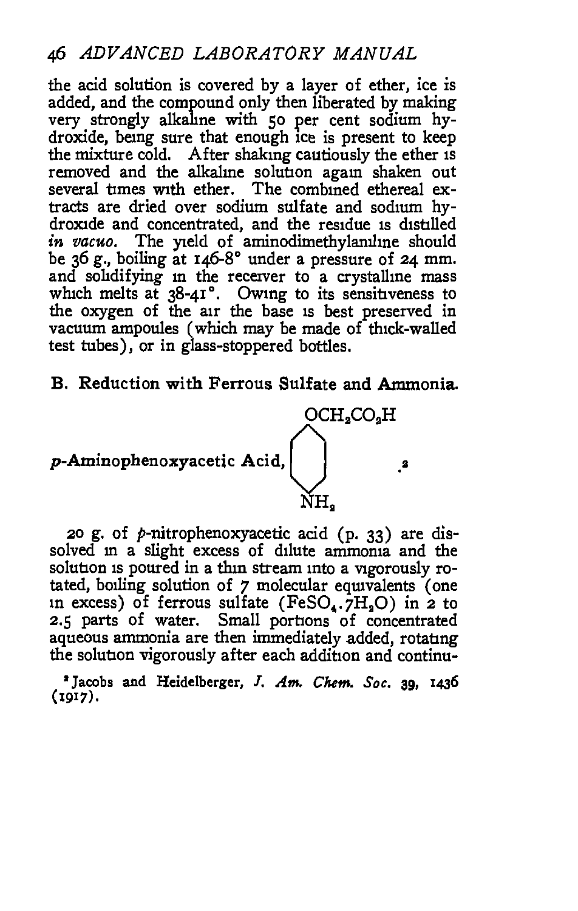the acid solution is covered by a layer of ether, ice is added, and the compound only then liberated by making very strongly alkaline with 50 per cent sodium hydroxide, being sure that enough ice is present to keep the mixture cold. After shaking cautiously the ether is removed and the alkaline solution again shaken out several times with ether. The combined ethereal extracts are dried over sodium sulfate and sodium hydroxide and concentrated, and the residue is distilled *in vacuo*. The yield of aminodimethylaniline should be 36 g., boiling at 146-8° under a pressure of 24 mm. and solidifying in the receiver to a crystalline mass which melts at 38-41°. Owing to its sensitiveness to the oxygen of the air the base is best preserved in vacuum ampoules (which may be made of thick-walled test tubes), or in glass-stoppered bottles.

## B. Reduction with Ferrous Sulfate and Ammonia.

**p-Aminophenoxyacetic Acid,** $p$-$OCH_2CO_2H \cdot C_6H_4 \cdot NH_2$.[2]

20 g. of *p*-nitrophenoxyacetic acid (p. 33) are dissolved in a slight excess of dilute ammonia and the solution is poured in a thin stream into a vigorously rotated, boiling solution of 7 molecular equivalents (one in excess) of ferrous sulfate ($FeSO_4.7H_2O$) in 2 to 2.5 parts of water. Small portions of concentrated aqueous ammonia are then immediately added, rotating the solution vigorously after each addition and continu-

[2] Jacobs and Heidelberger, *J. Am. Chem. Soc.* 39, 1436 (1917).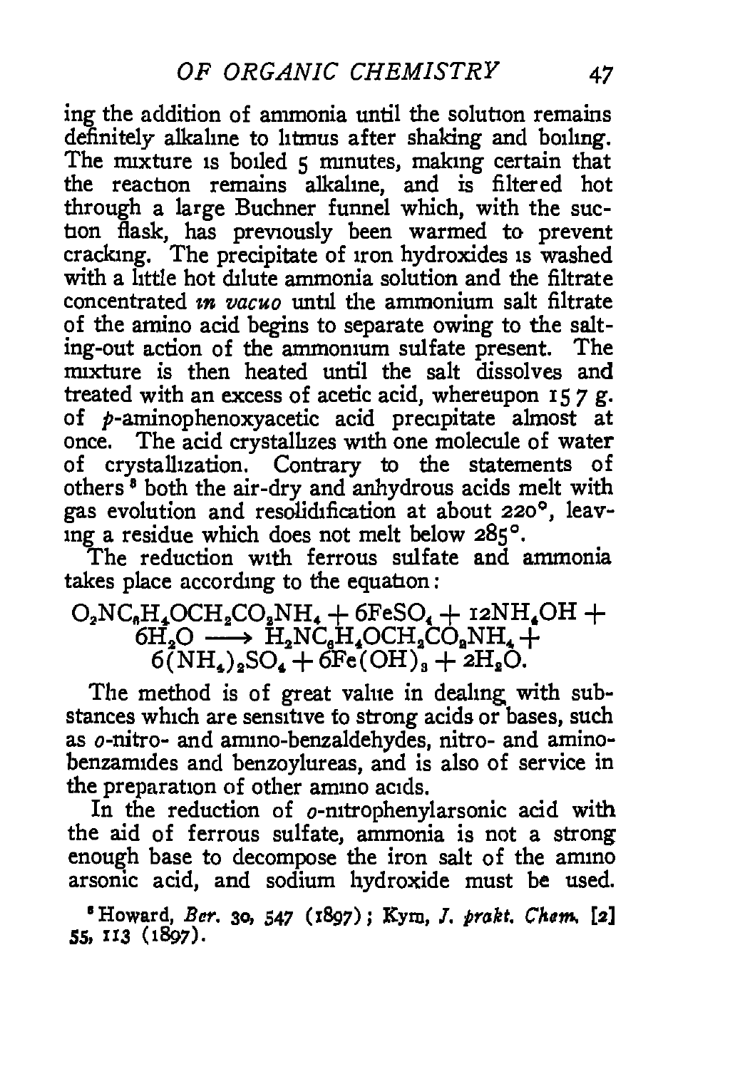ing the addition of ammonia until the solution remains definitely alkaline to litmus after shaking and boiling. The mixture is boiled 5 minutes, making certain that the reaction remains alkaline, and is filtered hot through a large Buchner funnel which, with the suction flask, has previously been warmed to prevent cracking. The precipitate of iron hydroxides is washed with a little hot dilute ammonia solution and the filtrate concentrated *in vacuo* until the ammonium salt filtrate of the amino acid begins to separate owing to the salting-out action of the ammonium sulfate present. The mixture is then heated until the salt dissolves and treated with an excess of acetic acid, whereupon 15.7 g. of *p*-aminophenoxyacetic acid precipitate almost at once. The acid crystallizes with one molecule of water of crystallization. Contrary to the statements of others[8] both the air-dry and anhydrous acids melt with gas evolution and resolidification at about 220°, leaving a residue which does not melt below 285°.

The reduction with ferrous sulfate and ammonia takes place according to the equation:

$$O_2NC_6H_4OCH_2CO_2NH_4 + 6FeSO_4 + 12NH_4OH + 6H_2O \longrightarrow H_2NC_6H_4OCH_2CO_2NH_4 + 6(NH_4)_2SO_4 + 6Fe(OH)_3 + 2H_2O.$$

The method is of great value in dealing with substances which are sensitive to strong acids or bases, such as *o*-nitro- and amino-benzaldehydes, nitro- and amino-benzamides and benzoylureas, and is also of service in the preparation of other amino acids.

In the reduction of *o*-nitrophenylarsonic acid with the aid of ferrous sulfate, ammonia is not a strong enough base to decompose the iron salt of the amino arsonic acid, and sodium hydroxide must be used.

[8] Howard, *Ber.* 30, 547 (1897); Kym, *J. prakt. Chem.* [2] 55, 113 (1897).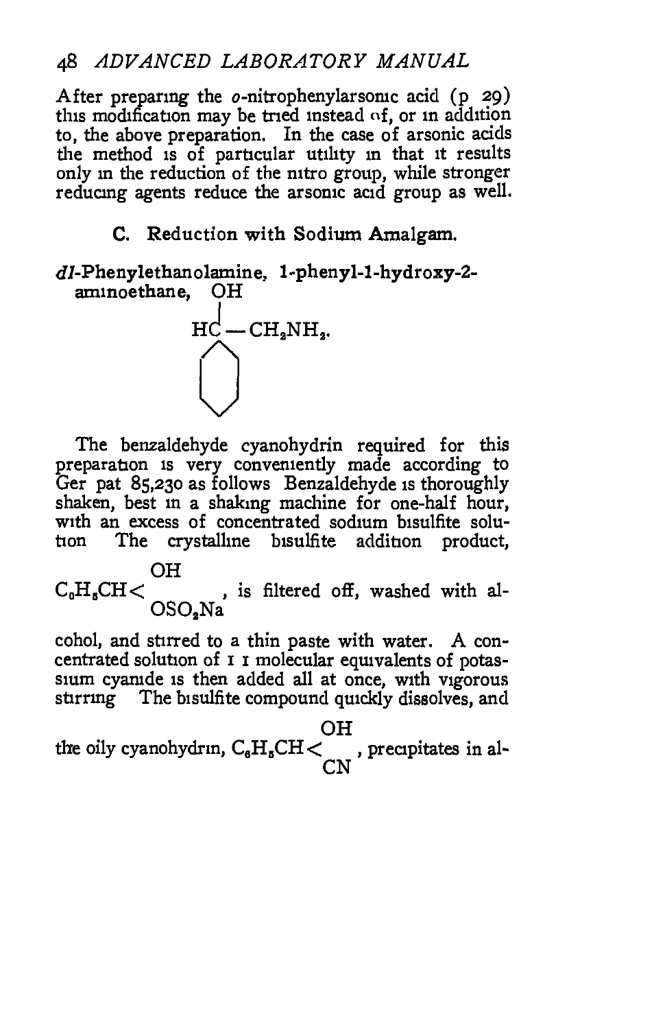After preparing the *o*-nitrophenylarsonic acid (p 29) this modification may be tried instead of, or in addition to, the above preparation. In the case of arsonic acids the method is of particular utility in that it results only in the reduction of the nitro group, while stronger reducing agents reduce the arsonic acid group as well.

### C. Reduction with Sodium Amalgam.

***dl*-Phenylethanolamine, 1-phenyl-1-hydroxy-2-aminoethane,**

$$C_6H_5-CH(OH)-CH_2NH_2.$$

The benzaldehyde cyanohydrin required for this preparation is very conveniently made according to Ger pat 85,230 as follows Benzaldehyde is thoroughly shaken, best in a shaking machine for one-half hour, with an excess of concentrated sodium bisulfite solution The crystalline bisulfite addition product, $C_6H_5CH<{OH \atop OSO_2Na}$, is filtered off, washed with alcohol, and stirred to a thin paste with water. A concentrated solution of 1 1 molecular equivalents of potassium cyanide is then added all at once, with vigorous stirring The bisulfite compound quickly dissolves, and the oily cyanohydrin, $C_6H_5CH<{OH \atop CN}$, precipitates in al-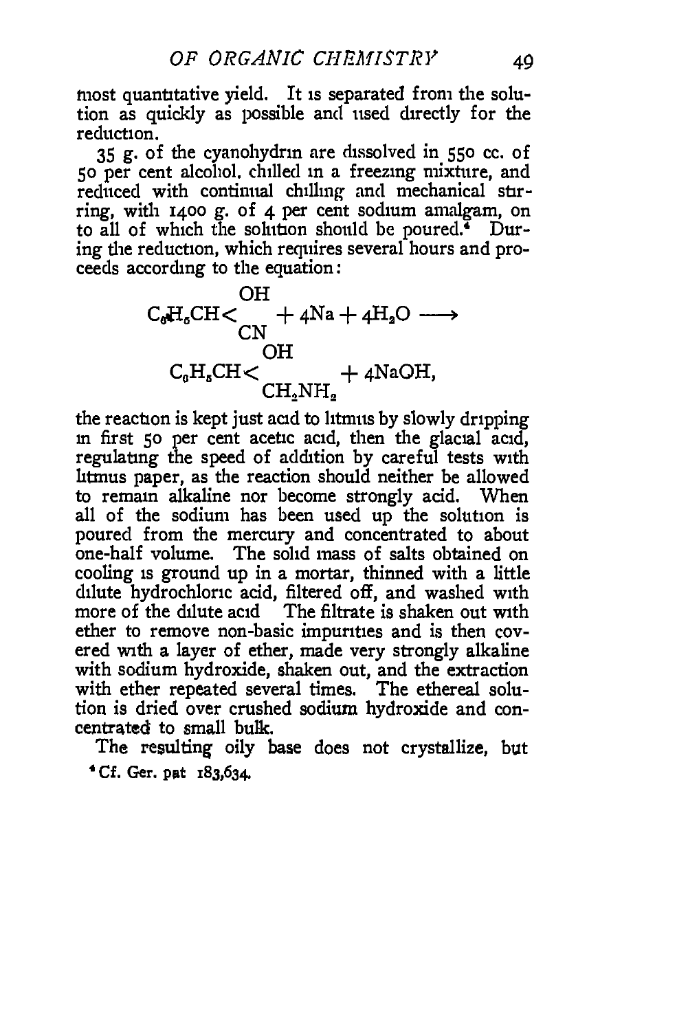most quantitative yield. It is separated from the solution as quickly as possible and used directly for the reduction.

35 g. of the cyanohydrin are dissolved in 550 cc. of 50 per cent alcohol, chilled in a freezing mixture, and reduced with continual chilling and mechanical stirring, with 1400 g. of 4 per cent sodium amalgam, on to all of which the solution should be poured.[4] During the reduction, which requires several hours and proceeds according to the equation:

$$C_6H_5CH{<}^{OH}_{CN} + 4Na + 4H_2O \longrightarrow C_6H_5CH{<}^{OH}_{CH_2NH_2} + 4NaOH,$$

the reaction is kept just acid to litmus by slowly dripping in first 50 per cent acetic acid, then the glacial acid, regulating the speed of addition by careful tests with litmus paper, as the reaction should neither be allowed to remain alkaline nor become strongly acid. When all of the sodium has been used up the solution is poured from the mercury and concentrated to about one-half volume. The solid mass of salts obtained on cooling is ground up in a mortar, thinned with a little dilute hydrochloric acid, filtered off, and washed with more of the dilute acid The filtrate is shaken out with ether to remove non-basic impurities and is then covered with a layer of ether, made very strongly alkaline with sodium hydroxide, shaken out, and the extraction with ether repeated several times. The ethereal solution is dried over crushed sodium hydroxide and concentrated to small bulk.

The resulting oily base does not crystallize, but

[4] Cf. Ger. pat 183,634.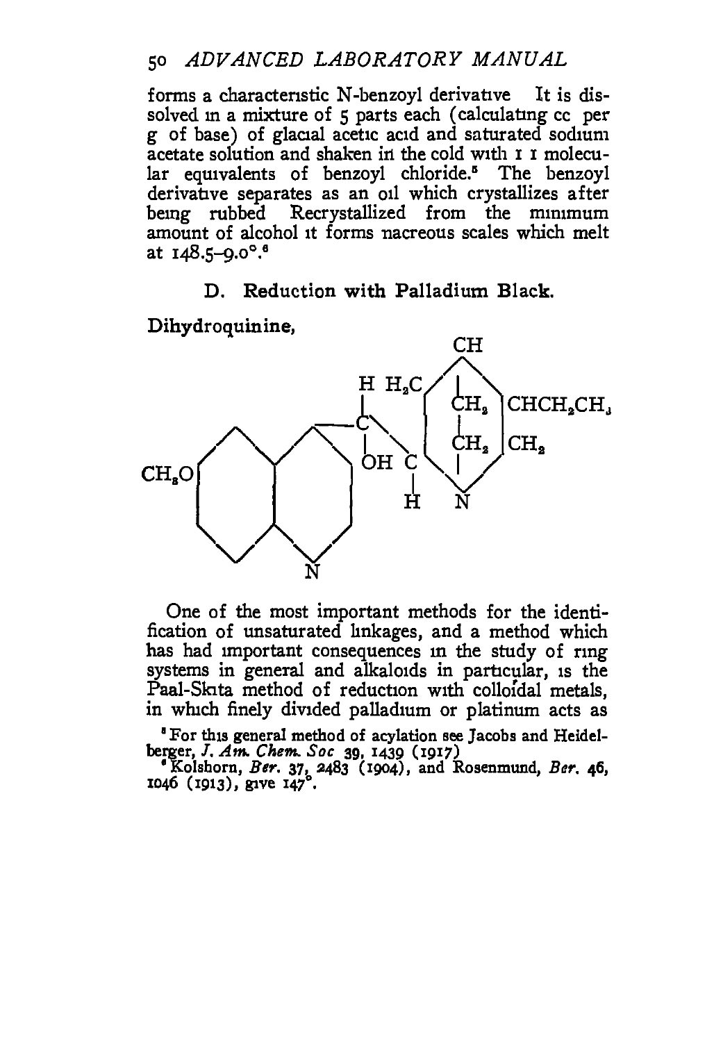forms a characteristic N-benzoyl derivative It is dissolved in a mixture of 5 parts each (calculating cc per g of base) of glacial acetic acid and saturated sodium acetate solution and shaken in the cold with 1 1 molecular equivalents of benzoyl chloride.[5] The benzoyl derivative separates as an oil which crystallizes after being rubbed Recrystallized from the minimum amount of alcohol it forms nacreous scales which melt at 148.5–9.0°.[6]

### D. Reduction with Palladium Black.

Dihydroquinine,

One of the most important methods for the identification of unsaturated linkages, and a method which has had important consequences in the study of ring systems in general and alkaloids in particular, is the Paal-Skita method of reduction with colloidal metals, in which finely divided palladium or platinum acts as

[5] For this general method of acylation see Jacobs and Heidelberger, *J. Am. Chem. Soc* 39, 1439 (1917)

[6] Kolshorn, *Ber.* 37, 2483 (1904), and Rosenmund, *Ber.* 46, 1046 (1913), give 147°.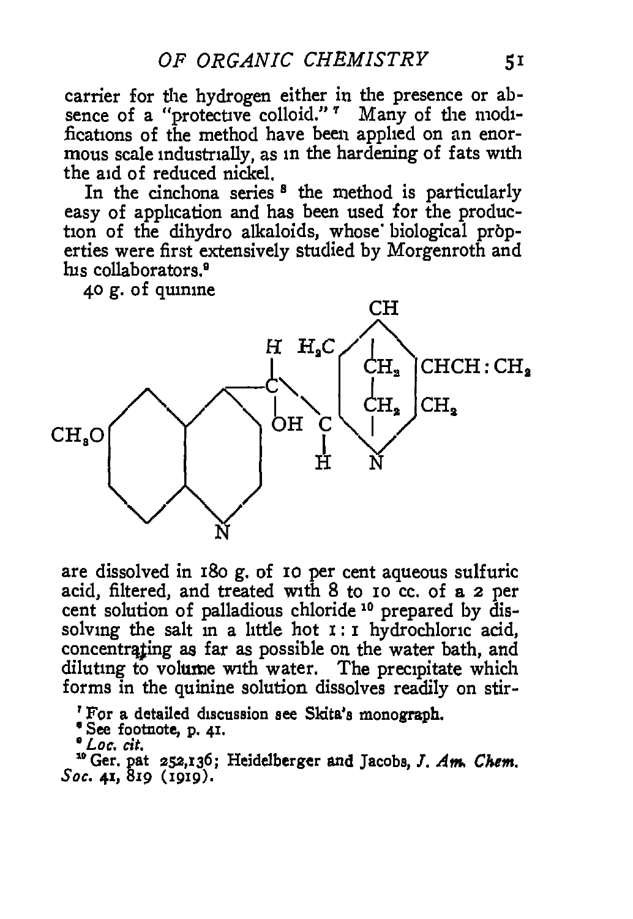carrier for the hydrogen either in the presence or absence of a "protective colloid."[7] Many of the modifications of the method have been applied on an enormous scale industrially, as in the hardening of fats with the aid of reduced nickel.

In the cinchona series[8] the method is particularly easy of application and has been used for the production of the dihydro alkaloids, whose biological properties were first extensively studied by Morgenroth and his collaborators.[9]

40 g. of quinine

```
                                              CH
                                             / | \
                                  H  H2C    /  |  \
                                  |     \  | CH2   | CHCH:CH2
           /\      /\         ----C\       | |     |
          /  \    /  \       /    | \      | CH2   | CH2
   CH3O  |    |  |    |----       OH  C    \ |    /
         |    |  |    |               |     \|   /
          \  /    \  /                H      N
           \/      \/
                   N
```

are dissolved in 180 g. of 10 per cent aqueous sulfuric acid, filtered, and treated with 8 to 10 cc. of a 2 per cent solution of palladious chloride[10] prepared by dissolving the salt in a little hot 1 : 1 hydrochloric acid, concentrating as far as possible on the water bath, and diluting to volume with water. The precipitate which forms in the quinine solution dissolves readily on stir-

[7] For a detailed discussion see Skita's monograph.

[8] See footnote, p. 41.

[9] *Loc. cit.*

[10] Ger. pat 252,136; Heidelberger and Jacobs, *J. Am. Chem. Soc.* 41, 819 (1919).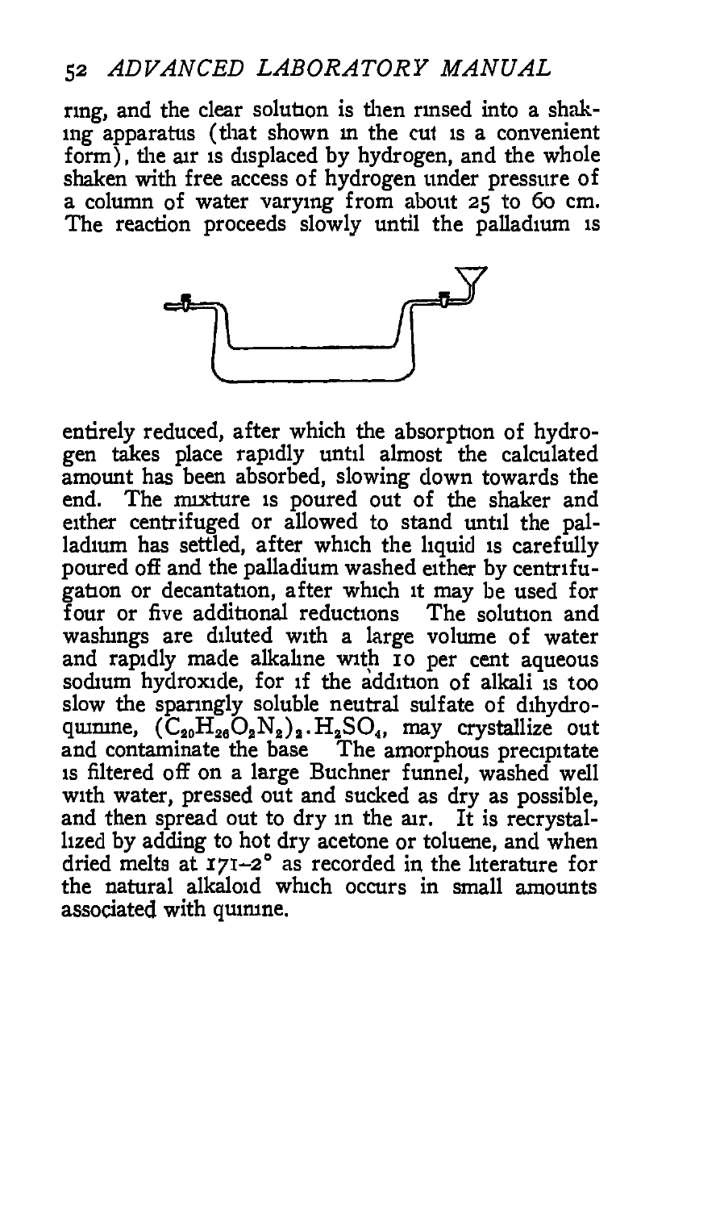ring, and the clear solution is then rinsed into a shaking apparatus (that shown in the cut is a convenient form), the air is displaced by hydrogen, and the whole shaken with free access of hydrogen under pressure of a column of water varying from about 25 to 60 cm. The reaction proceeds slowly until the palladium is entirely reduced, after which the absorption of hydrogen takes place rapidly until almost the calculated amount has been absorbed, slowing down towards the end. The mixture is poured out of the shaker and either centrifuged or allowed to stand until the palladium has settled, after which the liquid is carefully poured off and the palladium washed either by centrifugation or decantation, after which it may be used for four or five additional reductions. The solution and washings are diluted with a large volume of water and rapidly made alkaline with 10 per cent aqueous sodium hydroxide, for if the addition of alkali is too slow the sparingly soluble neutral sulfate of dihydroquinine, $(C_{20}H_{26}O_2N_2)_2 . H_2SO_4$, may crystallize out and contaminate the base. The amorphous precipitate is filtered off on a large Buchner funnel, washed well with water, pressed out and sucked as dry as possible, and then spread out to dry in the air. It is recrystallized by adding to hot dry acetone or toluene, and when dried melts at 171–2° as recorded in the literature for the natural alkaloid which occurs in small amounts associated with quinine.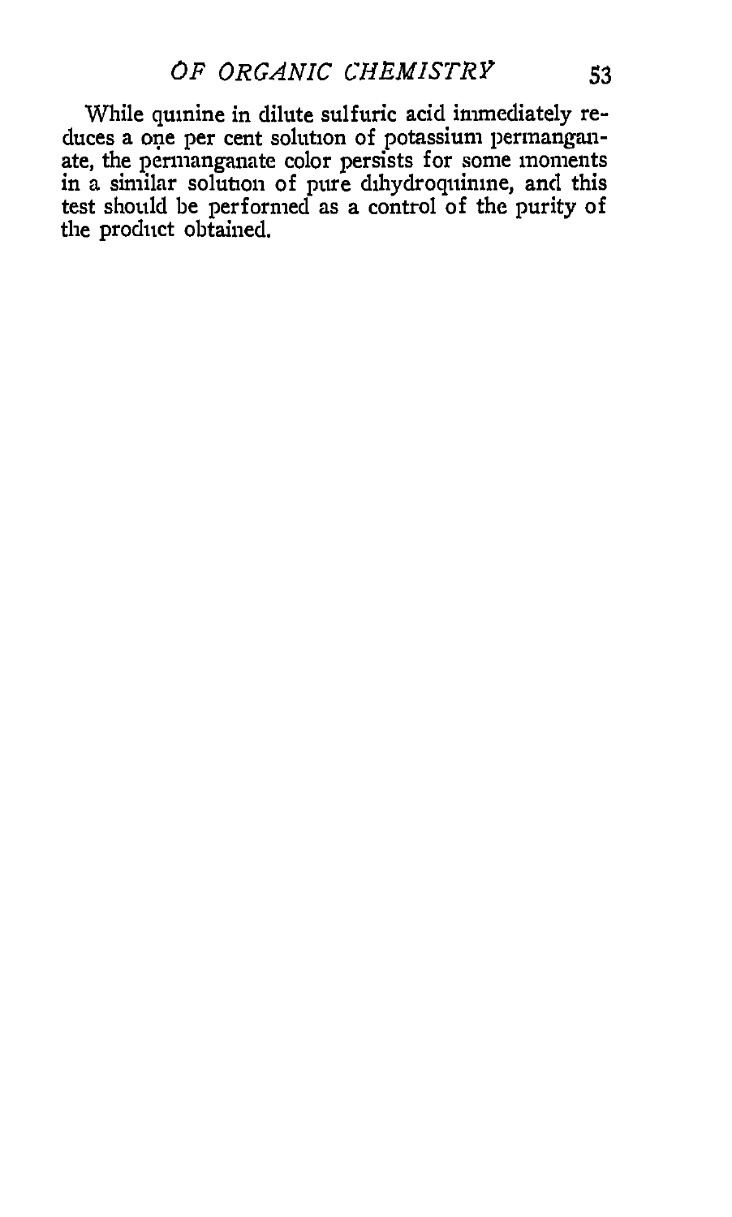While quinine in dilute sulfuric acid immediately reduces a one per cent solution of potassium permanganate, the permanganate color persists for some moments in a similar solution of pure dihydroquinine, and this test should be performed as a control of the purity of the product obtained.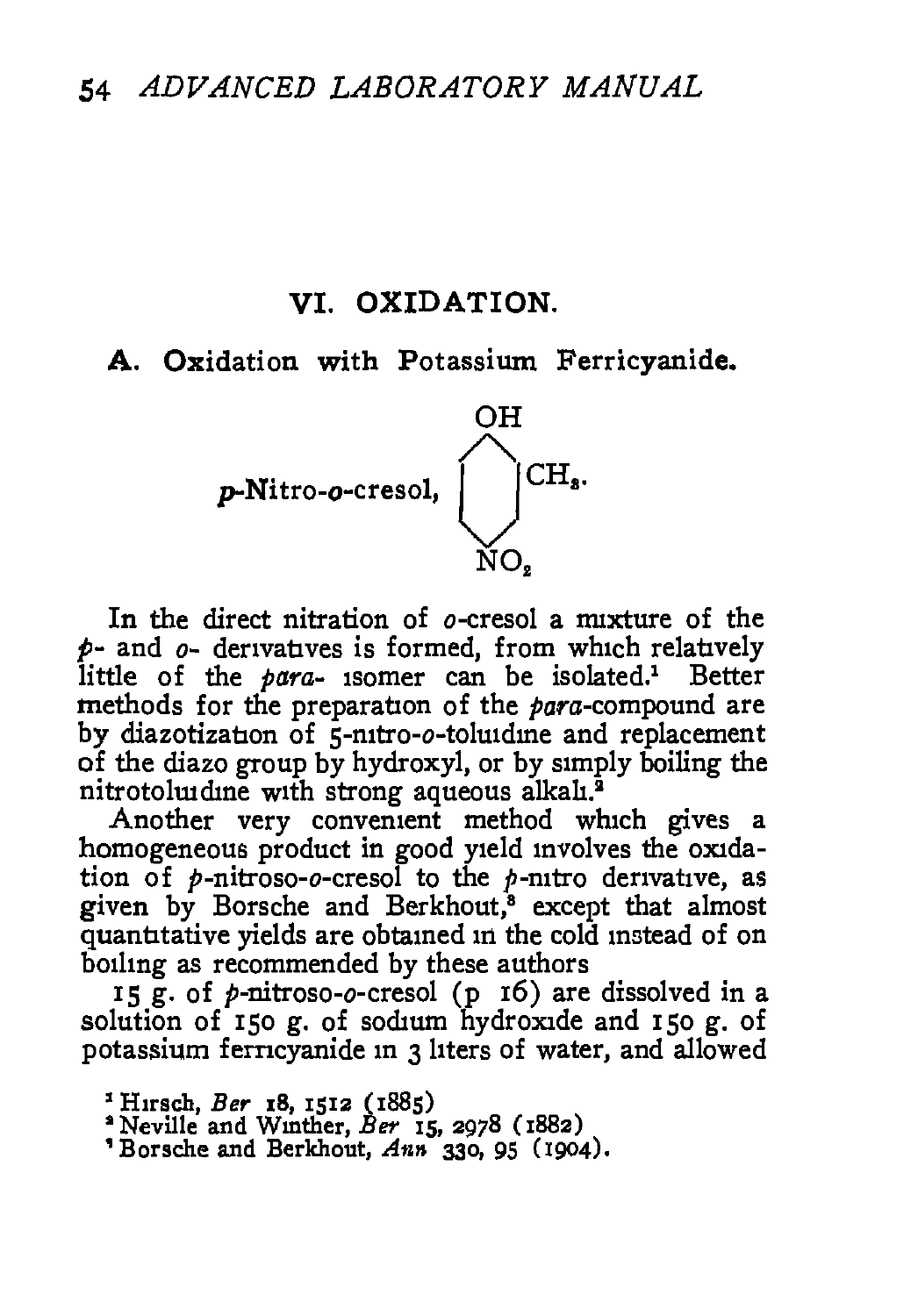## VI. OXIDATION.

### A. Oxidation with Potassium Ferricyanide.

*p*-Nitro-*o*-cresol, (OH, $CH_3$, $NO_2$)

In the direct nitration of *o*-cresol a mixture of the *p*- and *o*- derivatives is formed, from which relatively little of the *para*- isomer can be isolated.[1] Better methods for the preparation of the *para*-compound are by diazotization of 5-nitro-*o*-toluidine and replacement of the diazo group by hydroxyl, or by simply boiling the nitrotoluidine with strong aqueous alkali.[2]

Another very convenient method which gives a homogeneous product in good yield involves the oxidation of *p*-nitroso-*o*-cresol to the *p*-nitro derivative, as given by Borsche and Berkhout,[3] except that almost quantitative yields are obtained in the cold instead of on boiling as recommended by these authors

15 g. of *p*-nitroso-*o*-cresol (p 16) are dissolved in a solution of 150 g. of sodium hydroxide and 150 g. of potassium ferricyanide in 3 liters of water, and allowed

[1] Hirsch, *Ber* 18, 1512 (1885)

[2] Neville and Winther, *Ber* 15, 2978 (1882)

[3] Borsche and Berkhout, *Ann* 330, 95 (1904).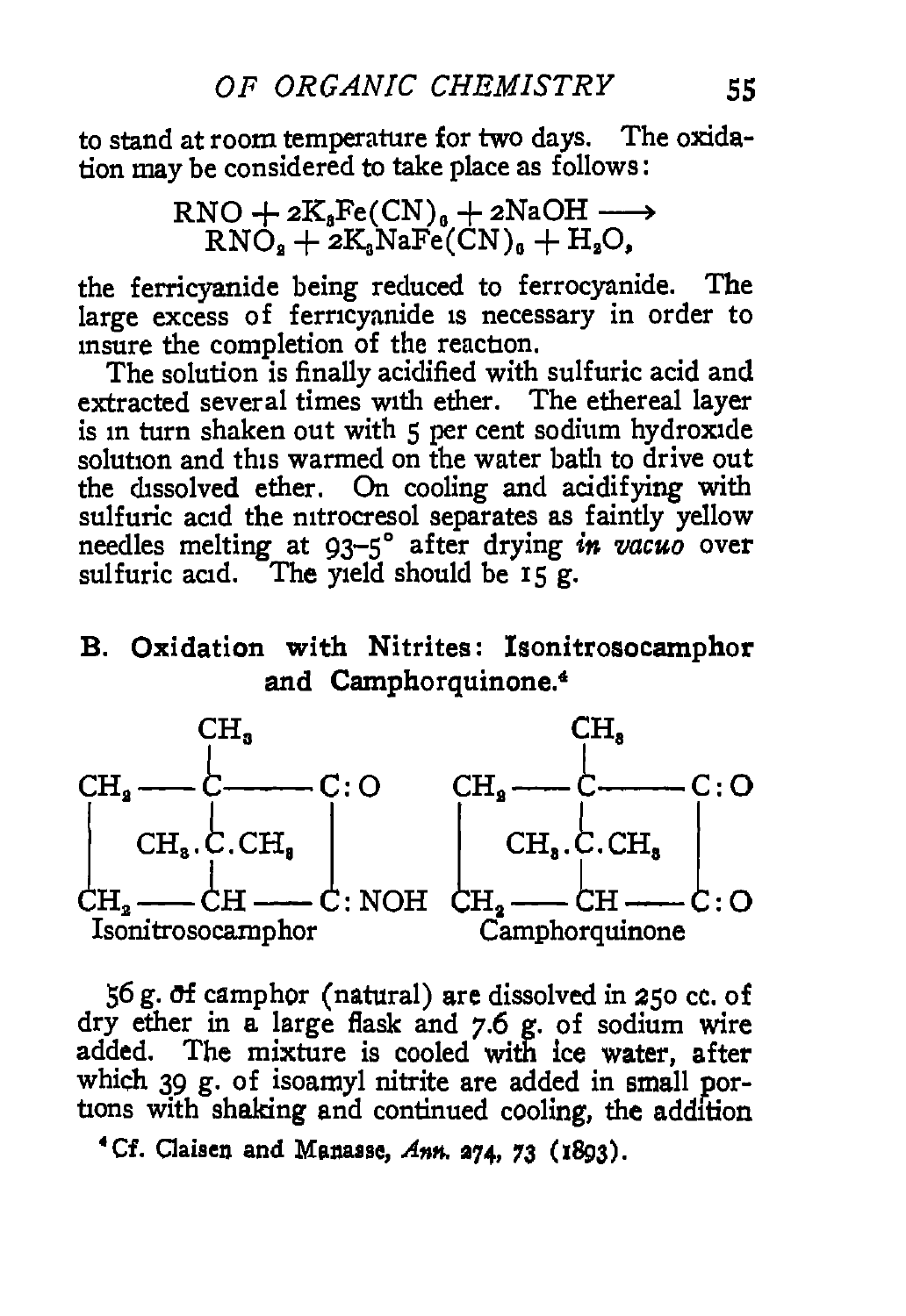to stand at room temperature for two days. The oxidation may be considered to take place as follows:

$$RNO + 2K_3Fe(CN)_6 + 2NaOH \longrightarrow RNO_2 + 2K_3NaFe(CN)_6 + H_2O,$$

the ferricyanide being reduced to ferrocyanide. The large excess of ferricyanide is necessary in order to insure the completion of the reaction.

The solution is finally acidified with sulfuric acid and extracted several times with ether. The ethereal layer is in turn shaken out with 5 per cent sodium hydroxide solution and this warmed on the water bath to drive out the dissolved ether. On cooling and acidifying with sulfuric acid the nitrocresol separates as faintly yellow needles melting at 93–5° after drying *in vacuo* over sulfuric acid. The yield should be 15 g.

## B. Oxidation with Nitrites: Isonitrosocamphor and Camphorquinone.[4]

```
          CH3                            CH3
          |                              |
CH2 ——— C ——— C:O              CH2 ——— C ——— C:O
|                 |              |                 |
|   CH3.C.CH3     |              |   CH3.C.CH3     |
|       |         |              |       |         |
CH2 ——— CH ——— C:NOH           CH2 ——— CH ——— C:O
Isonitrosocamphor                 Camphorquinone
```

56 g. of camphor (natural) are dissolved in 250 cc. of dry ether in a large flask and 7.6 g. of sodium wire added. The mixture is cooled with ice water, after which 39 g. of isoamyl nitrite are added in small portions with shaking and continued cooling, the addition

[4] Cf. Claisen and Manasse, *Ann.* 274, 73 (1893).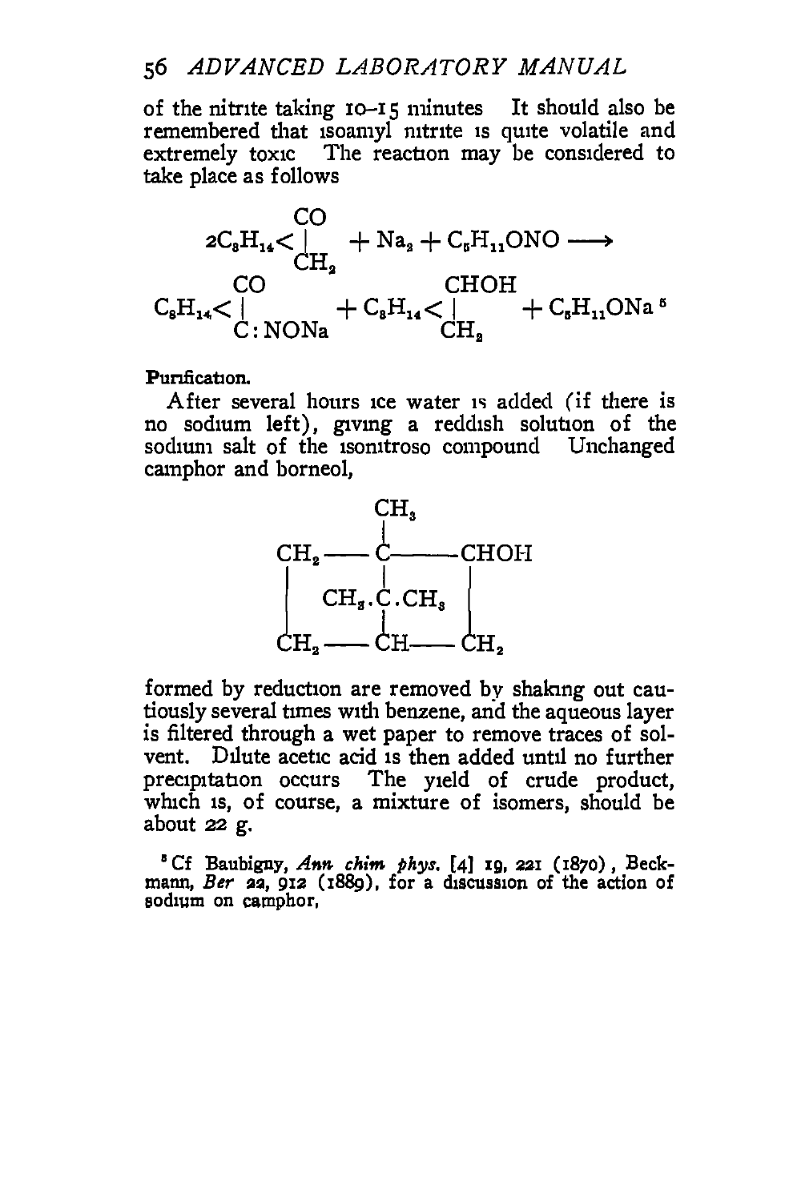of the nitrite taking 10–15 minutes It should also be remembered that isoamyl nitrite is quite volatile and extremely toxic The reaction may be considered to take place as follows

$$2C_8H_{14}<\begin{matrix}CO\\ |\\ CH_2\end{matrix} + Na_2 + C_5H_{11}ONO \longrightarrow$$

$$C_8H_{14}<\begin{matrix}CO\\ |\\ C:NONa\end{matrix} + C_8H_{14}<\begin{matrix}CHOH\\ |\\ CH_2\end{matrix} + C_5H_{11}ONa\ [5]$$

**Purification.**

After several hours ice water is added (if there is no sodium left), giving a reddish solution of the sodium salt of the isonitroso compound Unchanged camphor and borneol,

```
               CH3
                |
CH2 ——— C ———— CHOH
 |            |              |
 |     CH3.C.CH3      |
 |            |              |
CH2 ——— CH ——— CH2
```

formed by reduction are removed by shaking out cautiously several times with benzene, and the aqueous layer is filtered through a wet paper to remove traces of solvent. Dilute acetic acid is then added until no further precipitation occurs The yield of crude product, which is, of course, a mixture of isomers, should be about 22 g.

[5] Cf Baubigny, *Ann chim phys.* [4] 19, 221 (1870), Beckmann, *Ber* 22, 912 (1889), for a discussion of the action of sodium on camphor,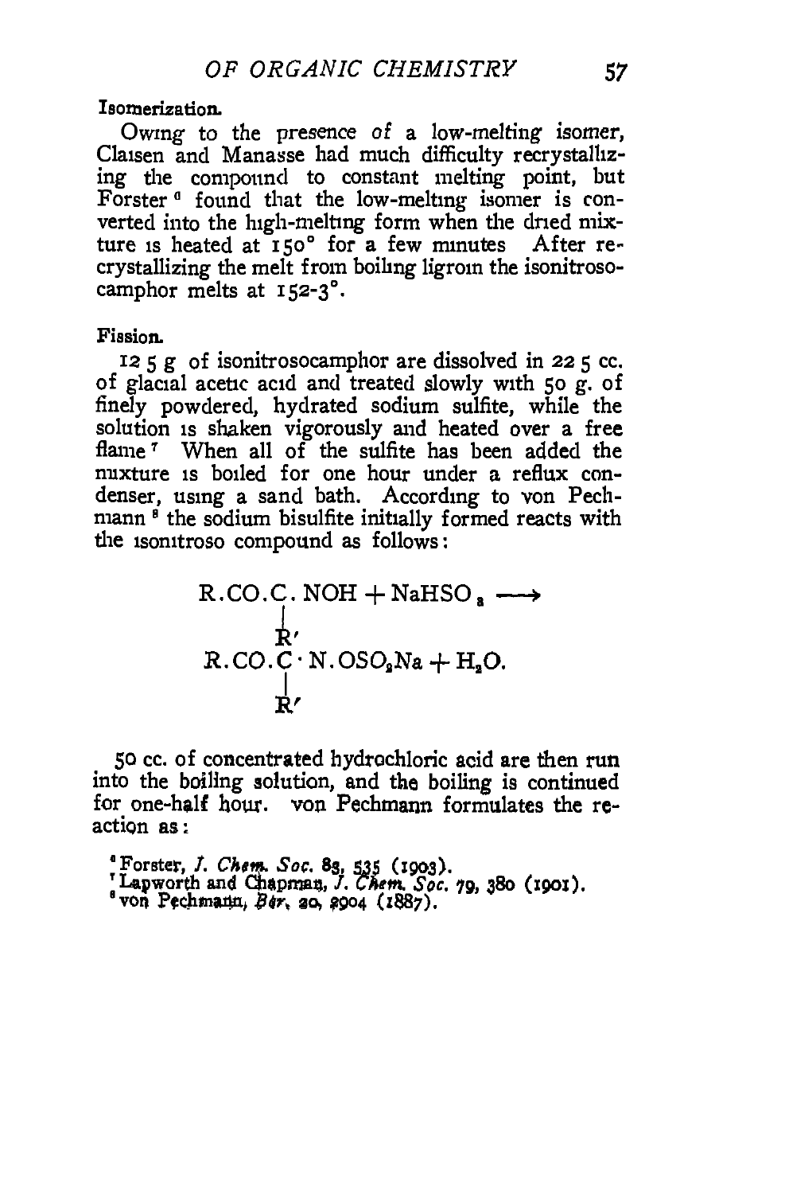**Isomerization.**

Owing to the presence of a low-melting isomer, Claisen and Manasse had much difficulty recrystallizing the compound to constant melting point, but Forster [6] found that the low-melting isomer is converted into the high-melting form when the dried mixture is heated at 150° for a few minutes After recrystallizing the melt from boiling ligroin the isonitrosocamphor melts at 152-3°.

**Fission.**

12 5 g of isonitrosocamphor are dissolved in 22 5 cc. of glacial acetic acid and treated slowly with 50 g. of finely powdered, hydrated sodium sulfite, while the solution is shaken vigorously and heated over a free flame [7] When all of the sulfite has been added the mixture is boiled for one hour under a reflux condenser, using a sand bath. According to von Pechmann [8] the sodium bisulfite initially formed reacts with the isonitroso compound as follows:

$$\begin{array}{l} R.CO.\underset{\displaystyle R'}{\underset{|}{C}}.NOH + NaHSO_3 \longrightarrow \\ R.CO.\underset{\displaystyle R'}{\underset{|}{C}}\cdot N.OSO_2Na + H_2O. \end{array}$$

50 cc. of concentrated hydrochloric acid are then run into the boiling solution, and the boiling is continued for one-half hour. von Pechmann formulates the reaction as:

[6] Forster, *J. Chem. Soc.* 83, 535 (1903).
[7] Lapworth and Chapman, *J. Chem. Soc.* 79, 380 (1901).
[8] von Pechmann, *Ber.* 20, 2904 (1887).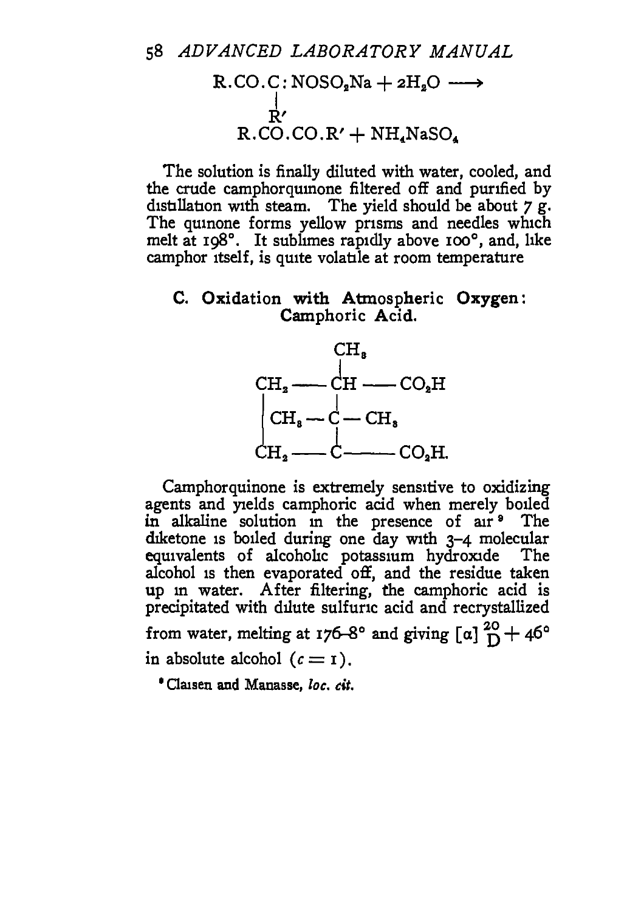$$R.CO.\underset{\substack{| \\ R'}}{C}:NOSO_2Na + 2H_2O \longrightarrow$$

$$R.CO.CO.R' + NH_4NaSO_4$$

The solution is finally diluted with water, cooled, and the crude camphorquinone filtered off and purified by distillation with steam. The yield should be about 7 g. The quinone forms yellow prisms and needles which melt at 198°. It sublimes rapidly above 100°, and, like camphor itself, is quite volatile at room temperature

### C. Oxidation with Atmospheric Oxygen: Camphoric Acid.

```
                  CH3
                  |
        CH2 ----- CH ----- CO2H
        |         |
        |  CH3 -- C -- CH3
        |         |
        CH2 ----- C ------ CO2H.
```

Camphorquinone is extremely sensitive to oxidizing agents and yields camphoric acid when merely boiled in alkaline solution in the presence of air[9] The diketone is boiled during one day with 3–4 molecular equivalents of alcoholic potassium hydroxide The alcohol is then evaporated off, and the residue taken up in water. After filtering, the camphoric acid is precipitated with dilute sulfuric acid and recrystallized from water, melting at 176–8° and giving $[\alpha]^{20}_{D} + 46°$ in absolute alcohol ($c = 1$).

[9] Claisen and Manasse, *loc. cit.*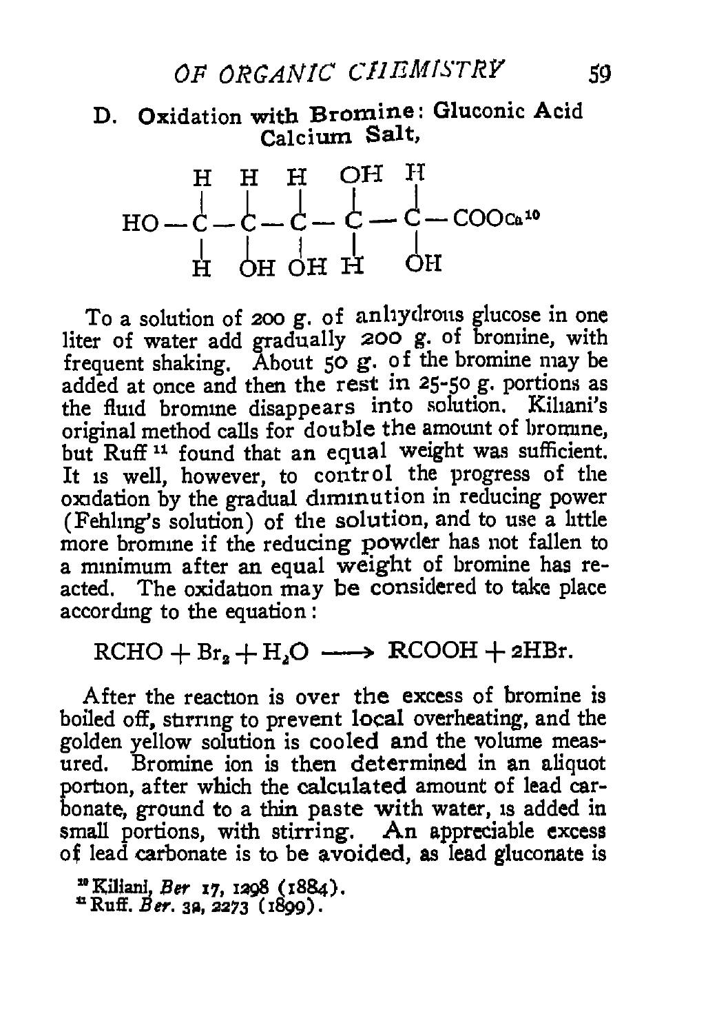### D. Oxidation with Bromine: Gluconic Acid Calcium Salt,

$$HO-\overset{H}{\underset{H}{C}}-\overset{H}{\underset{OH}{C}}-\overset{H}{\underset{OH}{C}}-\overset{OH}{\underset{H}{C}}-\overset{H}{\underset{OH}{C}}-COOCa$$ [10]

To a solution of 200 g. of anhydrous glucose in one liter of water add gradually 200 g. of bromine, with frequent shaking. About 50 g. of the bromine may be added at once and then the rest in 25-50 g. portions as the fluid bromine disappears into solution. Kiliani's original method calls for double the amount of bromine, but Ruff [11] found that an equal weight was sufficient. It is well, however, to control the progress of the oxidation by the gradual diminution in reducing power (Fehling's solution) of the solution, and to use a little more bromine if the reducing powder has not fallen to a minimum after an equal weight of bromine has reacted. The oxidation may be considered to take place according to the equation:

$$RCHO + Br_2 + H_2O \longrightarrow RCOOH + 2HBr.$$

After the reaction is over the excess of bromine is boiled off, stirring to prevent local overheating, and the golden yellow solution is cooled and the volume measured. Bromine ion is then determined in an aliquot portion, after which the calculated amount of lead carbonate, ground to a thin paste with water, is added in small portions, with stirring. An appreciable excess of lead carbonate is to be avoided, as lead gluconate is

[10] Kiliani, *Ber* 17, 1298 (1884).
[11] Ruff. *Ber.* 32, 2273 (1899).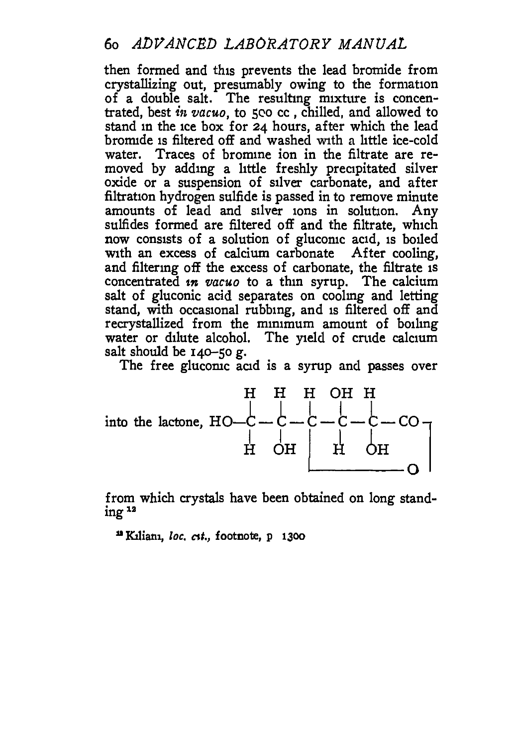then formed and this prevents the lead bromide from crystallizing out, presumably owing to the formation of a double salt. The resulting mixture is concentrated, best *in vacuo*, to 500 cc, chilled, and allowed to stand in the ice box for 24 hours, after which the lead bromide is filtered off and washed with a little ice-cold water. Traces of bromine ion in the filtrate are removed by adding a little freshly precipitated silver oxide or a suspension of silver carbonate, and after filtration hydrogen sulfide is passed in to remove minute amounts of lead and silver ions in solution. Any sulfides formed are filtered off and the filtrate, which now consists of a solution of gluconic acid, is boiled with an excess of calcium carbonate After cooling, and filtering off the excess of carbonate, the filtrate is concentrated *in vacuo* to a thin syrup. The calcium salt of gluconic acid separates on cooling and letting stand, with occasional rubbing, and is filtered off and recrystallized from the minimum amount of boiling water or dilute alcohol. The yield of crude calcium salt should be 140–50 g.

The free gluconic acid is a syrup and passes over into the lactone,

```
        H    H    H   OH   H
        |    |    |    |    |
HO—C — C — C — C — C — CO ┐
        |    |    |    |    |         |
        H   OH   |    H   OH         |
                  └─────────────── O ┘
```

from which crystals have been obtained on long standing[12]

[12] Kiliani, *loc. cit.*, footnote, p 1300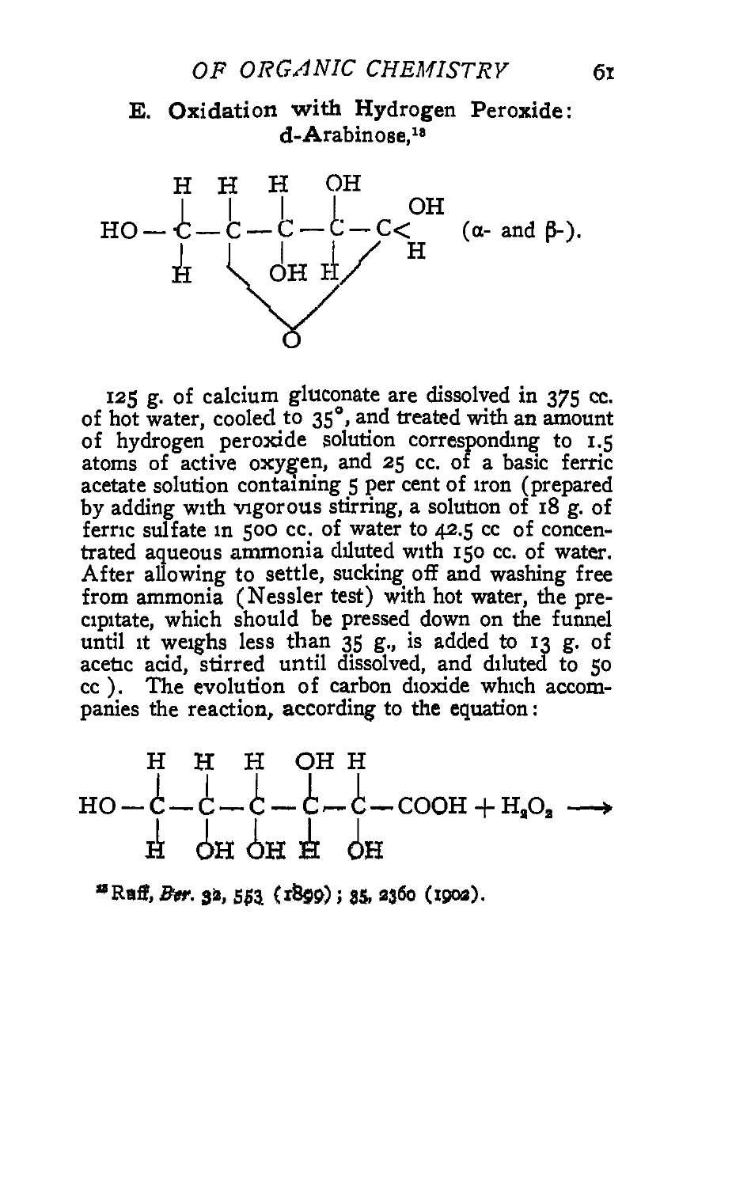### E. Oxidation with Hydrogen Peroxide: d-Arabinose,[18]

```
     H   H   H   OH
     |   |   |   |      OH
HO — C — C — C — C — C<         (α- and β-).
     |   |   |   |  /   H
     H   \  OH   H /
          \       /
           \     /
              O
```

125 g. of calcium gluconate are dissolved in 375 cc. of hot water, cooled to 35°, and treated with an amount of hydrogen peroxide solution corresponding to 1.5 atoms of active oxygen, and 25 cc. of a basic ferric acetate solution containing 5 per cent of iron (prepared by adding with vigorous stirring, a solution of 18 g. of ferric sulfate in 500 cc. of water to 42.5 cc of concentrated aqueous ammonia diluted with 150 cc. of water. After allowing to settle, sucking off and washing free from ammonia (Nessler test) with hot water, the precipitate, which should be pressed down on the funnel until it weighs less than 35 g., is added to 13 g. of acetic acid, stirred until dissolved, and diluted to 50 cc ). The evolution of carbon dioxide which accompanies the reaction, according to the equation:

```
     H   H   H   OH  H
     |   |   |   |   |
HO — C — C — C — C — C — COOH + H2O2 ⟶
     |   |   |   |   |
     H   OH  OH  H   OH
```

[18] Ruff, *Ber.* 32, 553 (1899); 35, 2360 (1902).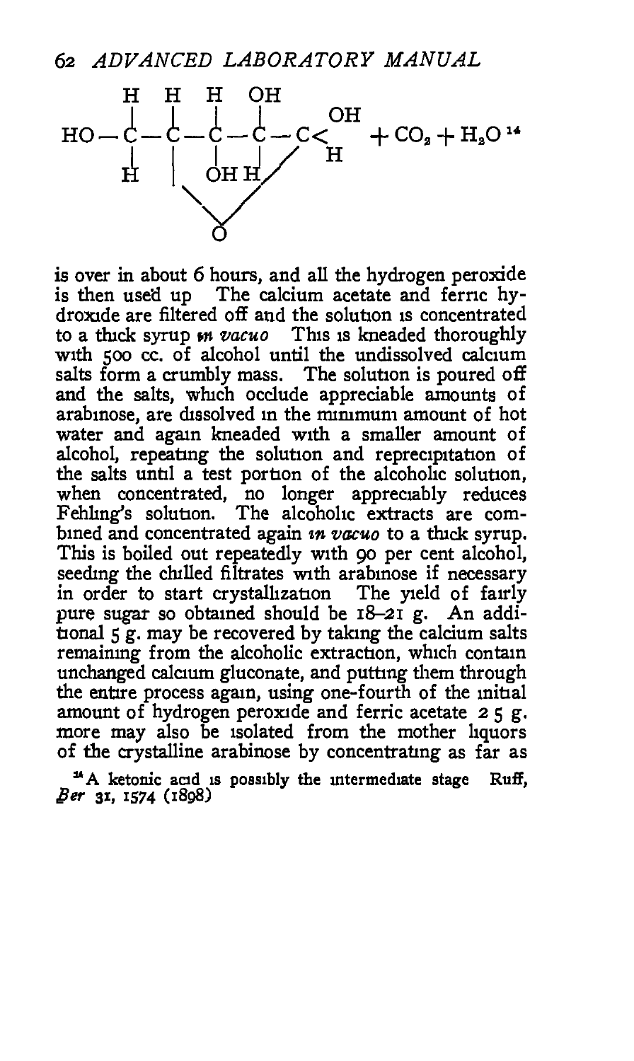$$\mathrm{HO-\underset{H}{\overset{H}{|}}{C}-\overset{H}{\underset{|}{C}}-\overset{H}{\underset{OH}{C}}-\overset{OH}{\underset{H}{C}}-C\!\!<^{OH}_{H}} + CO_2 + H_2O \text{ [14]}$$

(with an O bridge linking the second and fifth carbons)

is over in about 6 hours, and all the hydrogen peroxide is then used up The calcium acetate and ferric hydroxide are filtered off and the solution is concentrated to a thick syrup *in vacuo* This is kneaded thoroughly with 500 cc. of alcohol until the undissolved calcium salts form a crumbly mass. The solution is poured off and the salts, which occlude appreciable amounts of arabinose, are dissolved in the minimum amount of hot water and again kneaded with a smaller amount of alcohol, repeating the solution and reprecipitation of the salts until a test portion of the alcoholic solution, when concentrated, no longer appreciably reduces Fehling's solution. The alcoholic extracts are combined and concentrated again *in vacuo* to a thick syrup. This is boiled out repeatedly with 90 per cent alcohol, seeding the chilled filtrates with arabinose if necessary in order to start crystallization The yield of fairly pure sugar so obtained should be 18–21 g. An additional 5 g. may be recovered by taking the calcium salts remaining from the alcoholic extraction, which contain unchanged calcium gluconate, and putting them through the entire process again, using one-fourth of the initial amount of hydrogen peroxide and ferric acetate 2 5 g. more may also be isolated from the mother liquors of the crystalline arabinose by concentrating as far as

[14] A ketonic acid is possibly the intermediate stage Ruff, *Ber* 31, 1574 (1898)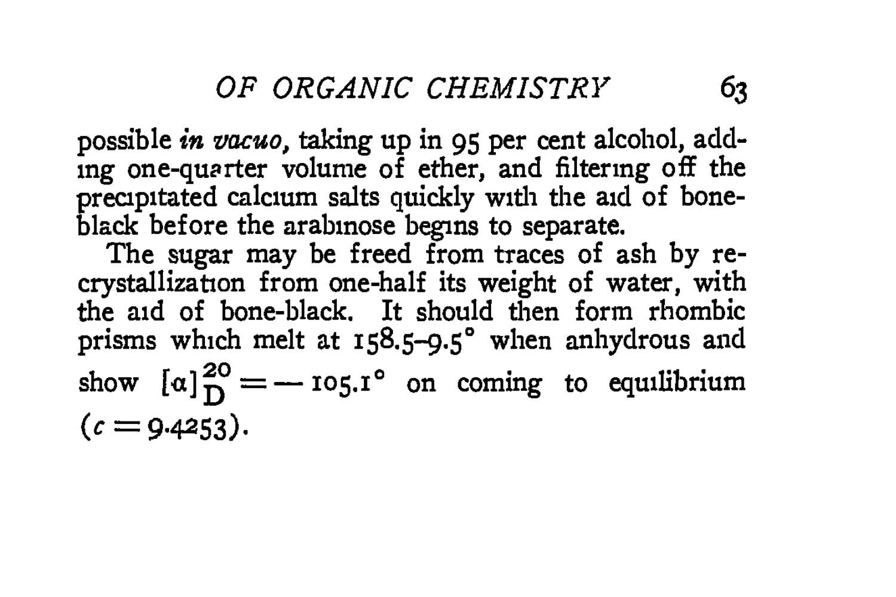possible *in vacuo*, taking up in 95 per cent alcohol, adding one-quarter volume of ether, and filtering off the precipitated calcium salts quickly with the aid of bone-black before the arabinose begins to separate.

The sugar may be freed from traces of ash by recrystallization from one-half its weight of water, with the aid of bone-black. It should then form rhombic prisms which melt at 158.5–9.5° when anhydrous and show $[\alpha]_D^{20} = -105.1°$ on coming to equilibrium ($c = 9.4253$).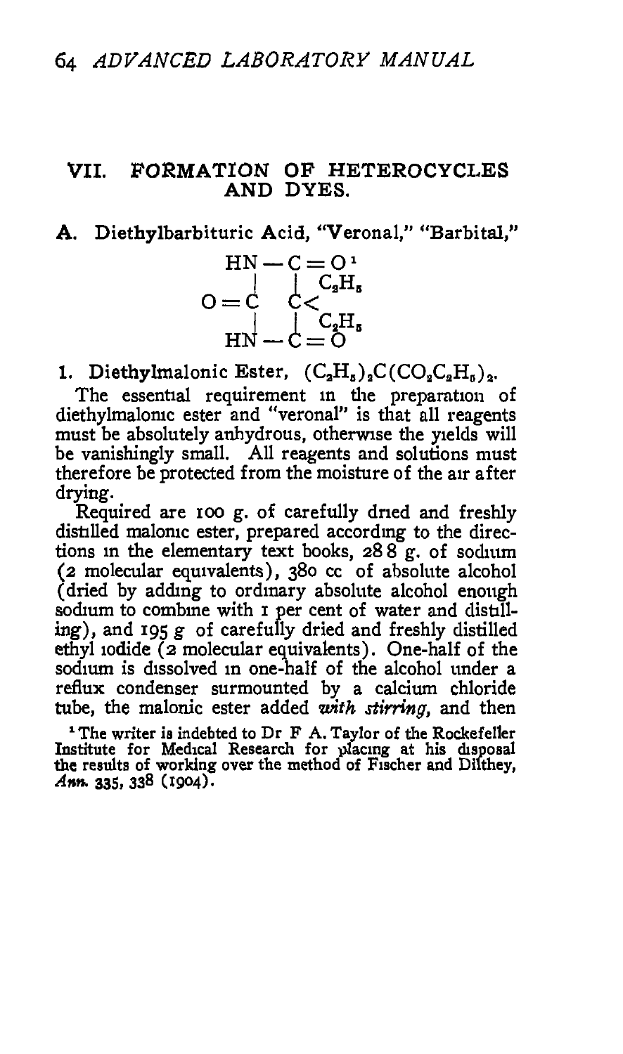## VII. FORMATION OF HETEROCYCLES AND DYES.

### A. Diethylbarbituric Acid, "Veronal," "Barbital,"[1]

$$\begin{array}{c} HN-C=O \\ | \quad\; | \quad\;\; C_2H_5 \\ O=C \quad C< \\ | \quad\; | \quad\;\; C_2H_5 \\ HN-C=O \end{array}$$

**1. Diethylmalonic Ester,** $(C_2H_5)_2C(CO_2C_2H_5)_2$.

The essential requirement in the preparation of diethylmalonic ester and "veronal" is that all reagents must be absolutely anhydrous, otherwise the yields will be vanishingly small. All reagents and solutions must therefore be protected from the moisture of the air after drying.

Required are 100 g. of carefully dried and freshly distilled malonic ester, prepared according to the directions in the elementary text books, 28.8 g. of sodium (2 molecular equivalents), 380 cc of absolute alcohol (dried by adding to ordinary absolute alcohol enough sodium to combine with 1 per cent of water and distilling), and 195 g of carefully dried and freshly distilled ethyl iodide (2 molecular equivalents). One-half of the sodium is dissolved in one-half of the alcohol under a reflux condenser surmounted by a calcium chloride tube, the malonic ester added *with stirring*, and then

[1] The writer is indebted to Dr F A. Taylor of the Rockefeller Institute for Medical Research for placing at his disposal the results of working over the method of Fischer and Dilthey, *Ann.* 335, 338 (1904).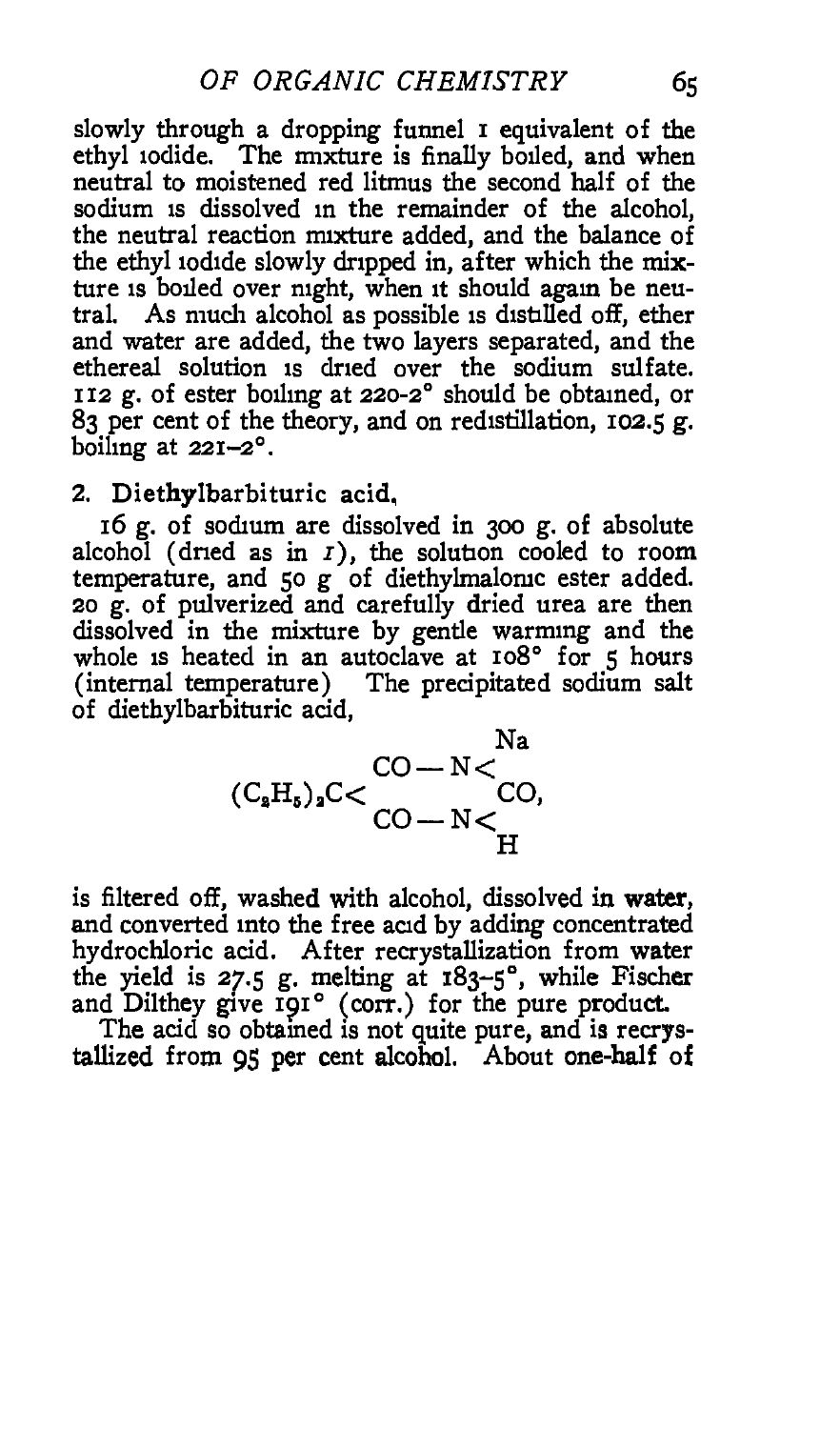slowly through a dropping funnel 1 equivalent of the ethyl iodide. The mixture is finally boiled, and when neutral to moistened red litmus the second half of the sodium is dissolved in the remainder of the alcohol, the neutral reaction mixture added, and the balance of the ethyl iodide slowly dripped in, after which the mixture is boiled over night, when it should again be neutral. As much alcohol as possible is distilled off, ether and water are added, the two layers separated, and the ethereal solution is dried over the sodium sulfate. 112 g. of ester boiling at 220-2° should be obtained, or 83 per cent of the theory, and on redistillation, 102.5 g. boiling at 221–2°.

2. Diethylbarbituric acid.

16 g. of sodium are dissolved in 300 g. of absolute alcohol (dried as in *1*), the solution cooled to room temperature, and 50 g of diethylmalonic ester added. 20 g. of pulverized and carefully dried urea are then dissolved in the mixture by gentle warming and the whole is heated in an autoclave at 108° for 5 hours (internal temperature) The precipitated sodium salt of diethylbarbituric acid,

$$(C_2H_5)_2C{<}\begin{matrix}CO-N{<}^{Na} \\ \qquad\qquad CO, \\ CO-N{<}_{H}\end{matrix}$$

is filtered off, washed with alcohol, dissolved in water, and converted into the free acid by adding concentrated hydrochloric acid. After recrystallization from water the yield is 27.5 g. melting at 183–5°, while Fischer and Dilthey give 191° (corr.) for the pure product.

The acid so obtained is not quite pure, and is recrystallized from 95 per cent alcohol. About one-half of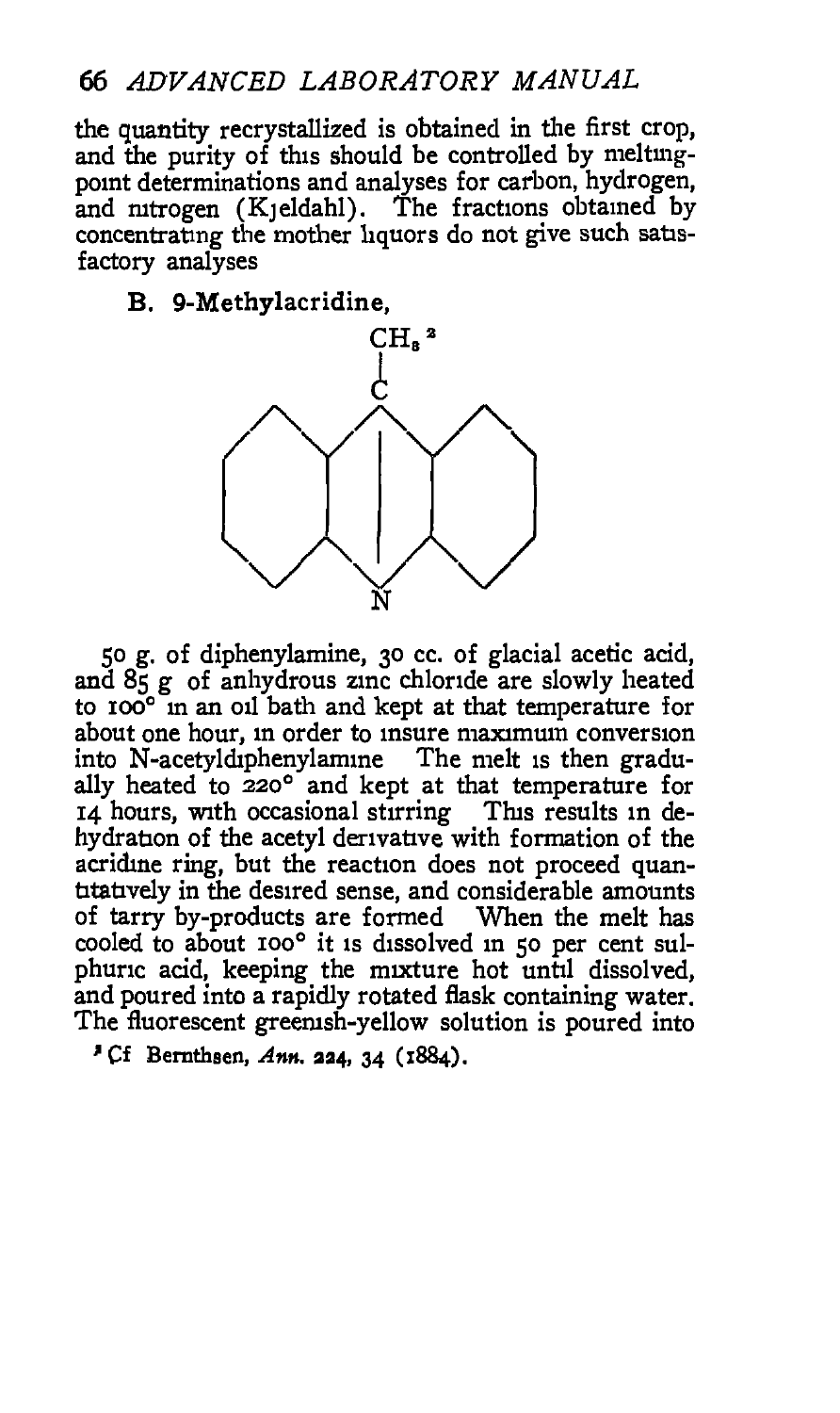the quantity recrystallized is obtained in the first crop, and the purity of this should be controlled by melting-point determinations and analyses for carbon, hydrogen, and nitrogen (Kjeldahl). The fractions obtained by concentrating the mother liquors do not give such satisfactory analyses

### B. 9-Methylacridine,[2]

50 g. of diphenylamine, 30 cc. of glacial acetic acid, and 85 g of anhydrous zinc chloride are slowly heated to 100° in an oil bath and kept at that temperature for about one hour, in order to insure maximum conversion into N-acetyldiphenylamine The melt is then gradually heated to 220° and kept at that temperature for 14 hours, with occasional stirring This results in dehydration of the acetyl derivative with formation of the acridine ring, but the reaction does not proceed quantitatively in the desired sense, and considerable amounts of tarry by-products are formed When the melt has cooled to about 100° it is dissolved in 50 per cent sulphuric acid, keeping the mixture hot until dissolved, and poured into a rapidly rotated flask containing water. The fluorescent greenish-yellow solution is poured into

[2] Cf Bernthsen, *Ann.* **224**, 34 (1884).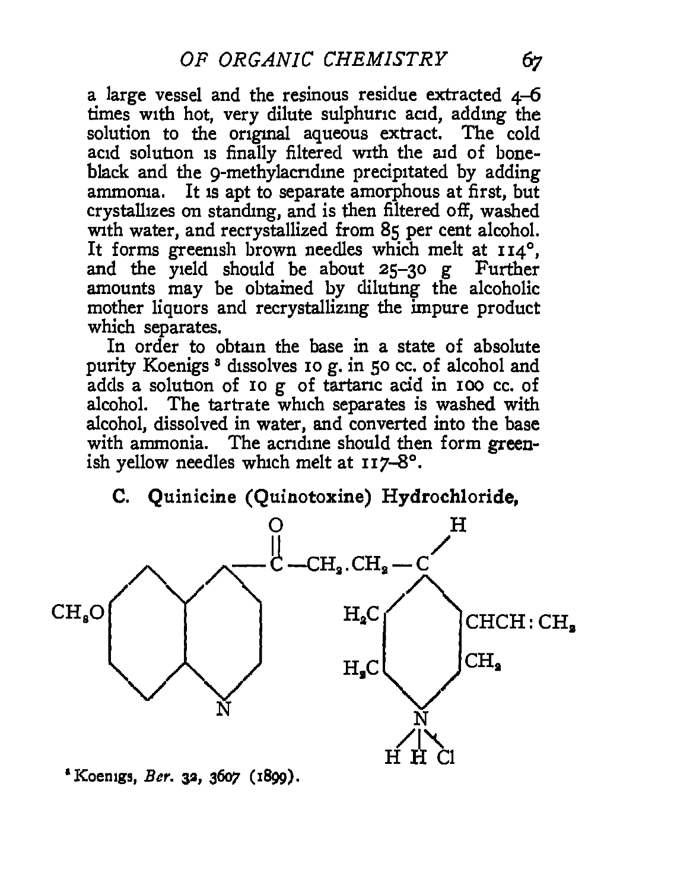a large vessel and the resinous residue extracted 4–6 times with hot, very dilute sulphuric acid, adding the solution to the original aqueous extract. The cold acid solution is finally filtered with the aid of boneblack and the 9-methylacridine precipitated by adding ammonia. It is apt to separate amorphous at first, but crystallizes on standing, and is then filtered off, washed with water, and recrystallized from 85 per cent alcohol. It forms greenish brown needles which melt at 114°, and the yield should be about 25–30 g. Further amounts may be obtained by diluting the alcoholic mother liquors and recrystallizing the impure product which separates.

In order to obtain the base in a state of absolute purity Koenigs[8] dissolves 10 g. in 50 cc. of alcohol and adds a solution of 10 g. of tartaric acid in 100 cc. of alcohol. The tartrate which separates is washed with alcohol, dissolved in water, and converted into the base with ammonia. The acridine should then form greenish yellow needles which melt at 117–8°.

### C. Quinicine (Quinotoxine) Hydrochloride,

[8] Koenigs, *Ber.* 32, 3607 (1899).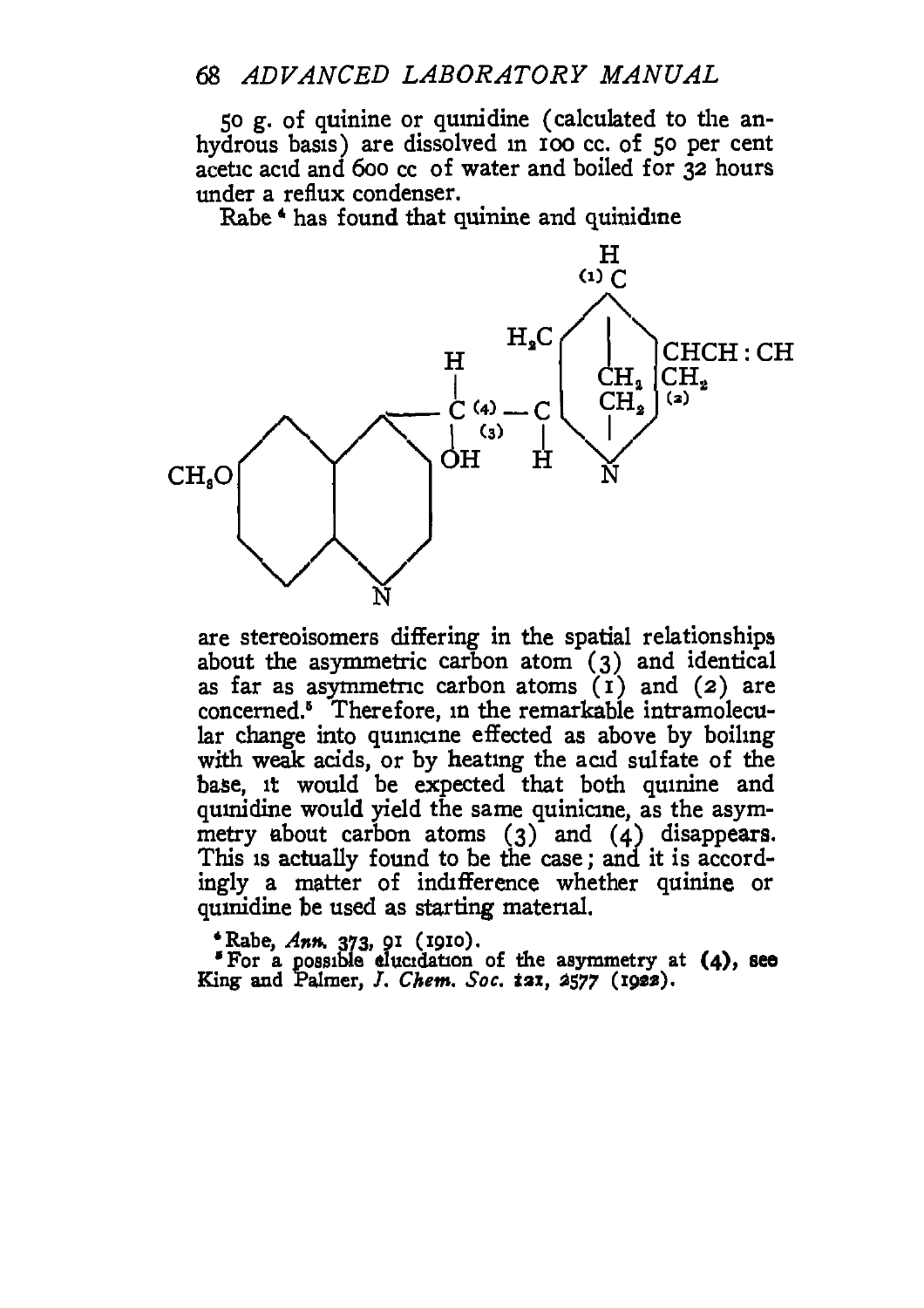50 g. of quinine or quinidine (calculated to the anhydrous basis) are dissolved in 100 cc. of 50 per cent acetic acid and 600 cc of water and boiled for 32 hours under a reflux condenser.

Rabe[4] has found that quinine and quinidine

are stereoisomers differing in the spatial relationships about the asymmetric carbon atom (3) and identical as far as asymmetric carbon atoms (1) and (2) are concerned.[5] Therefore, in the remarkable intramolecular change into quinicine effected as above by boiling with weak acids, or by heating the acid sulfate of the base, it would be expected that both quinine and quinidine would yield the same quinicine, as the asymmetry about carbon atoms (3) and (4) disappears. This is actually found to be the case; and it is accordingly a matter of indifference whether quinine or quinidine be used as starting material.

[4] Rabe, *Ann.* 373, 91 (1910).

[5] For a possible elucidation of the asymmetry at (4), see King and Palmer, *J. Chem. Soc.* 121, 2577 (1922).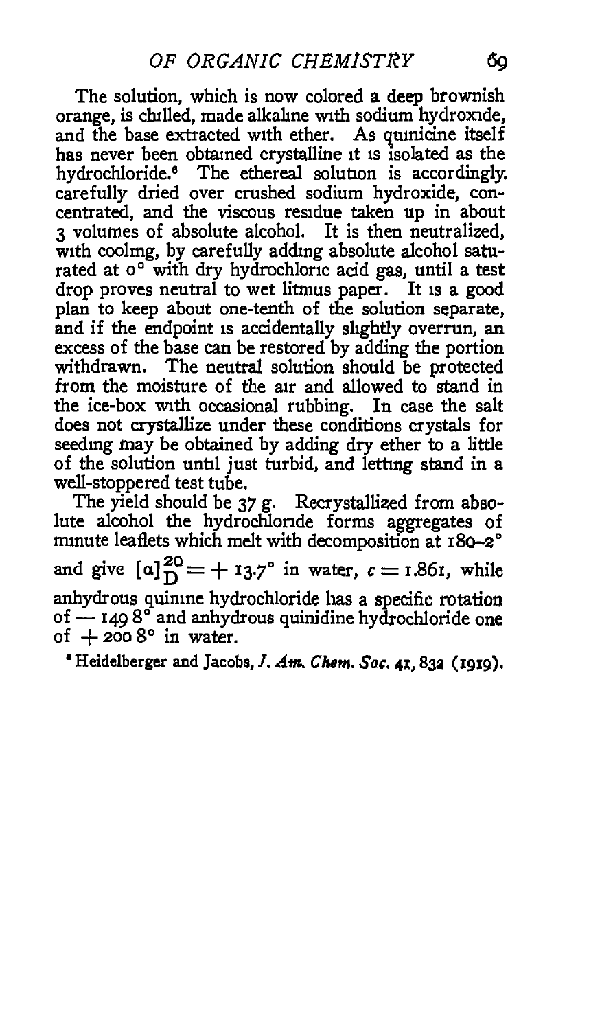The solution, which is now colored a deep brownish orange, is chilled, made alkaline with sodium hydroxide, and the base extracted with ether. As quinicine itself has never been obtained crystalline it is isolated as the hydrochloride.[6] The ethereal solution is accordingly carefully dried over crushed sodium hydroxide, concentrated, and the viscous residue taken up in about 3 volumes of absolute alcohol. It is then neutralized, with cooling, by carefully adding absolute alcohol saturated at 0° with dry hydrochloric acid gas, until a test drop proves neutral to wet litmus paper. It is a good plan to keep about one-tenth of the solution separate, and if the endpoint is accidentally slightly overrun, an excess of the base can be restored by adding the portion withdrawn. The neutral solution should be protected from the moisture of the air and allowed to stand in the ice-box with occasional rubbing. In case the salt does not crystallize under these conditions crystals for seeding may be obtained by adding dry ether to a little of the solution until just turbid, and letting stand in a well-stoppered test tube.

The yield should be 37 g. Recrystallized from absolute alcohol the hydrochloride forms aggregates of minute leaflets which melt with decomposition at 180–2° and give $[\alpha]_D^{20} = + 13.7°$ in water, $c = 1.861$, while anhydrous quinine hydrochloride has a specific rotation of $-$ 149.8° and anhydrous quinidine hydrochloride one of $+$ 200.8° in water.

[6] Heidelberger and Jacobs, *J. Am. Chem. Soc.* 41, 832 (1919).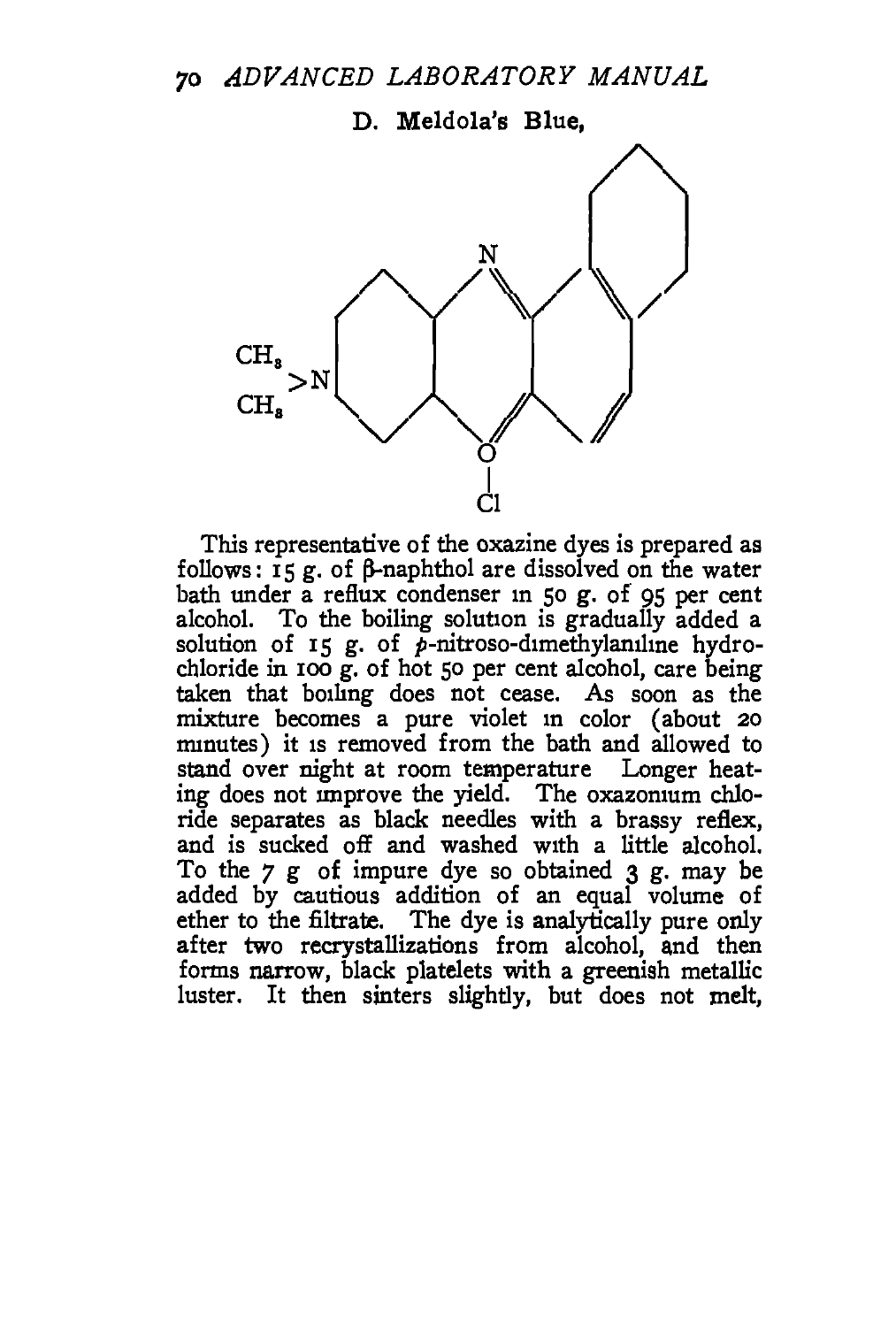### D. Meldola's Blue,

This representative of the oxazine dyes is prepared as follows: 15 g. of β-naphthol are dissolved on the water bath under a reflux condenser in 50 g. of 95 per cent alcohol. To the boiling solution is gradually added a solution of 15 g. of *p*-nitroso-dimethylaniline hydrochloride in 100 g. of hot 50 per cent alcohol, care being taken that boiling does not cease. As soon as the mixture becomes a pure violet in color (about 20 minutes) it is removed from the bath and allowed to stand over night at room temperature Longer heating does not improve the yield. The oxazonium chloride separates as black needles with a brassy reflex, and is sucked off and washed with a little alcohol. To the 7 g of impure dye so obtained 3 g. may be added by cautious addition of an equal volume of ether to the filtrate. The dye is analytically pure only after two recrystallizations from alcohol, and then forms narrow, black platelets with a greenish metallic luster. It then sinters slightly, but does not melt,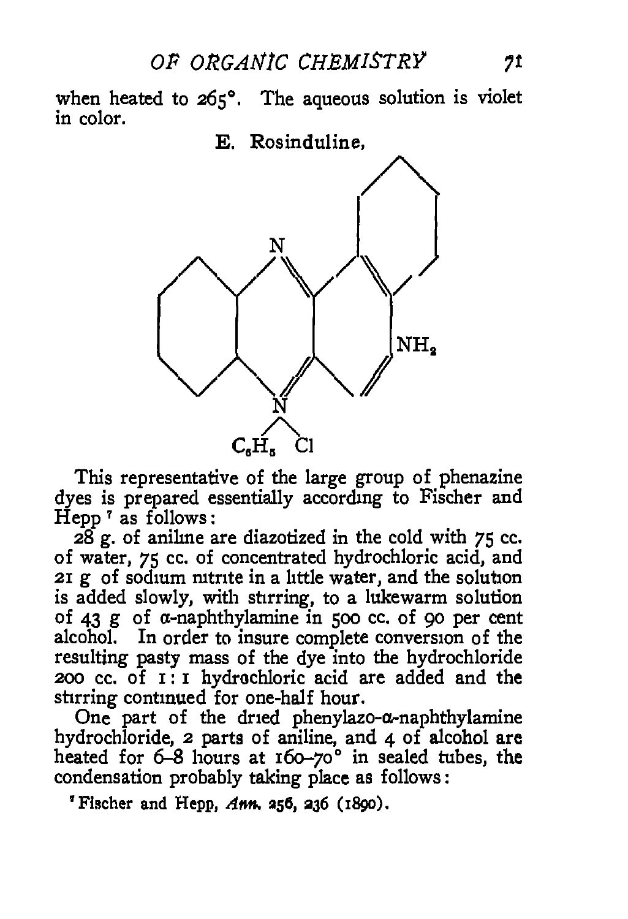when heated to 265°. The aqueous solution is violet in color.

## E. Rosinduline,

This representative of the large group of phenazine dyes is prepared essentially according to Fischer and Hepp [7] as follows:

28 g. of aniline are diazotized in the cold with 75 cc. of water, 75 cc. of concentrated hydrochloric acid, and 21 g of sodium nitrite in a little water, and the solution is added slowly, with stirring, to a lukewarm solution of 43 g of α-naphthylamine in 500 cc. of 90 per cent alcohol. In order to insure complete conversion of the resulting pasty mass of the dye into the hydrochloride 200 cc. of 1 : 1 hydrochloric acid are added and the stirring continued for one-half hour.

One part of the dried phenylazo-α-naphthylamine hydrochloride, 2 parts of aniline, and 4 of alcohol are heated for 6–8 hours at 160–70° in sealed tubes, the condensation probably taking place as follows:

[7] Fischer and Hepp, *Ann.* 256, 236 (1890).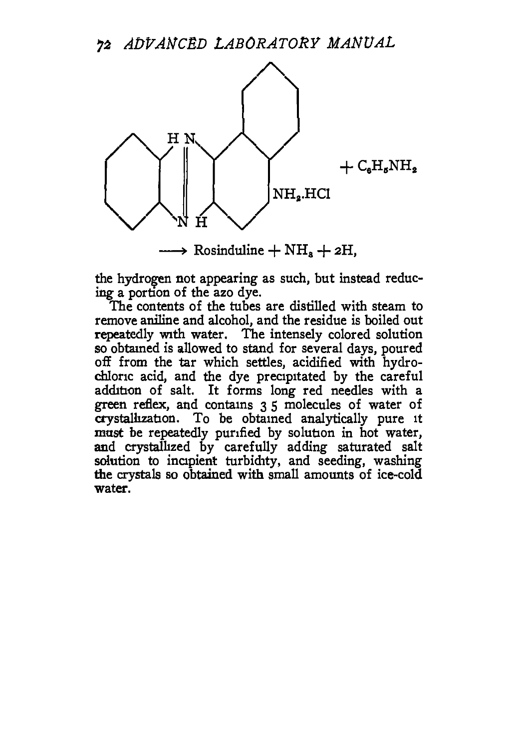$$\text{[structural formula: benzene ring fused via HN=N–H bridge to naphthalene ring bearing } NH_2.HCl\text{]} + C_6H_5NH_2$$

$$\longrightarrow \text{Rosinduline} + NH_3 + 2H,$$

the hydrogen not appearing as such, but instead reducing a portion of the azo dye.

The contents of the tubes are distilled with steam to remove aniline and alcohol, and the residue is boiled out repeatedly with water. The intensely colored solution so obtained is allowed to stand for several days, poured off from the tar which settles, acidified with hydrochloric acid, and the dye precipitated by the careful addition of salt. It forms long red needles with a green reflex, and contains 3 5 molecules of water of crystallization. To be obtained analytically pure it must be repeatedly purified by solution in hot water, and crystallized by carefully adding saturated salt solution to incipient turbidity, and seeding, washing the crystals so obtained with small amounts of ice-cold water.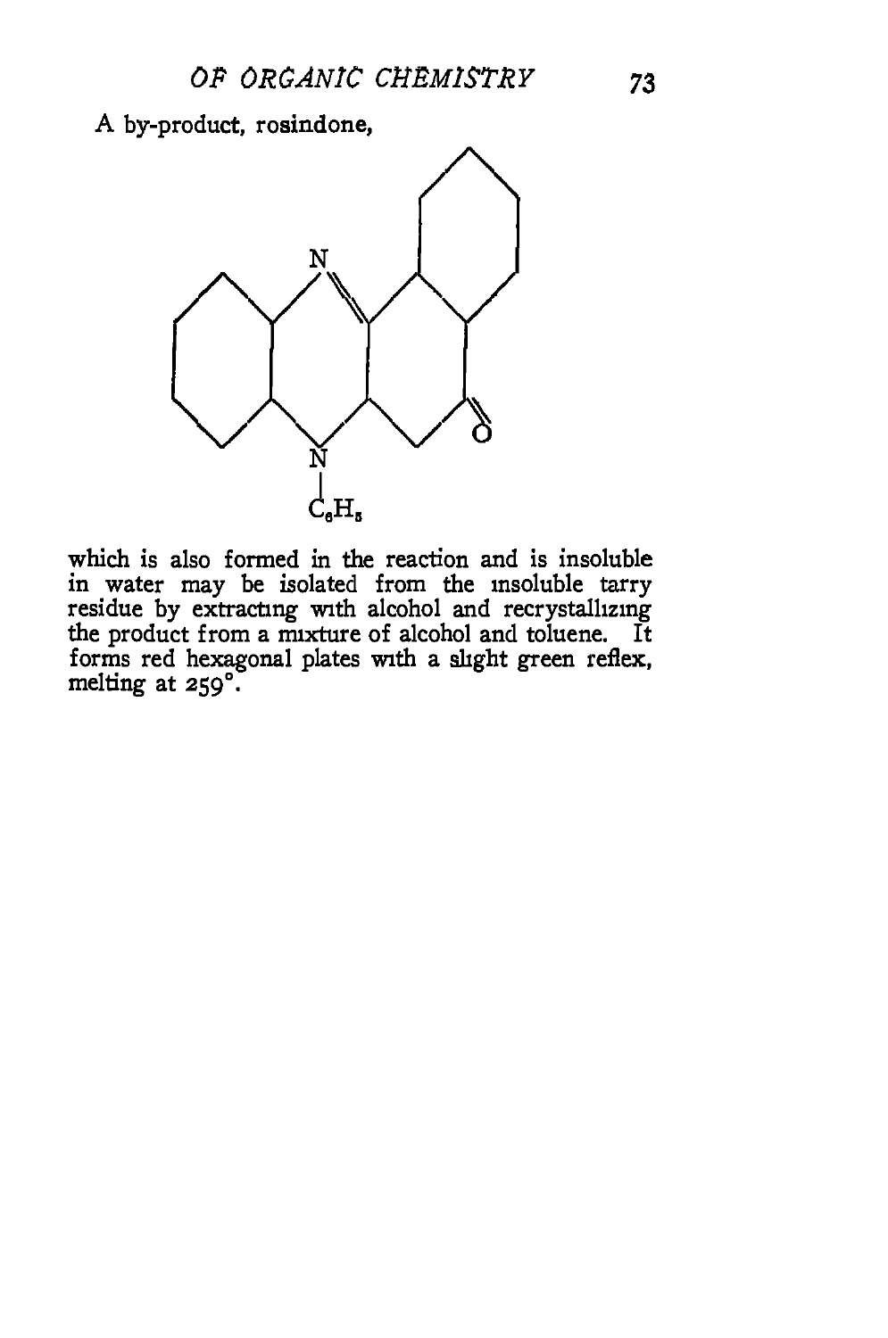A by-product, rosindone,

which is also formed in the reaction and is insoluble in water may be isolated from the insoluble tarry residue by extracting with alcohol and recrystallizing the product from a mixture of alcohol and toluene. It forms red hexagonal plates with a slight green reflex, melting at 259°.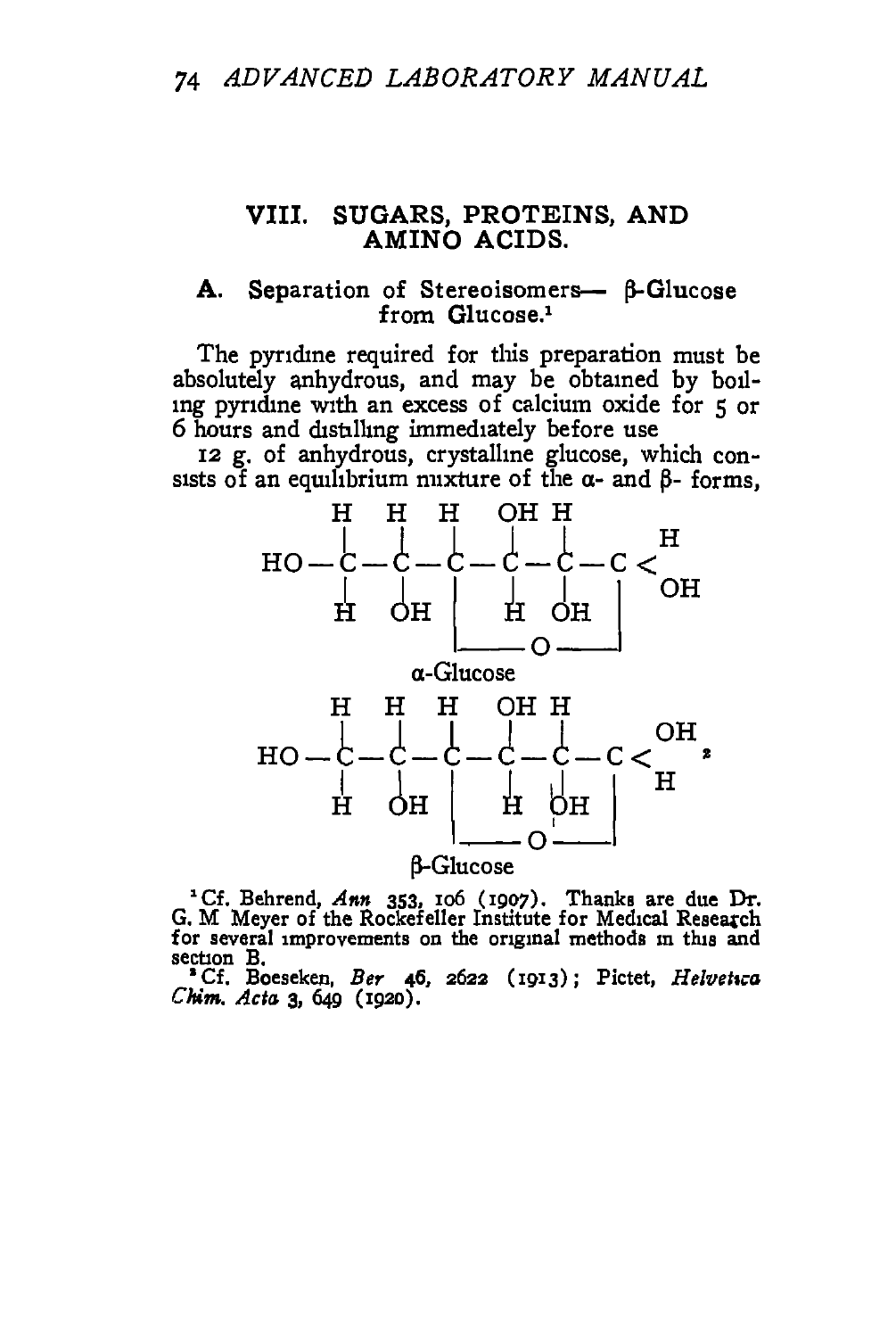## VIII. SUGARS, PROTEINS, AND AMINO ACIDS.

### A. Separation of Stereoisomers— β-Glucose from Glucose.[1]

The pyridine required for this preparation must be absolutely anhydrous, and may be obtained by boiling pyridine with an excess of calcium oxide for 5 or 6 hours and distilling immediately before use

12 g. of anhydrous, crystalline glucose, which consists of an equilibrium mixture of the α- and β- forms,

```
     H    H    H    OH  H
     |    |    |    |   |         H
HO — C —  C —  C —  C — C — C <
     |    |    |    |   |    |    OH
     H    OH   |    H   OH   |
               |_______O_____|
```

α-Glucose

```
     H    H    H    OH  H
     |    |    |    |   |         OH
HO — C —  C —  C —  C — C — C <
     |    |    |    |   |    |    H
     H    OH   |    H   OH   |
               |_______O_____|
```

β-Glucose[2]

[1] Cf. Behrend, *Ann* 353, 106 (1907). Thanks are due Dr. G. M Meyer of the Rockefeller Institute for Medical Research for several improvements on the original methods in this and section B.

[2] Cf. Boeseken, *Ber* 46, 2622 (1913); Pictet, *Helvetica Chim. Acta* 3, 649 (1920).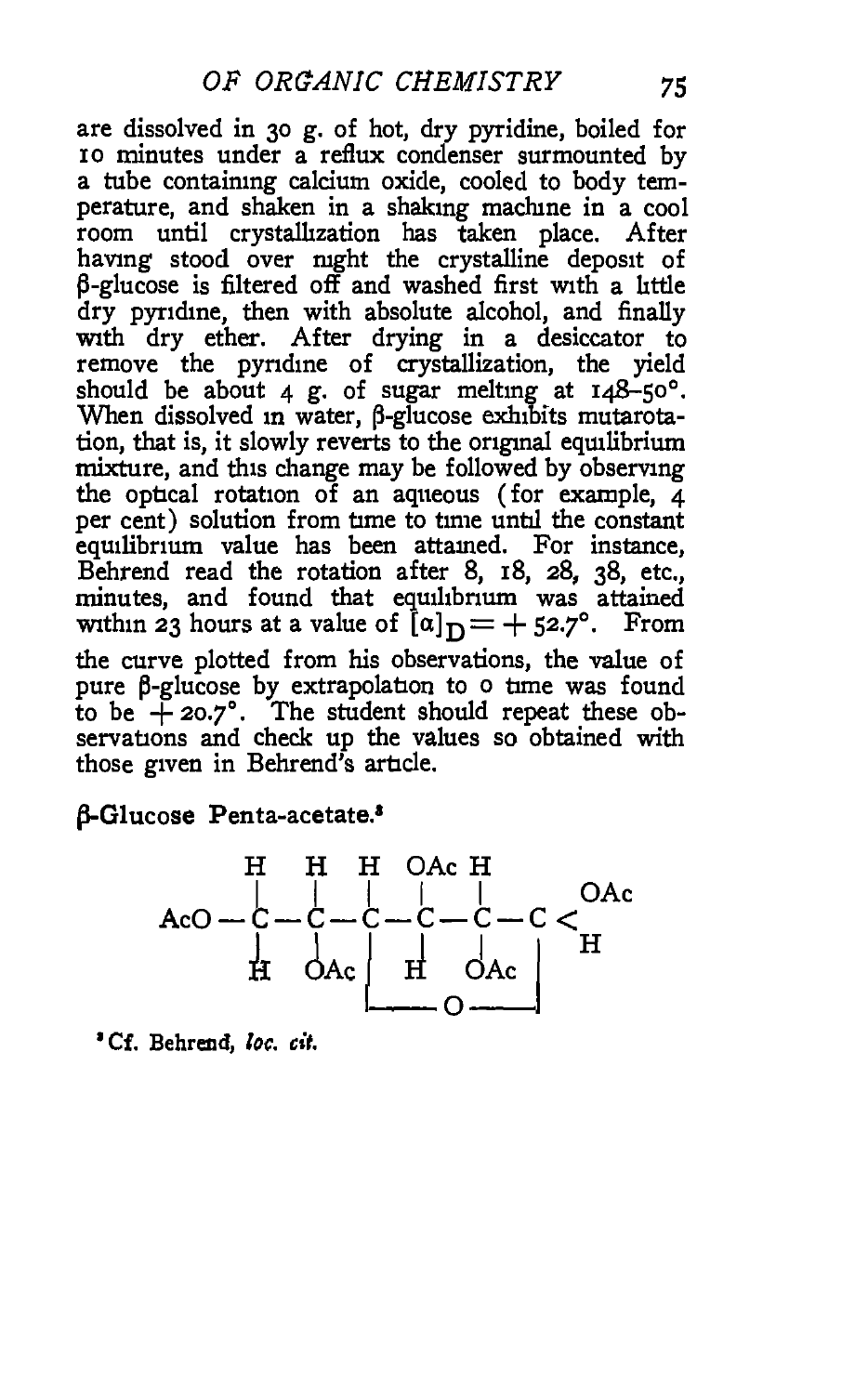are dissolved in 30 g. of hot, dry pyridine, boiled for 10 minutes under a reflux condenser surmounted by a tube containing calcium oxide, cooled to body temperature, and shaken in a shaking machine in a cool room until crystallization has taken place. After having stood over night the crystalline deposit of β-glucose is filtered off and washed first with a little dry pyridine, then with absolute alcohol, and finally with dry ether. After drying in a desiccator to remove the pyridine of crystallization, the yield should be about 4 g. of sugar melting at 148–50°. When dissolved in water, β-glucose exhibits mutarotation, that is, it slowly reverts to the original equilibrium mixture, and this change may be followed by observing the optical rotation of an aqueous (for example, 4 per cent) solution from time to time until the constant equilibrium value has been attained. For instance, Behrend read the rotation after 8, 18, 28, 38, etc., minutes, and found that equilibrium was attained within 23 hours at a value of $[\alpha]_D = +52.7°$. From the curve plotted from his observations, the value of pure β-glucose by extrapolation to 0 time was found to be $+20.7°$. The student should repeat these observations and check up the values so obtained with those given in Behrend's article.

### β-Glucose Penta-acetate.[3]

```
         H    H    H   OAc  H
         |    |    |    |    |        OAc
AcO — C — C — C — C — C — C <
         |    |    |    |    |    |     H
         H   OAc   |    H   OAc   |
                   |______O_______|
```

[3] Cf. Behrend, *loc. cit.*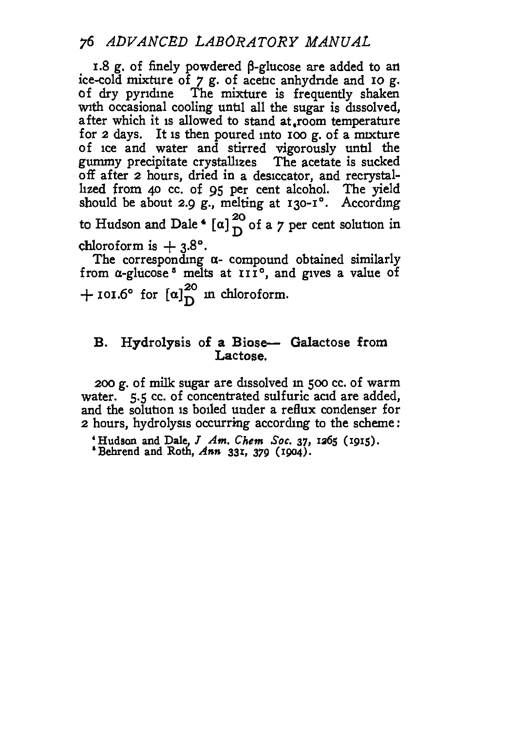1.8 g. of finely powdered β-glucose are added to an ice-cold mixture of 7 g. of acetic anhydride and 10 g. of dry pyridine The mixture is frequently shaken with occasional cooling until all the sugar is dissolved, after which it is allowed to stand at room temperature for 2 days. It is then poured into 100 g. of a mixture of ice and water and stirred vigorously until the gummy precipitate crystallizes The acetate is sucked off after 2 hours, dried in a desiccator, and recrystallized from 40 cc. of 95 per cent alcohol. The yield should be about 2.9 g., melting at 130-1°. According to Hudson and Dale[4] $[\alpha]_D^{20}$ of a 7 per cent solution in chloroform is $+3.8°$.

The corresponding α- compound obtained similarly from α-glucose[5] melts at 111°, and gives a value of $+101.6°$ for $[\alpha]_D^{20}$ in chloroform.

## B. Hydrolysis of a Biose— Galactose from Lactose.

200 g. of milk sugar are dissolved in 500 cc. of warm water. 5.5 cc. of concentrated sulfuric acid are added, and the solution is boiled under a reflux condenser for 2 hours, hydrolysis occurring according to the scheme:

[4] Hudson and Dale, *J Am. Chem Soc.* 37, 1265 (1915).

[5] Behrend and Roth, *Ann* 331, 379 (1904).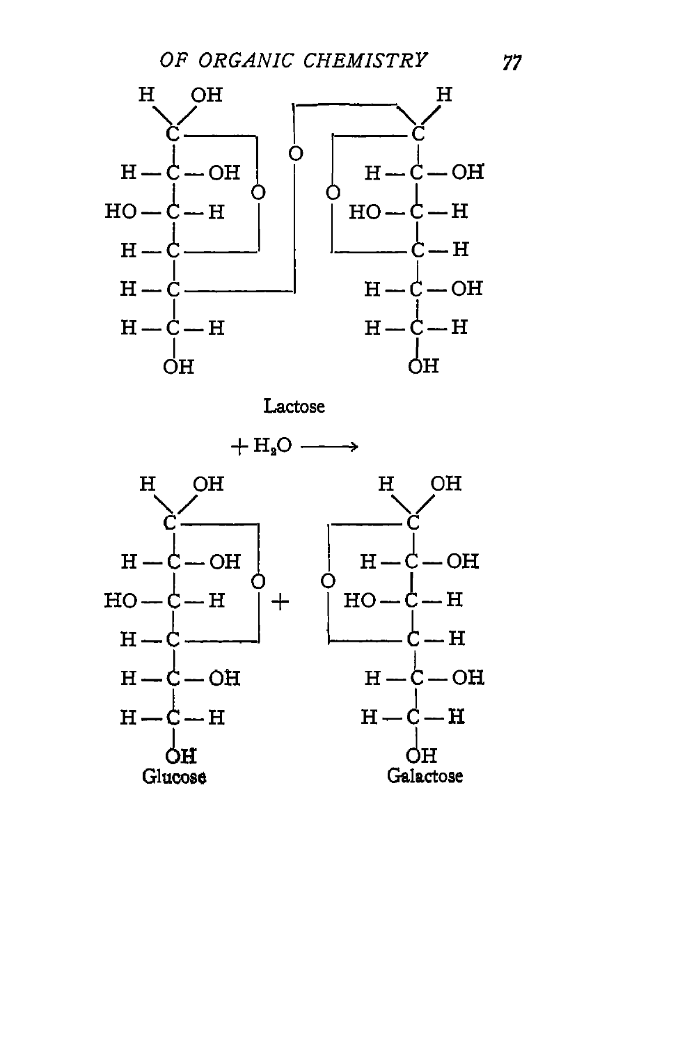```
 H   OH                                      H
  \ /          ┌───────────────────┐          \
   C ────────┐ │                   │  ┌──────── C
   |         │ O                   O  │         |
H— C —OH     O │                   │  │  H — C — OH
   |         │ │                   │  │         |
HO—C —H      │ │                      HO — C — H
   |         │ │                   │  │         |
H— C ────────┘ │                   └──────── C — H
   |           │                              |
H— C ──────────┘                        H — C — OH
   |                                          |
H— C —H                                 H — C — H
   |                                          |
   OH                                         OH
```

Lactose

$+ H_2O \longrightarrow$

```
 H   OH                        H   OH
  \ /                           \ /
   C ────────┐        ┌──────── C
   |         │        │         |
H— C —OH     O        O   H — C — OH
   |         │   +    │         |
HO—C —H      │        │  HO — C — H
   |         │        │         |
H— C ────────┘        └──────── C — H
   |                             |
H— C —OH                   H — C — OH
   |                             |
H— C —H                    H — C — H
   |                             |
   OH                            OH
Glucose                     Galactose
```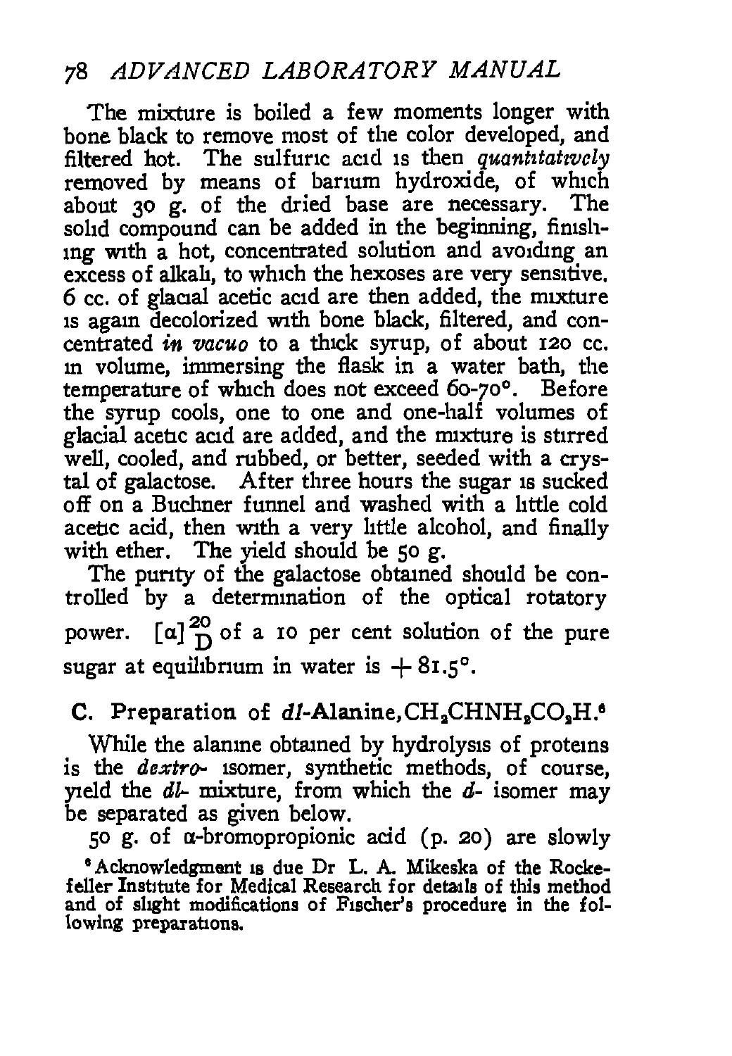The mixture is boiled a few moments longer with bone black to remove most of the color developed, and filtered hot. The sulfuric acid is then *quantitatively* removed by means of barium hydroxide, of which about 30 g. of the dried base are necessary. The solid compound can be added in the beginning, finishing with a hot, concentrated solution and avoiding an excess of alkali, to which the hexoses are very sensitive. 6 cc. of glacial acetic acid are then added, the mixture is again decolorized with bone black, filtered, and concentrated *in vacuo* to a thick syrup, of about 120 cc. in volume, immersing the flask in a water bath, the temperature of which does not exceed 60-70°. Before the syrup cools, one to one and one-half volumes of glacial acetic acid are added, and the mixture is stirred well, cooled, and rubbed, or better, seeded with a crystal of galactose. After three hours the sugar is sucked off on a Buchner funnel and washed with a little cold acetic acid, then with a very little alcohol, and finally with ether. The yield should be 50 g.

The purity of the galactose obtained should be controlled by a determination of the optical rotatory power. $[\alpha]^{20}_{D}$ of a 10 per cent solution of the pure sugar at equilibrium in water is $+81.5°$.

## C. Preparation of *dl*-Alanine, $CH_3CHNH_2CO_2H$.[6]

While the alanine obtained by hydrolysis of proteins is the *dextro-* isomer, synthetic methods, of course, yield the *dl-* mixture, from which the *d-* isomer may be separated as given below.

50 g. of α-bromopropionic acid (p. 20) are slowly

[6] Acknowledgment is due Dr L. A. Mikeska of the Rockefeller Institute for Medical Research for details of this method and of slight modifications of Fischer's procedure in the following preparations.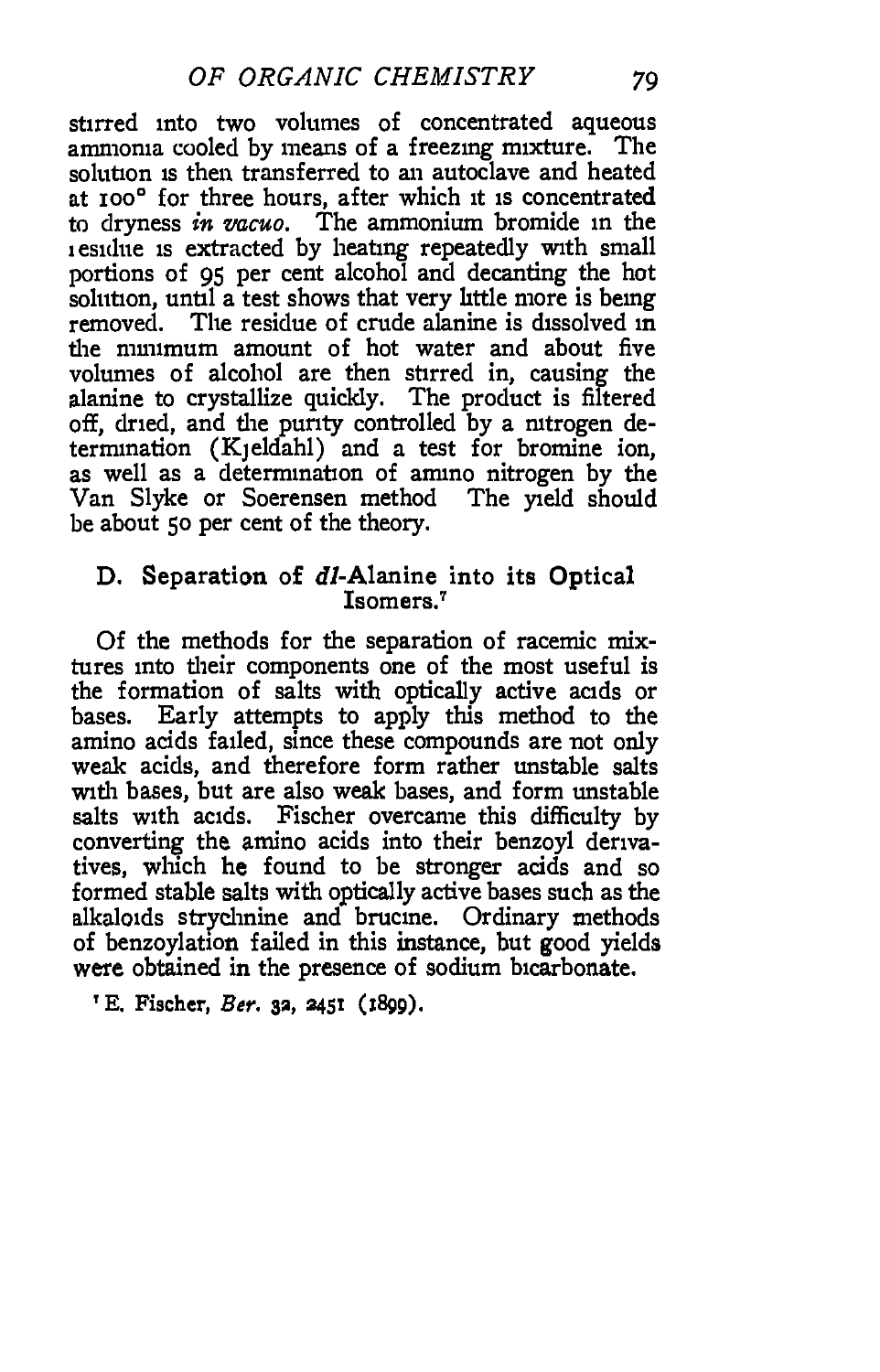stirred into two volumes of concentrated aqueous ammonia cooled by means of a freezing mixture. The solution is then transferred to an autoclave and heated at 100° for three hours, after which it is concentrated to dryness *in vacuo*. The ammonium bromide in the residue is extracted by heating repeatedly with small portions of 95 per cent alcohol and decanting the hot solution, until a test shows that very little more is being removed. The residue of crude alanine is dissolved in the minimum amount of hot water and about five volumes of alcohol are then stirred in, causing the alanine to crystallize quickly. The product is filtered off, dried, and the purity controlled by a nitrogen determination (Kjeldahl) and a test for bromine ion, as well as a determination of amino nitrogen by the Van Slyke or Soerensen method The yield should be about 50 per cent of the theory.

## D. Separation of *dl*-Alanine into its Optical Isomers.[7]

Of the methods for the separation of racemic mixtures into their components one of the most useful is the formation of salts with optically active acids or bases. Early attempts to apply this method to the amino acids failed, since these compounds are not only weak acids, and therefore form rather unstable salts with bases, but are also weak bases, and form unstable salts with acids. Fischer overcame this difficulty by converting the amino acids into their benzoyl derivatives, which he found to be stronger acids and so formed stable salts with optically active bases such as the alkaloids strychnine and brucine. Ordinary methods of benzoylation failed in this instance, but good yields were obtained in the presence of sodium bicarbonate.

[7] E. Fischer, *Ber.* 32, 2451 (1899).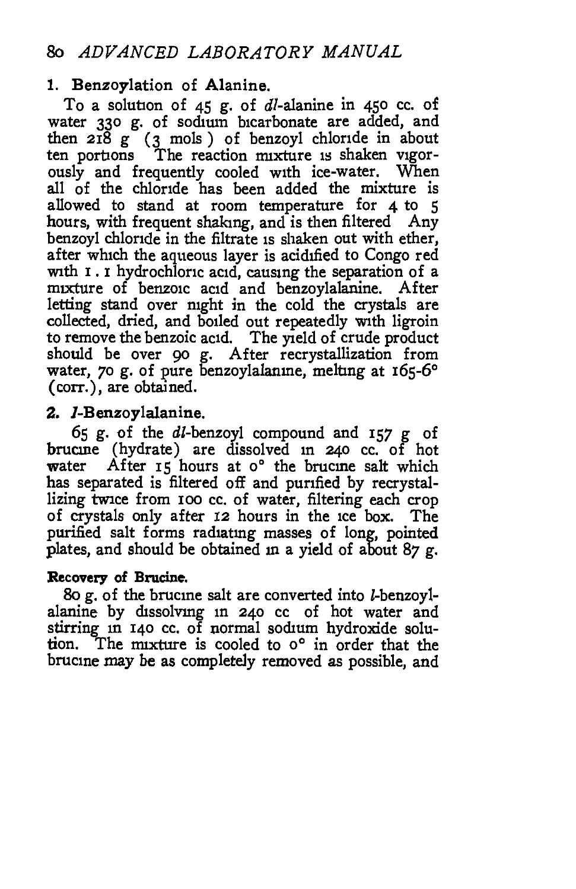## 1. Benzoylation of Alanine.

To a solution of 45 g. of *dl*-alanine in 450 cc. of water 330 g. of sodium bicarbonate are added, and then 218 g (3 mols) of benzoyl chloride in about ten portions The reaction mixture is shaken vigorously and frequently cooled with ice-water. When all of the chloride has been added the mixture is allowed to stand at room temperature for 4 to 5 hours, with frequent shaking, and is then filtered Any benzoyl chloride in the filtrate is shaken out with ether, after which the aqueous layer is acidified to Congo red with 1 . 1 hydrochloric acid, causing the separation of a mixture of benzoic acid and benzoylalanine. After letting stand over night in the cold the crystals are collected, dried, and boiled out repeatedly with ligroin to remove the benzoic acid. The yield of crude product should be over 90 g. After recrystallization from water, 70 g. of pure benzoylalanine, melting at 165-6° (corr.), are obtained.

## 2. *l*-Benzoylalanine.

65 g. of the *dl*-benzoyl compound and 157 g of brucine (hydrate) are dissolved in 240 cc. of hot water After 15 hours at 0° the brucine salt which has separated is filtered off and purified by recrystallizing twice from 100 cc. of water, filtering each crop of crystals only after 12 hours in the ice box. The purified salt forms radiating masses of long, pointed plates, and should be obtained in a yield of about 87 g.

### Recovery of Brucine.

80 g. of the brucine salt are converted into *l*-benzoylalanine by dissolving in 240 cc of hot water and stirring in 140 cc. of normal sodium hydroxide solution. The mixture is cooled to 0° in order that the brucine may be as completely removed as possible, and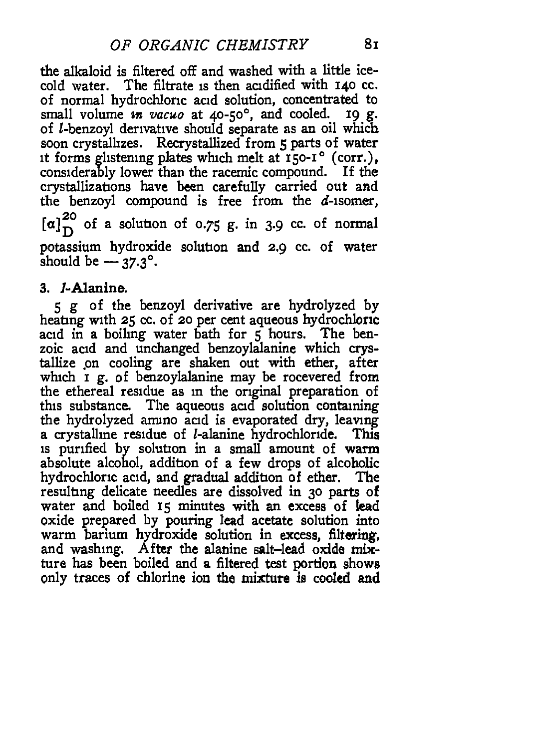the alkaloid is filtered off and washed with a little ice-cold water. The filtrate is then acidified with 140 cc. of normal hydrochloric acid solution, concentrated to small volume *in vacuo* at 40-50°, and cooled. 19 g. of *l*-benzoyl derivative should separate as an oil which soon crystallizes. Recrystallized from 5 parts of water it forms glistening plates which melt at 150-1° (corr.), considerably lower than the racemic compound. If the crystallizations have been carefully carried out and the benzoyl compound is free from the *d*-isomer, $[\alpha]_D^{20}$ of a solution of 0.75 g. in 3.9 cc. of normal potassium hydroxide solution and 2.9 cc. of water should be — 37.3°.

### 3. *l*-Alanine.

5 g of the benzoyl derivative are hydrolyzed by heating with 25 cc. of 20 per cent aqueous hydrochloric acid in a boiling water bath for 5 hours. The benzoic acid and unchanged benzoylalanine which crystallize on cooling are shaken out with ether, after which 1 g. of benzoylalanine may be rocevered from the ethereal residue as in the original preparation of this substance. The aqueous acid solution containing the hydrolyzed amino acid is evaporated dry, leaving a crystalline residue of *l*-alanine hydrochloride. This is purified by solution in a small amount of warm absolute alcohol, addition of a few drops of alcoholic hydrochloric acid, and gradual addition of ether. The resulting delicate needles are dissolved in 30 parts of water and boiled 15 minutes with an excess of lead oxide prepared by pouring lead acetate solution into warm barium hydroxide solution in excess, filtering, and washing. After the alanine salt–lead oxide mixture has been boiled and a filtered test portion shows only traces of chlorine ion the mixture is cooled and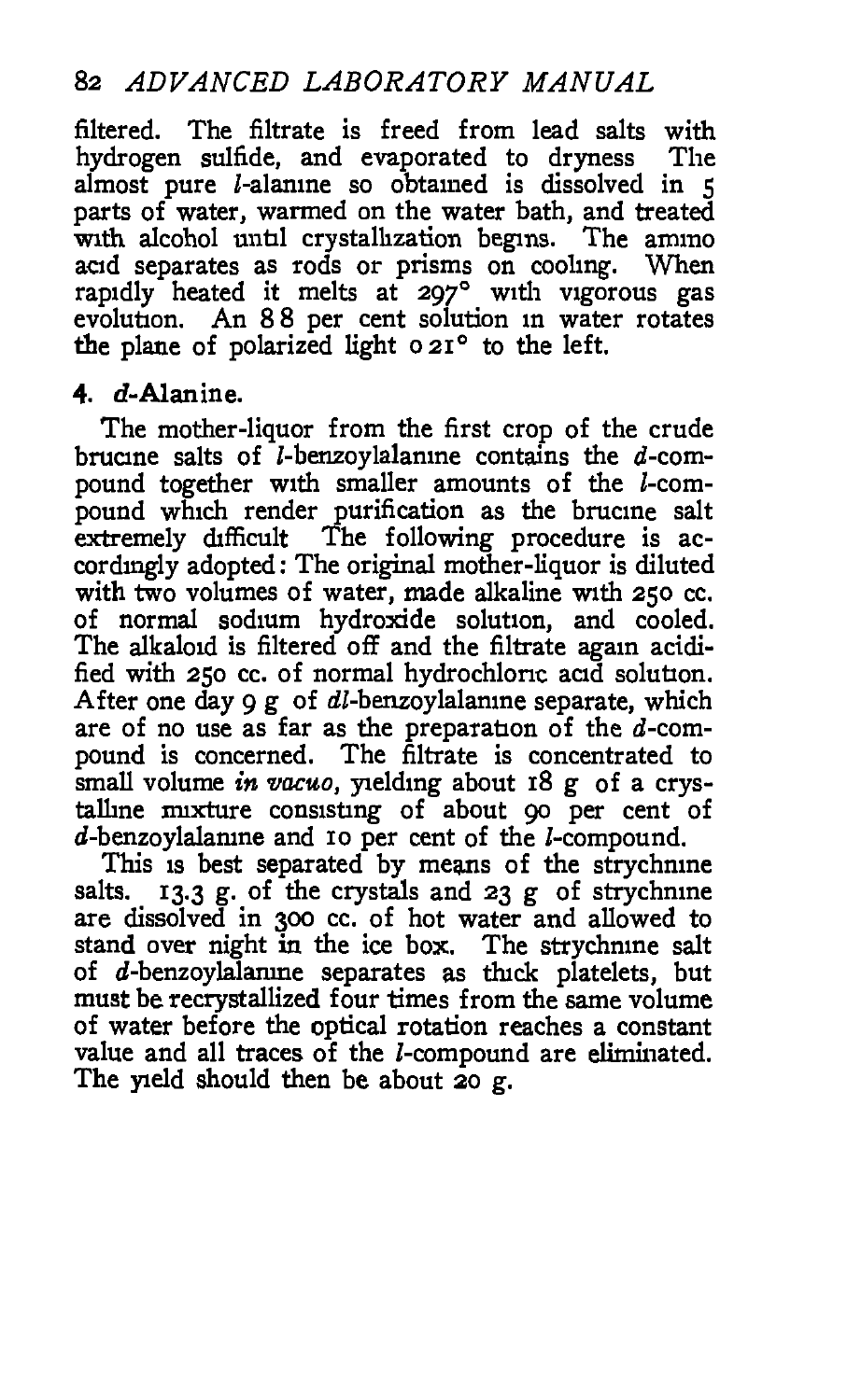filtered. The filtrate is freed from lead salts with hydrogen sulfide, and evaporated to dryness The almost pure *l*-alanine so obtained is dissolved in 5 parts of water, warmed on the water bath, and treated with alcohol until crystallization begins. The amino acid separates as rods or prisms on cooling. When rapidly heated it melts at 297° with vigorous gas evolution. An 8 8 per cent solution in water rotates the plane of polarized light 0 21° to the left.

**4. *d*-Alanine.**

The mother-liquor from the first crop of the crude brucine salts of *l*-benzoylalanine contains the *d*-compound together with smaller amounts of the *l*-compound which render purification as the brucine salt extremely difficult The following procedure is accordingly adopted: The original mother-liquor is diluted with two volumes of water, made alkaline with 250 cc. of normal sodium hydroxide solution, and cooled. The alkaloid is filtered off and the filtrate again acidified with 250 cc. of normal hydrochloric acid solution. After one day 9 g of *dl*-benzoylalanine separate, which are of no use as far as the preparation of the *d*-compound is concerned. The filtrate is concentrated to small volume *in vacuo*, yielding about 18 g of a crystalline mixture consisting of about 90 per cent of *d*-benzoylalanine and 10 per cent of the *l*-compound.

This is best separated by means of the strychnine salts. 13.3 g. of the crystals and 23 g of strychnine are dissolved in 300 cc. of hot water and allowed to stand over night in the ice box. The strychnine salt of *d*-benzoylalanine separates as thick platelets, but must be recrystallized four times from the same volume of water before the optical rotation reaches a constant value and all traces of the *l*-compound are eliminated. The yield should then be about 20 g.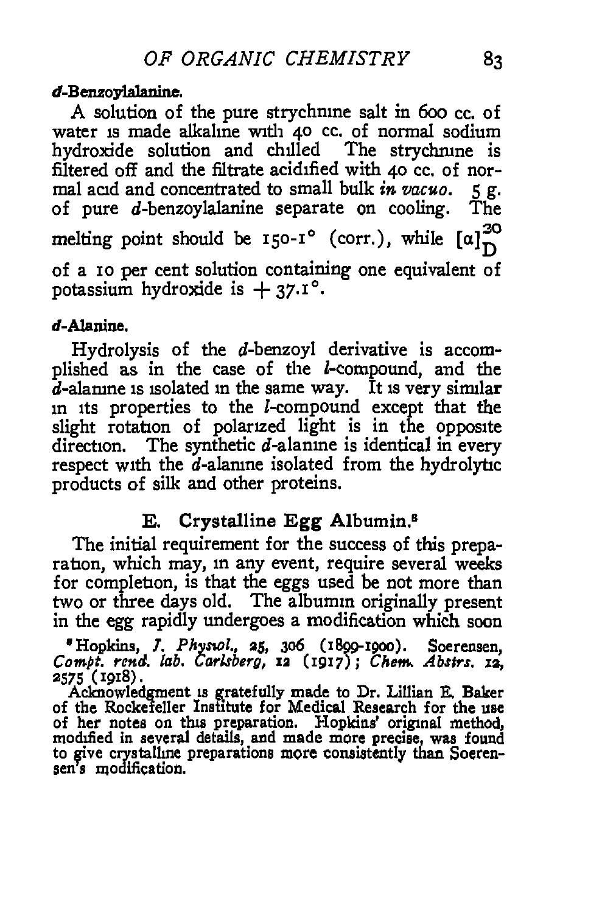#### *d*-Benzoylalanine.

A solution of the pure strychnine salt in 600 cc. of water is made alkaline with 40 cc. of normal sodium hydroxide solution and chilled The strychnine is filtered off and the filtrate acidified with 40 cc. of normal acid and concentrated to small bulk *in vacuo*. 5 g. of pure *d*-benzoylalanine separate on cooling. The melting point should be 150-1° (corr.), while $[\alpha]_D^{20}$ of a 10 per cent solution containing one equivalent of potassium hydroxide is + 37.1°.

#### *d*-Alanine.

Hydrolysis of the *d*-benzoyl derivative is accomplished as in the case of the *l*-compound, and the *d*-alanine is isolated in the same way. It is very similar in its properties to the *l*-compound except that the slight rotation of polarized light is in the opposite direction. The synthetic *d*-alanine is identical in every respect with the *d*-alanine isolated from the hydrolytic products of silk and other proteins.

## E. Crystalline Egg Albumin.[8]

The initial requirement for the success of this preparation, which may, in any event, require several weeks for completion, is that the eggs used be not more than two or three days old. The albumin originally present in the egg rapidly undergoes a modification which soon

[8] Hopkins, *J. Physiol.*, 25, 306 (1899-1900). Soerensen, *Compt. rend. lab. Carlsberg*, 12 (1917); *Chem. Abstrs.* 12, 2575 (1918).
Acknowledgment is gratefully made to Dr. Lillian E. Baker of the Rockefeller Institute for Medical Research for the use of her notes on this preparation. Hopkins' original method, modified in several details, and made more precise, was found to give crystalline preparations more consistently than Soerensen's modification.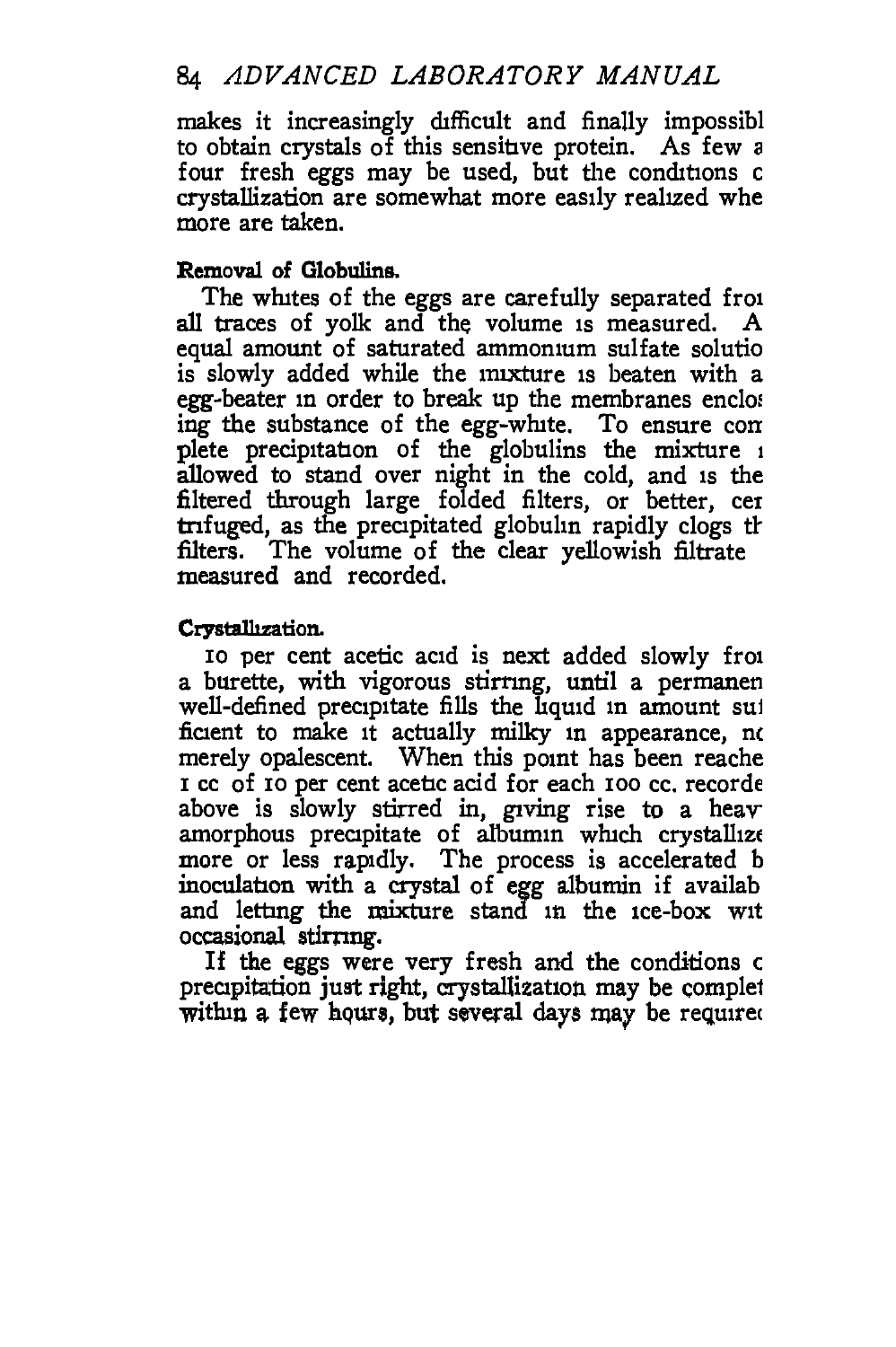makes it increasingly difficult and finally impossibl to obtain crystals of this sensitive protein. As few a four fresh eggs may be used, but the conditions c crystallization are somewhat more easily realized whe more are taken.

**Removal of Globulins.**

The whites of the eggs are carefully separated froi all traces of yolk and the volume is measured. A equal amount of saturated ammonium sulfate solutio is slowly added while the mixture is beaten with a egg-beater in order to break up the membranes enclos ing the substance of the egg-white. To ensure com plete precipitation of the globulins the mixture i allowed to stand over night in the cold, and is the filtered through large folded filters, or better, cer trifuged, as the precipitated globulin rapidly clogs th filters. The volume of the clear yellowish filtrate measured and recorded.

**Crystallization.**

10 per cent acetic acid is next added slowly froi a burette, with vigorous stirring, until a permanen well-defined precipitate fills the liquid in amount sui ficient to make it actually milky in appearance, nc merely opalescent. When this point has been reache 1 cc of 10 per cent acetic acid for each 100 cc. recorde above is slowly stirred in, giving rise to a heav amorphous precipitate of albumin which crystallize more or less rapidly. The process is accelerated b inoculation with a crystal of egg albumin if availab and letting the mixture stand in the ice-box wit occasional stirring.

If the eggs were very fresh and the conditions c precipitation just right, crystallization may be complet within a few hours, but several days may be require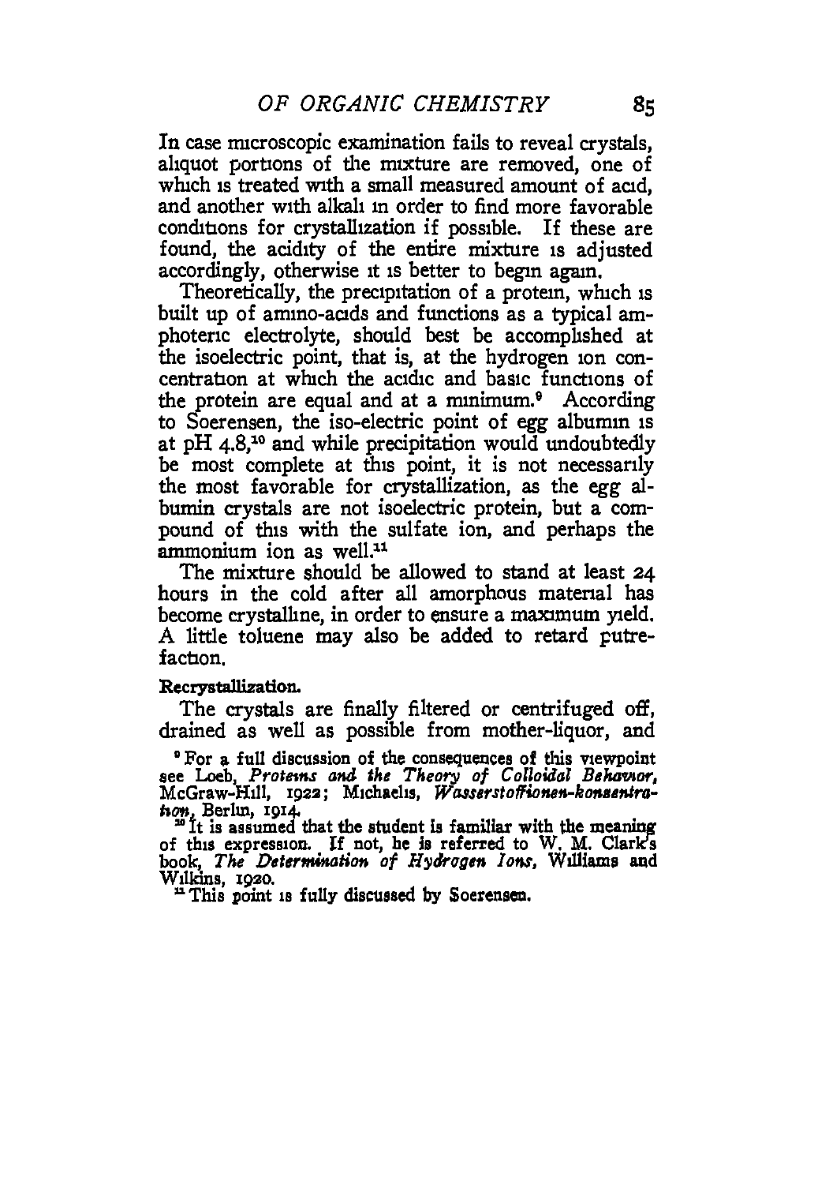In case microscopic examination fails to reveal crystals, aliquot portions of the mixture are removed, one of which is treated with a small measured amount of acid, and another with alkali in order to find more favorable conditions for crystallization if possible. If these are found, the acidity of the entire mixture is adjusted accordingly, otherwise it is better to begin again.

Theoretically, the precipitation of a protein, which is built up of amino-acids and functions as a typical amphoteric electrolyte, should best be accomplished at the isoelectric point, that is, at the hydrogen ion concentration at which the acidic and basic functions of the protein are equal and at a minimum.[9] According to Soerensen, the iso-electric point of egg albumin is at pH 4.8,[10] and while precipitation would undoubtedly be most complete at this point, it is not necessarily the most favorable for crystallization, as the egg albumin crystals are not isoelectric protein, but a compound of this with the sulfate ion, and perhaps the ammonium ion as well.[11]

The mixture should be allowed to stand at least 24 hours in the cold after all amorphous material has become crystalline, in order to ensure a maximum yield. A little toluene may also be added to retard putrefaction.

**Recrystallization.**

The crystals are finally filtered or centrifuged off, drained as well as possible from mother-liquor, and

[9] For a full discussion of the consequences of this viewpoint see Loeb, *Proteins and the Theory of Colloidal Behavior*, McGraw-Hill, 1922; Michaelis, *Wasserstoffionen-konzentration*, Berlin, 1914.

[10] It is assumed that the student is familiar with the meaning of this expression. If not, he is referred to W. M. Clark's book, *The Determination of Hydrogen Ions*, Williams and Wilkins, 1920.

[11] This point is fully discussed by Soerensen.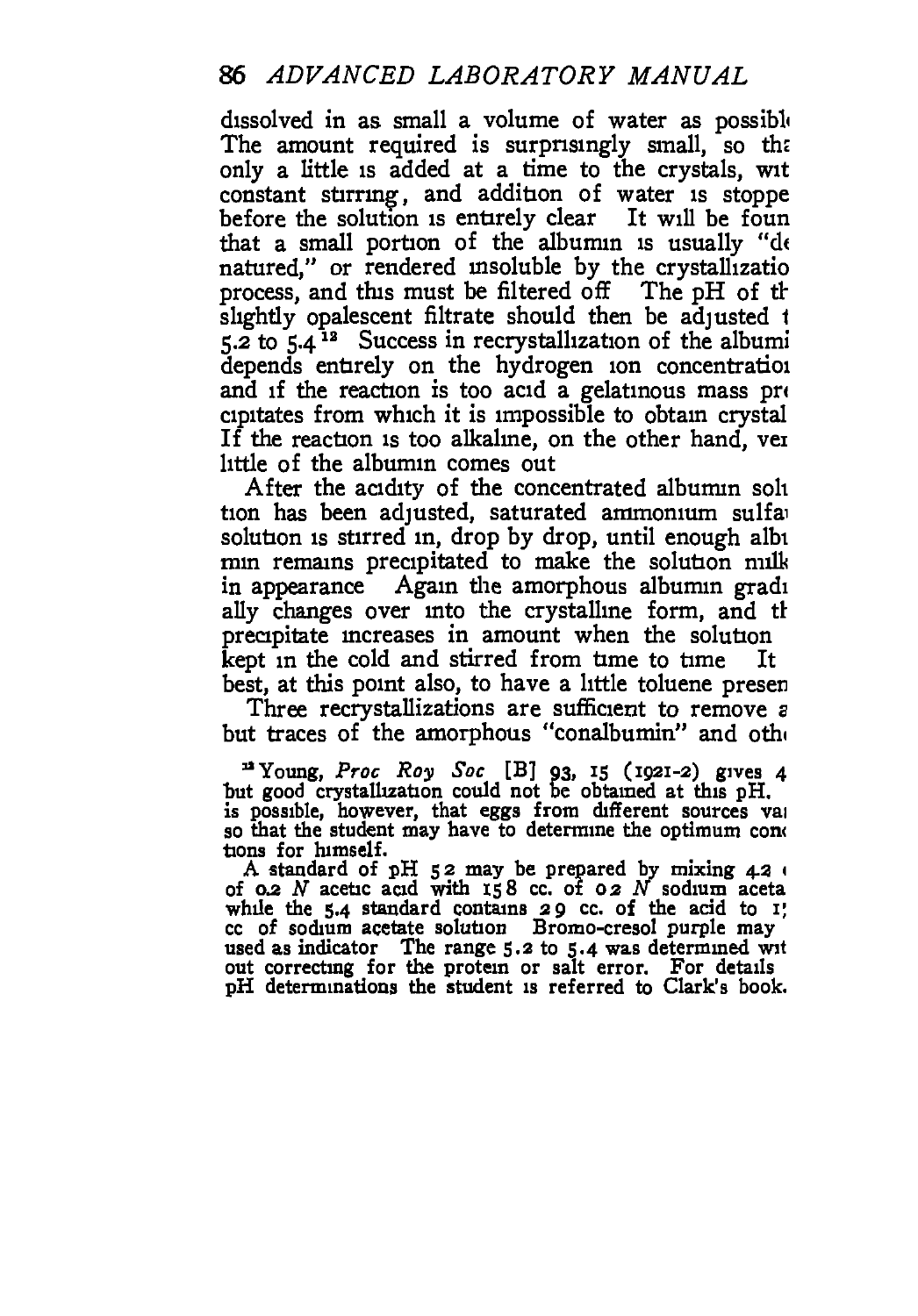dissolved in as small a volume of water as possibl The amount required is surprisingly small, so tha only a little is added at a time to the crystals, wit constant stirring, and addition of water is stoppe before the solution is entirely clear It will be foun that a small portion of the albumin is usually "de natured," or rendered insoluble by the crystallizatio process, and this must be filtered off The pH of th slightly opalescent filtrate should then be adjusted t 5.2 to 5.4[12] Success in recrystallization of the albumi depends entirely on the hydrogen ion concentratio and if the reaction is too acid a gelatinous mass pre cipitates from which it is impossible to obtain crystal If the reaction is too alkaline, on the other hand, ver little of the albumin comes out

After the acidity of the concentrated albumin solu tion has been adjusted, saturated ammonium sulfa solution is stirred in, drop by drop, until enough albu min remains precipitated to make the solution milk in appearance Again the amorphous albumin gradu ally changes over into the crystalline form, and th precipitate increases in amount when the solution kept in the cold and stirred from time to time It best, at this point also, to have a little toluene presen

Three recrystallizations are sufficient to remove a but traces of the amorphous "conalbumin" and oth

[12] Young, *Proc Roy Soc* [B] 93, 15 (1921-2) gives 4 but good crystallization could not be obtained at this pH. is possible, however, that eggs from different sources va so that the student may have to determine the optimum cond tions for himself.

A standard of pH 5 2 may be prepared by mixing 4.2 of 0.2 *N* acetic acid with 15 8 cc. of 0 2 *N* sodium aceta while the 5.4 standard contains 2 9 cc. of the acid to 1 cc of sodium acetate solution Bromo-cresol purple may used as indicator The range 5.2 to 5.4 was determined wit out correcting for the protein or salt error. For details pH determinations the student is referred to Clark's book.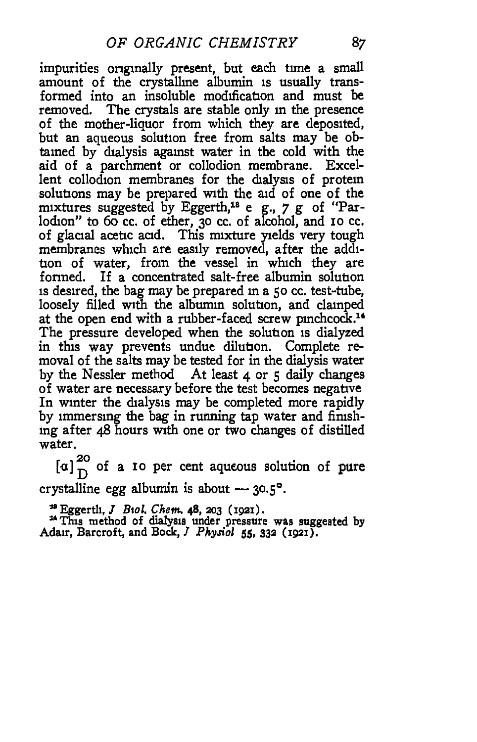impurities originally present, but each time a small amount of the crystalline albumin is usually transformed into an insoluble modification and must be removed. The crystals are stable only in the presence of the mother-liquor from which they are deposited, but an aqueous solution free from salts may be obtained by dialysis against water in the cold with the aid of a parchment or collodion membrane. Excellent collodion membranes for the dialysis of protein solutions may be prepared with the aid of one of the mixtures suggested by Eggerth,[13] e g., 7 g of "Parlodion" to 60 cc. of ether, 30 cc. of alcohol, and 10 cc. of glacial acetic acid. This mixture yields very tough membranes which are easily removed, after the addition of water, from the vessel in which they are formed. If a concentrated salt-free albumin solution is desired, the bag may be prepared in a 50 cc. test-tube, loosely filled with the albumin solution, and clamped at the open end with a rubber-faced screw pinchcock.[14] The pressure developed when the solution is dialyzed in this way prevents undue dilution. Complete removal of the salts may be tested for in the dialysis water by the Nessler method At least 4 or 5 daily changes of water are necessary before the test becomes negative In winter the dialysis may be completed more rapidly by immersing the bag in running tap water and finishing after 48 hours with one or two changes of distilled water.

$[\alpha]_D^{20}$ of a 10 per cent aqueous solution of pure crystalline egg albumin is about $-30.5°$.

[13] Eggerth, *J Biol. Chem.* **48**, 203 (1921).
[14] This method of dialysis under pressure was suggested by Adair, Barcroft, and Bock, *J Physiol* **55**, 332 (1921).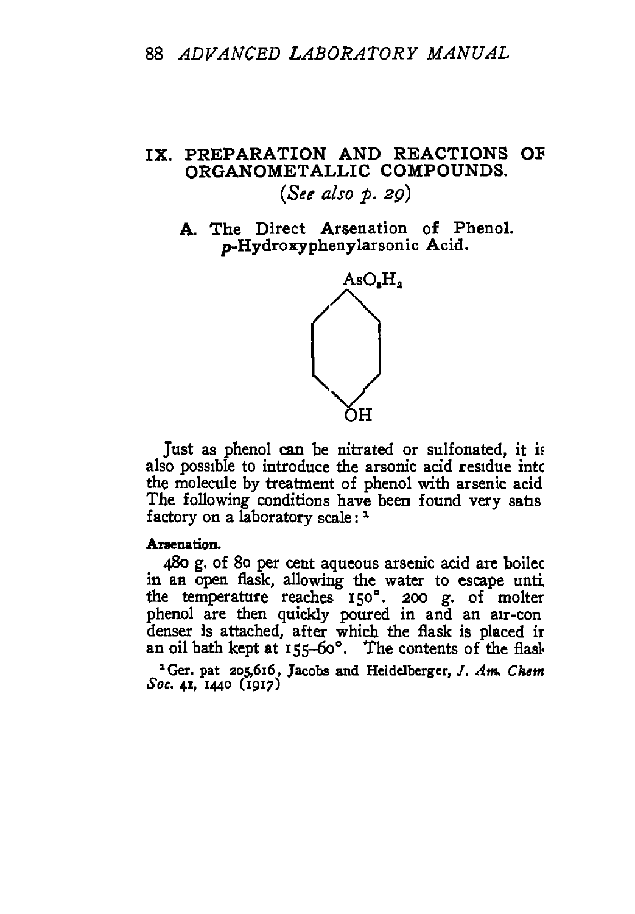## IX. PREPARATION AND REACTIONS OF ORGANOMETALLIC COMPOUNDS.

*(See also p. 29)*

### A. The Direct Arsenation of Phenol. *p*-Hydroxyphenylarsonic Acid.

$AsO_3H_2$

OH

Just as phenol can be nitrated or sulfonated, it is also possible to introduce the arsonic acid residue into the molecule by treatment of phenol with arsenic acid. The following conditions have been found very satisfactory on a laboratory scale:[1]

**Arsenation.**

480 g. of 80 per cent aqueous arsenic acid are boiled in an open flask, allowing the water to escape until the temperature reaches 150°. 200 g. of molten phenol are then quickly poured in and an air-condenser is attached, after which the flask is placed in an oil bath kept at 155–60°. The contents of the flask

[1] Ger. pat 205,616, Jacobs and Heidelberger, *J. Am. Chem Soc.* 41, 1440 (1917)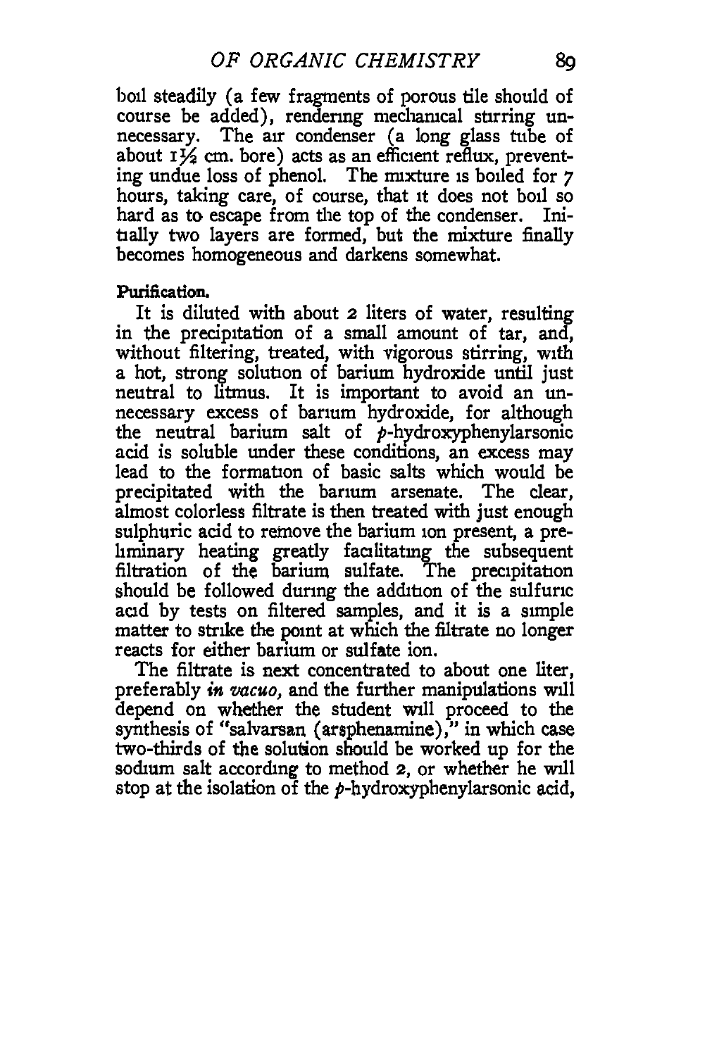boil steadily (a few fragments of porous tile should of course be added), rendering mechanical stirring unnecessary. The air condenser (a long glass tube of about 1½ cm. bore) acts as an efficient reflux, preventing undue loss of phenol. The mixture is boiled for 7 hours, taking care, of course, that it does not boil so hard as to escape from the top of the condenser. Initially two layers are formed, but the mixture finally becomes homogeneous and darkens somewhat.

**Purification.**

It is diluted with about 2 liters of water, resulting in the precipitation of a small amount of tar, and, without filtering, treated, with vigorous stirring, with a hot, strong solution of barium hydroxide until just neutral to litmus. It is important to avoid an unnecessary excess of barium hydroxide, for although the neutral barium salt of *p*-hydroxyphenylarsonic acid is soluble under these conditions, an excess may lead to the formation of basic salts which would be precipitated with the barium arsenate. The clear, almost colorless filtrate is then treated with just enough sulphuric acid to remove the barium ion present, a preliminary heating greatly facilitating the subsequent filtration of the barium sulfate. The precipitation should be followed during the addition of the sulfuric acid by tests on filtered samples, and it is a simple matter to strike the point at which the filtrate no longer reacts for either barium or sulfate ion.

The filtrate is next concentrated to about one liter, preferably *in vacuo*, and the further manipulations will depend on whether the student will proceed to the synthesis of "salvarsan (arsphenamine)," in which case two-thirds of the solution should be worked up for the sodium salt according to method 2, or whether he will stop at the isolation of the *p*-hydroxyphenylarsonic acid,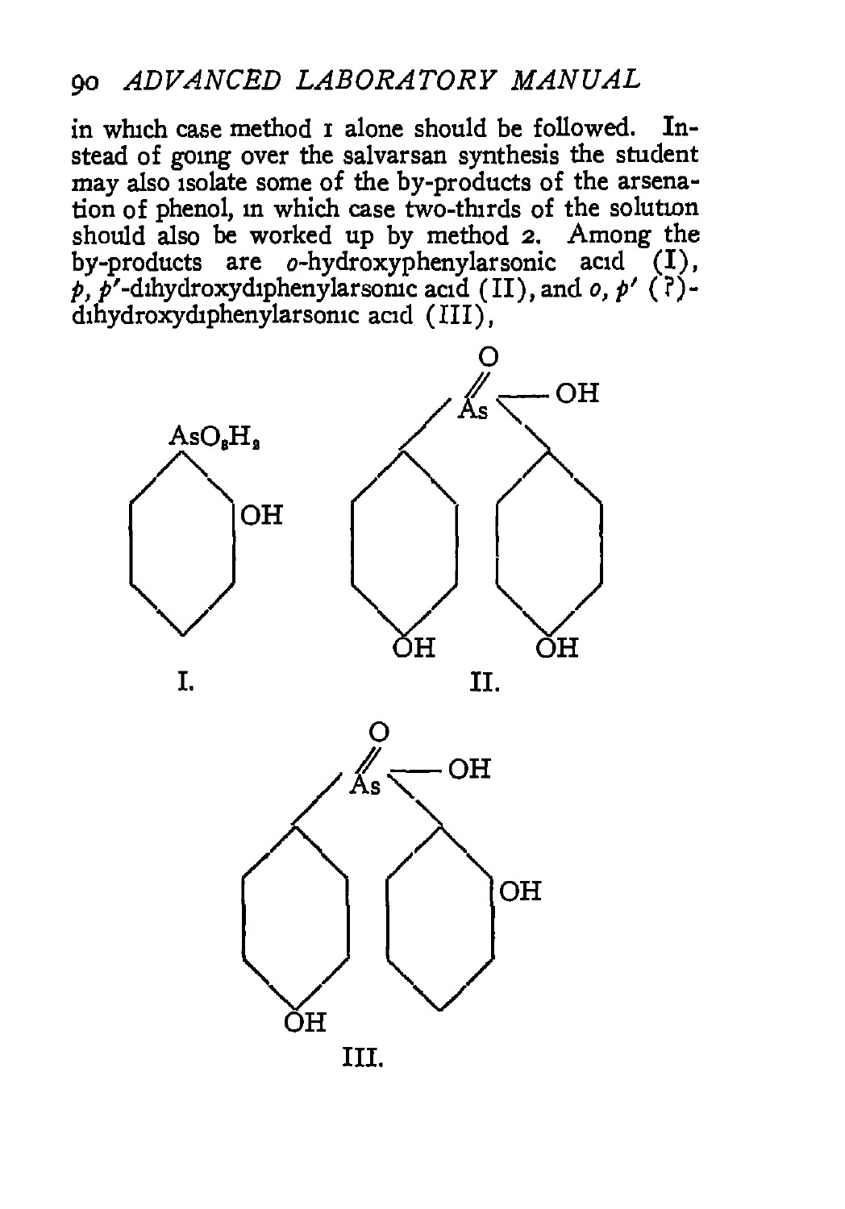in which case method 1 alone should be followed. Instead of going over the salvarsan synthesis the student may also isolate some of the by-products of the arsenation of phenol, in which case two-thirds of the solution should also be worked up by method 2. Among the by-products are *o*-hydroxyphenylarsonic acid (I), *p, p'*-dihydroxydiphenylarsonic acid (II), and *o, p'* (?)-dihydroxydiphenylarsonic acid (III),

I. — $AsO_3H_2$, OH

II. — As(=O)–OH, OH, OH

III. — As(=O)–OH, OH, OH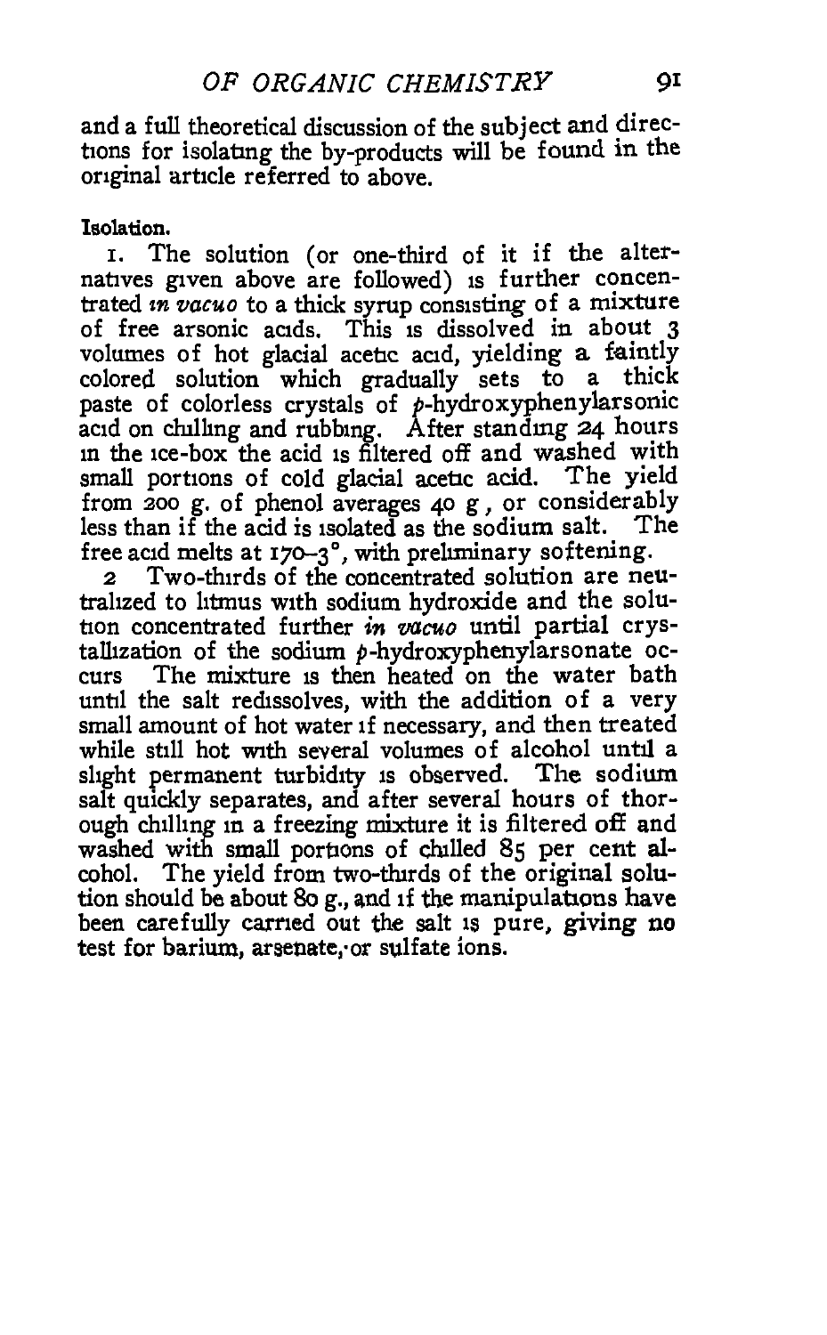and a full theoretical discussion of the subject and directions for isolating the by-products will be found in the original article referred to above.

**Isolation.**

1. The solution (or one-third of it if the alternatives given above are followed) is further concentrated *in vacuo* to a thick syrup consisting of a mixture of free arsonic acids. This is dissolved in about 3 volumes of hot glacial acetic acid, yielding a faintly colored solution which gradually sets to a thick paste of colorless crystals of *p*-hydroxyphenylarsonic acid on chilling and rubbing. After standing 24 hours in the ice-box the acid is filtered off and washed with small portions of cold glacial acetic acid. The yield from 200 g. of phenol averages 40 g., or considerably less than if the acid is isolated as the sodium salt. The free acid melts at 170–3°, with preliminary softening.

2. Two-thirds of the concentrated solution are neutralized to litmus with sodium hydroxide and the solution concentrated further *in vacuo* until partial crystallization of the sodium *p*-hydroxyphenylarsonate occurs. The mixture is then heated on the water bath until the salt redissolves, with the addition of a very small amount of hot water if necessary, and then treated while still hot with several volumes of alcohol until a slight permanent turbidity is observed. The sodium salt quickly separates, and after several hours of thorough chilling in a freezing mixture it is filtered off and washed with small portions of chilled 85 per cent alcohol. The yield from two-thirds of the original solution should be about 80 g., and if the manipulations have been carefully carried out the salt is pure, giving no test for barium, arsenate, or sulfate ions.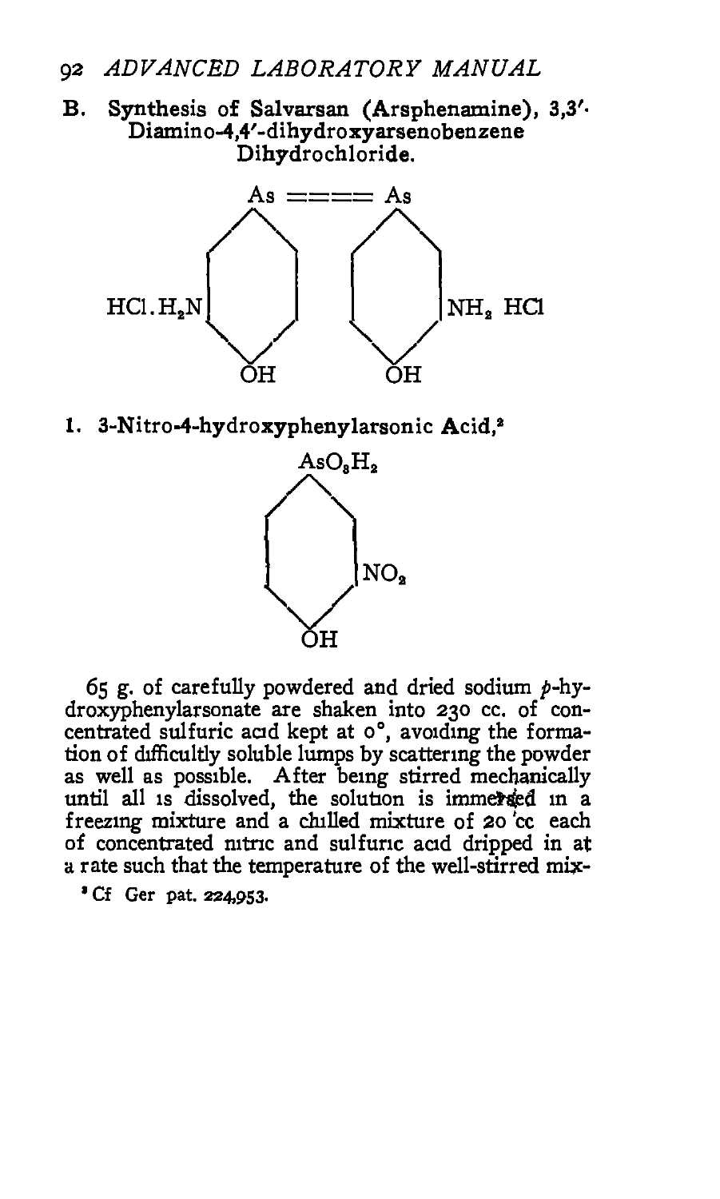## B. Synthesis of Salvarsan (Arsphenamine), 3,3'-Diamino-4,4'-dihydroxyarsenobenzene Dihydrochloride.

### 1. 3-Nitro-4-hydroxyphenylarsonic Acid,[2]

65 g. of carefully powdered and dried sodium *p*-hydroxyphenylarsonate are shaken into 230 cc. of concentrated sulfuric acid kept at 0°, avoiding the formation of difficultly soluble lumps by scattering the powder as well as possible. After being stirred mechanically until all is dissolved, the solution is immersed in a freezing mixture and a chilled mixture of 20 cc each of concentrated nitric and sulfuric acid dripped in at a rate such that the temperature of the well-stirred mix-

[2] Cf Ger pat. 224,953.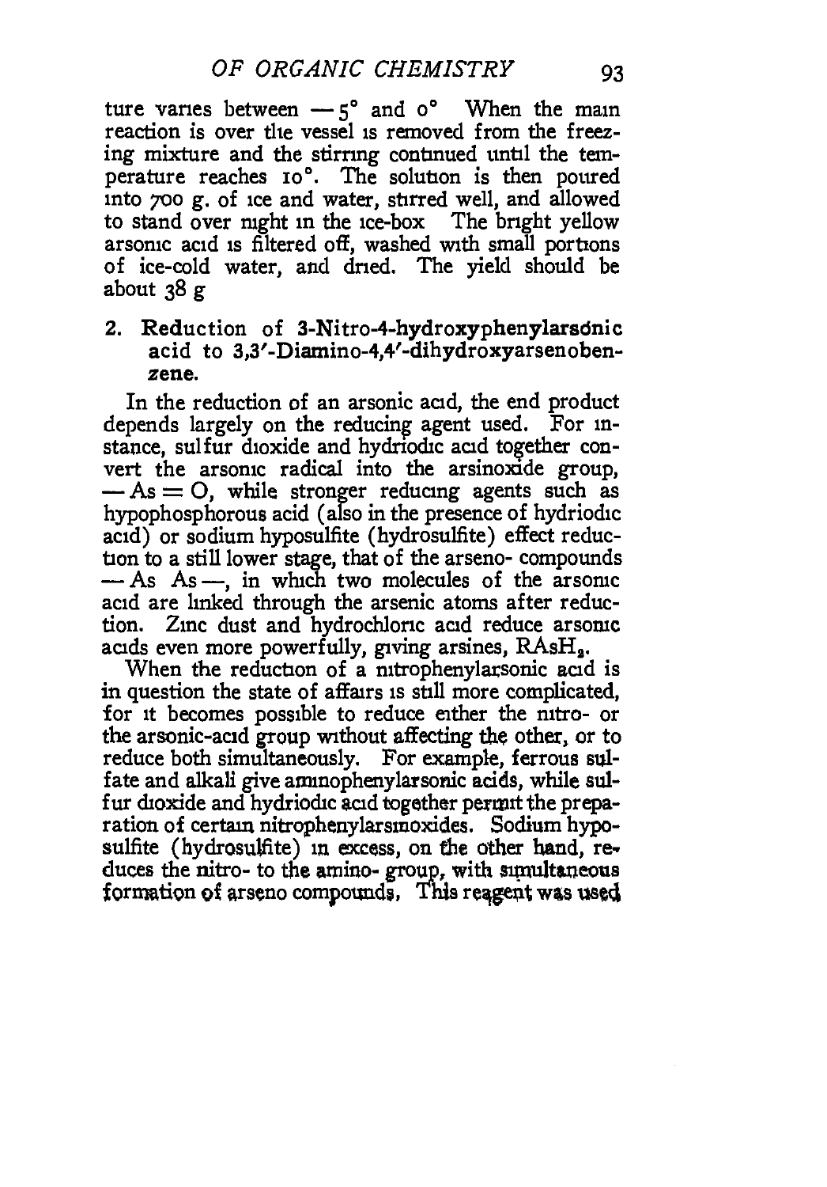ture varies between $-5°$ and $0°$ When the main reaction is over the vessel is removed from the freezing mixture and the stirring continued until the temperature reaches $10°$. The solution is then poured into 700 g. of ice and water, stirred well, and allowed to stand over night in the ice-box The bright yellow arsonic acid is filtered off, washed with small portions of ice-cold water, and dried. The yield should be about 38 g

## 2. Reduction of 3-Nitro-4-hydroxyphenylarsonic acid to 3,3′-Diamino-4,4′-dihydroxyarsenobenzene.

In the reduction of an arsonic acid, the end product depends largely on the reducing agent used. For instance, sulfur dioxide and hydriodic acid together convert the arsonic radical into the arsinoxide group, $-As=O$, while stronger reducing agents such as hypophosphorous acid (also in the presence of hydriodic acid) or sodium hyposulfite (hydrosulfite) effect reduction to a still lower stage, that of the arseno- compounds $-As\ As-$, in which two molecules of the arsonic acid are linked through the arsenic atoms after reduction. Zinc dust and hydrochloric acid reduce arsonic acids even more powerfully, giving arsines, $RAsH_2$.

When the reduction of a nitrophenylarsonic acid is in question the state of affairs is still more complicated, for it becomes possible to reduce either the nitro- or the arsonic-acid group without affecting the other, or to reduce both simultaneously. For example, ferrous sulfate and alkali give aminophenylarsonic acids, while sulfur dioxide and hydriodic acid together permit the preparation of certain nitrophenylarsinoxides. Sodium hyposulfite (hydrosulfite) in excess, on the other hand, reduces the nitro- to the amino- group, with simultaneous formation of arseno compounds, This reagent was used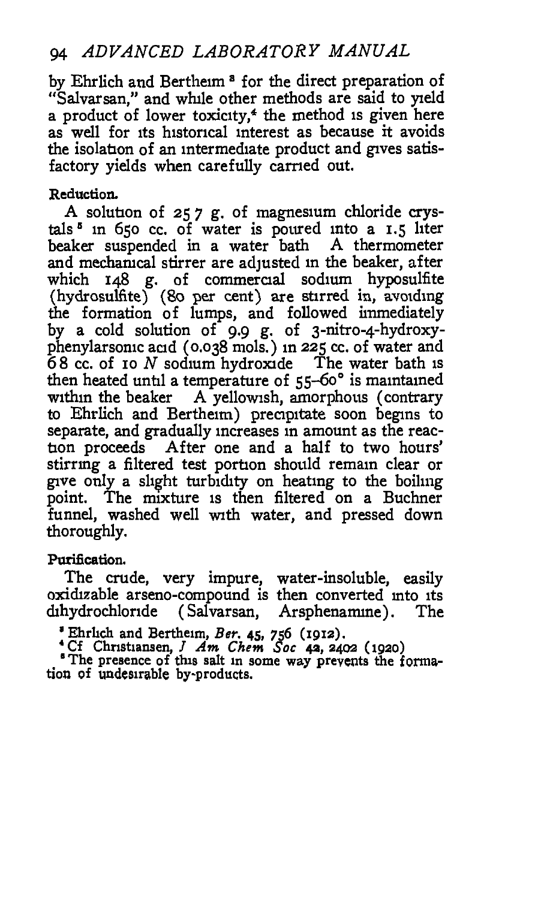by Ehrlich and Bertheim[3] for the direct preparation of "Salvarsan," and while other methods are said to yield a product of lower toxicity,[4] the method is given here as well for its historical interest as because it avoids the isolation of an intermediate product and gives satisfactory yields when carefully carried out.

**Reduction.**

A solution of 257 g. of magnesium chloride crystals[5] in 650 cc. of water is poured into a 1.5 liter beaker suspended in a water bath A thermometer and mechanical stirrer are adjusted in the beaker, after which 148 g. of commercial sodium hyposulfite (hydrosulfite) (80 per cent) are stirred in, avoiding the formation of lumps, and followed immediately by a cold solution of 9.9 g. of 3-nitro-4-hydroxyphenylarsonic acid (0.038 mols.) in 225 cc. of water and 68 cc. of 10 *N* sodium hydroxide The water bath is then heated until a temperature of 55–60° is maintained within the beaker A yellowish, amorphous (contrary to Ehrlich and Bertheim) precipitate soon begins to separate, and gradually increases in amount as the reaction proceeds After one and a half to two hours' stirring a filtered test portion should remain clear or give only a slight turbidity on heating to the boiling point. The mixture is then filtered on a Buchner funnel, washed well with water, and pressed down thoroughly.

**Purification.**

The crude, very impure, water-insoluble, easily oxidizable arseno-compound is then converted into its dihydrochloride (Salvarsan, Arsphenamine). The

[3] Ehrlich and Bertheim, *Ber.* **45**, 756 (1912).

[4] Cf Christiansen, *J Am Chem Soc* **42**, 2402 (1920)

[5] The presence of this salt in some way prevents the formation of undesirable by-products.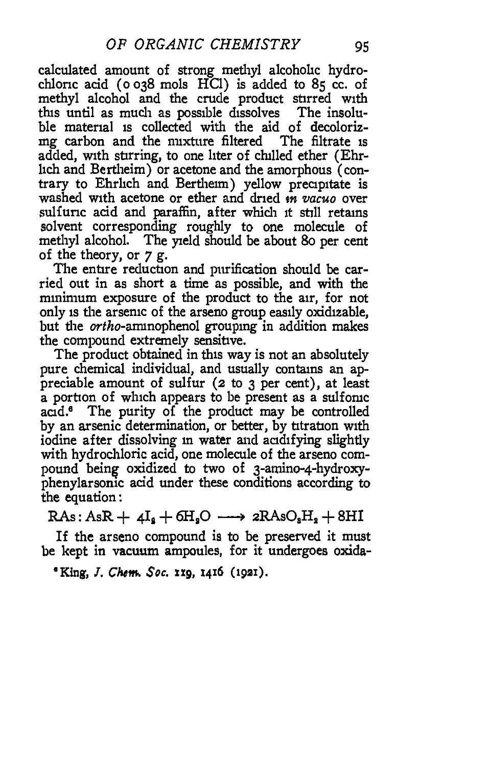calculated amount of strong methyl alcoholic hydrochloric acid (0.038 mols HCl) is added to 85 cc. of methyl alcohol and the crude product stirred with this until as much as possible dissolves. The insoluble material is collected with the aid of decolorizing carbon and the mixture filtered. The filtrate is added, with stirring, to one liter of chilled ether (Ehrlich and Bertheim) or acetone and the amorphous (contrary to Ehrlich and Bertheim) yellow precipitate is washed with acetone or ether and dried *in vacuo* over sulfuric acid and paraffin, after which it still retains solvent corresponding roughly to one molecule of methyl alcohol. The yield should be about 80 per cent of the theory, or 7 g.

The entire reduction and purification should be carried out in as short a time as possible, and with the minimum exposure of the product to the air, for not only is the arsenic of the arseno group easily oxidizable, but the *ortho*-aminophenol grouping in addition makes the compound extremely sensitive.

The product obtained in this way is not an absolutely pure chemical individual, and usually contains an appreciable amount of sulfur (2 to 3 per cent), at least a portion of which appears to be present as a sulfonic acid.[6] The purity of the product may be controlled by an arsenic determination, or better, by titration with iodine after dissolving in water and acidifying slightly with hydrochloric acid, one molecule of the arseno compound being oxidized to two of 3-amino-4-hydroxyphenylarsonic acid under these conditions according to the equation:

$$RAs:AsR + 4I_2 + 6H_2O \longrightarrow 2RAsO_3H_2 + 8HI$$

If the arseno compound is to be preserved it must be kept in vacuum ampoules, for it undergoes oxida-

[6] King, *J. Chem. Soc.* 119, 1416 (1921).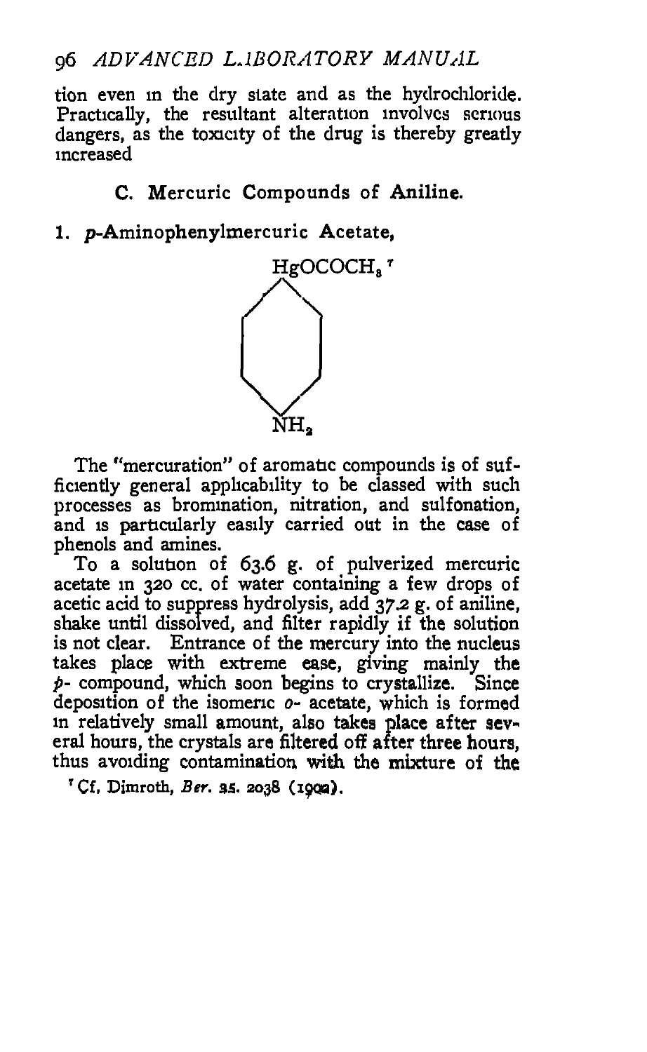tion even in the dry state and as the hydrochloride. Practically, the resultant alteration involves serious dangers, as the toxicity of the drug is thereby greatly increased

### C. Mercuric Compounds of Aniline.

**1. *p*-Aminophenylmercuric Acetate,**

$HgOCOCH_3$[7]

$NH_2$

The "mercuration" of aromatic compounds is of sufficiently general applicability to be classed with such processes as bromination, nitration, and sulfonation, and is particularly easily carried out in the case of phenols and amines.

To a solution of 63.6 g. of pulverized mercuric acetate in 320 cc. of water containing a few drops of acetic acid to suppress hydrolysis, add 37.2 g. of aniline, shake until dissolved, and filter rapidly if the solution is not clear. Entrance of the mercury into the nucleus takes place with extreme ease, giving mainly the *p*- compound, which soon begins to crystallize. Since deposition of the isomeric *o*- acetate, which is formed in relatively small amount, also takes place after several hours, the crystals are filtered off after three hours, thus avoiding contamination with the mixture of the

[7] Cf. Dimroth, *Ber.* 35. 2038 (1902).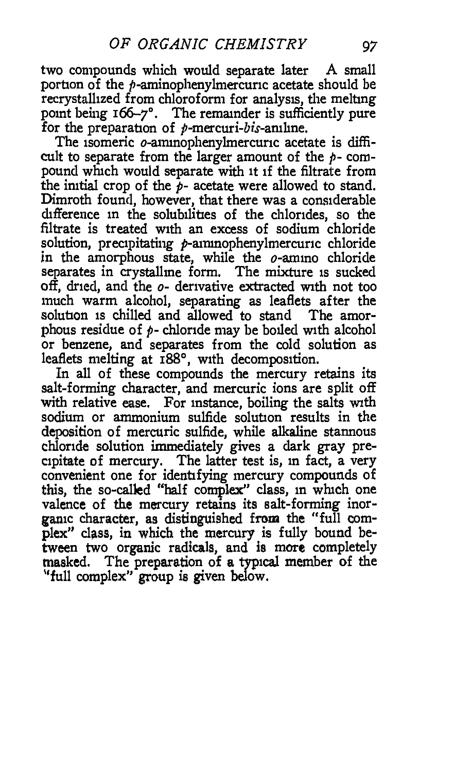two compounds which would separate later A small portion of the *p*-aminophenylmercuric acetate should be recrystallized from chloroform for analysis, the melting point being 166–7°. The remainder is sufficiently pure for the preparation of *p*-mercuri-*bis*-aniline.

The isomeric *o*-aminophenylmercuric acetate is difficult to separate from the larger amount of the *p*- compound which would separate with it if the filtrate from the initial crop of the *p*- acetate were allowed to stand. Dimroth found, however, that there was a considerable difference in the solubilities of the chlorides, so the filtrate is treated with an excess of sodium chloride solution, precipitating *p*-aminophenylmercuric chloride in the amorphous state, while the *o*-amino chloride separates in crystalline form. The mixture is sucked off, dried, and the *o*- derivative extracted with not too much warm alcohol, separating as leaflets after the solution is chilled and allowed to stand The amorphous residue of *p*- chloride may be boiled with alcohol or benzene, and separates from the cold solution as leaflets melting at 188°, with decomposition.

In all of these compounds the mercury retains its salt-forming character, and mercuric ions are split off with relative ease. For instance, boiling the salts with sodium or ammonium sulfide solution results in the deposition of mercuric sulfide, while alkaline stannous chloride solution immediately gives a dark gray precipitate of mercury. The latter test is, in fact, a very convenient one for identifying mercury compounds of this, the so-called "half complex" class, in which one valence of the mercury retains its salt-forming inorganic character, as distinguished from the "full complex" class, in which the mercury is fully bound between two organic radicals, and is more completely masked. The preparation of a typical member of the "full complex" group is given below.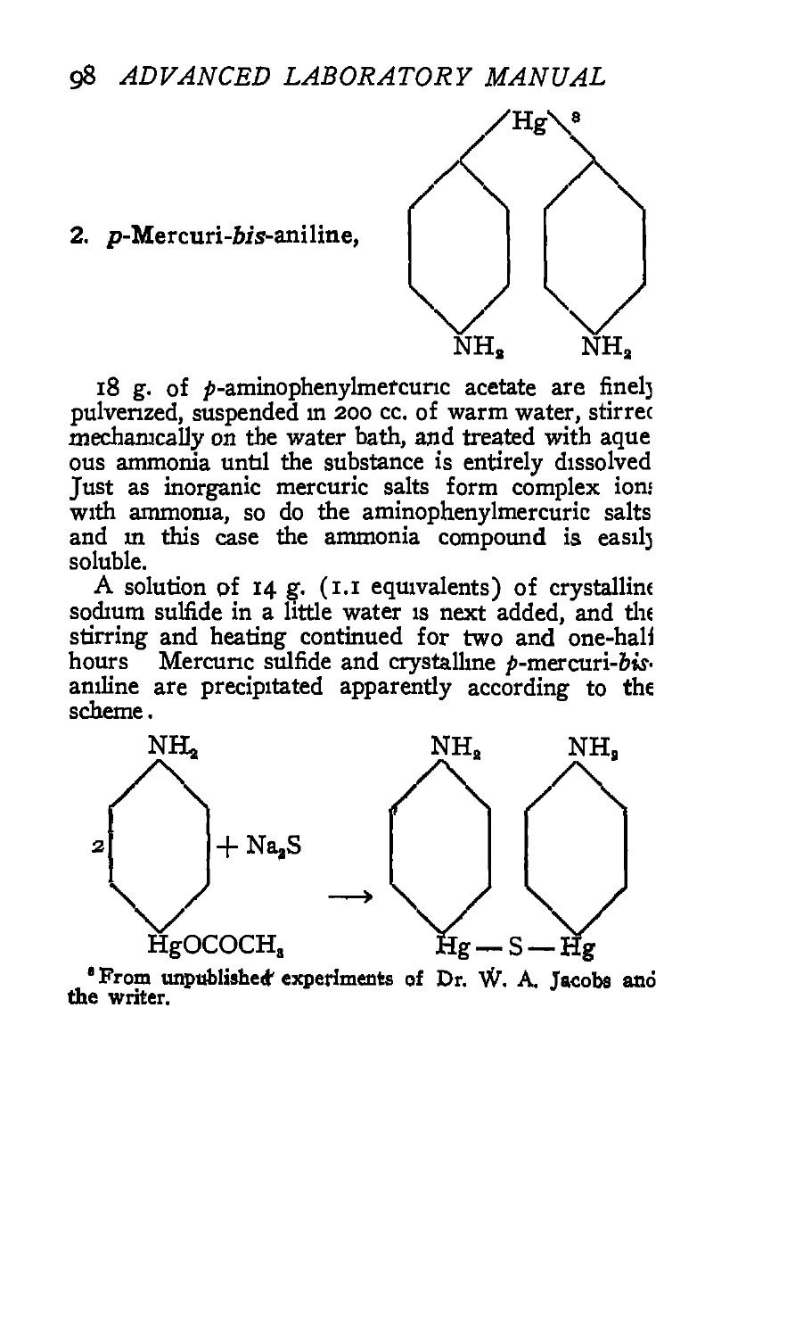## 2. *p*-Mercuri-*bis*-aniline,[8]

18 g. of *p*-aminophenylmercuric acetate are finely pulverized, suspended in 200 cc. of warm water, stirred mechanically on the water bath, and treated with aqueous ammonia until the substance is entirely dissolved. Just as inorganic mercuric salts form complex ions with ammonia, so do the aminophenylmercuric salts and in this case the ammonia compound is easily soluble.

A solution of 14 g. (1.1 equivalents) of crystalline sodium sulfide in a little water is next added, and the stirring and heating continued for two and one-half hours. Mercuric sulfide and crystalline *p*-mercuri-*bis*-aniline are precipitated apparently according to the scheme.

$$2\, H_2N-C_6H_4-HgOCOCH_3 + Na_2S \longrightarrow H_2N-C_6H_4-Hg-S-Hg-C_6H_4-NH_2$$

[8] From unpublished experiments of Dr. W. A. Jacobs and the writer.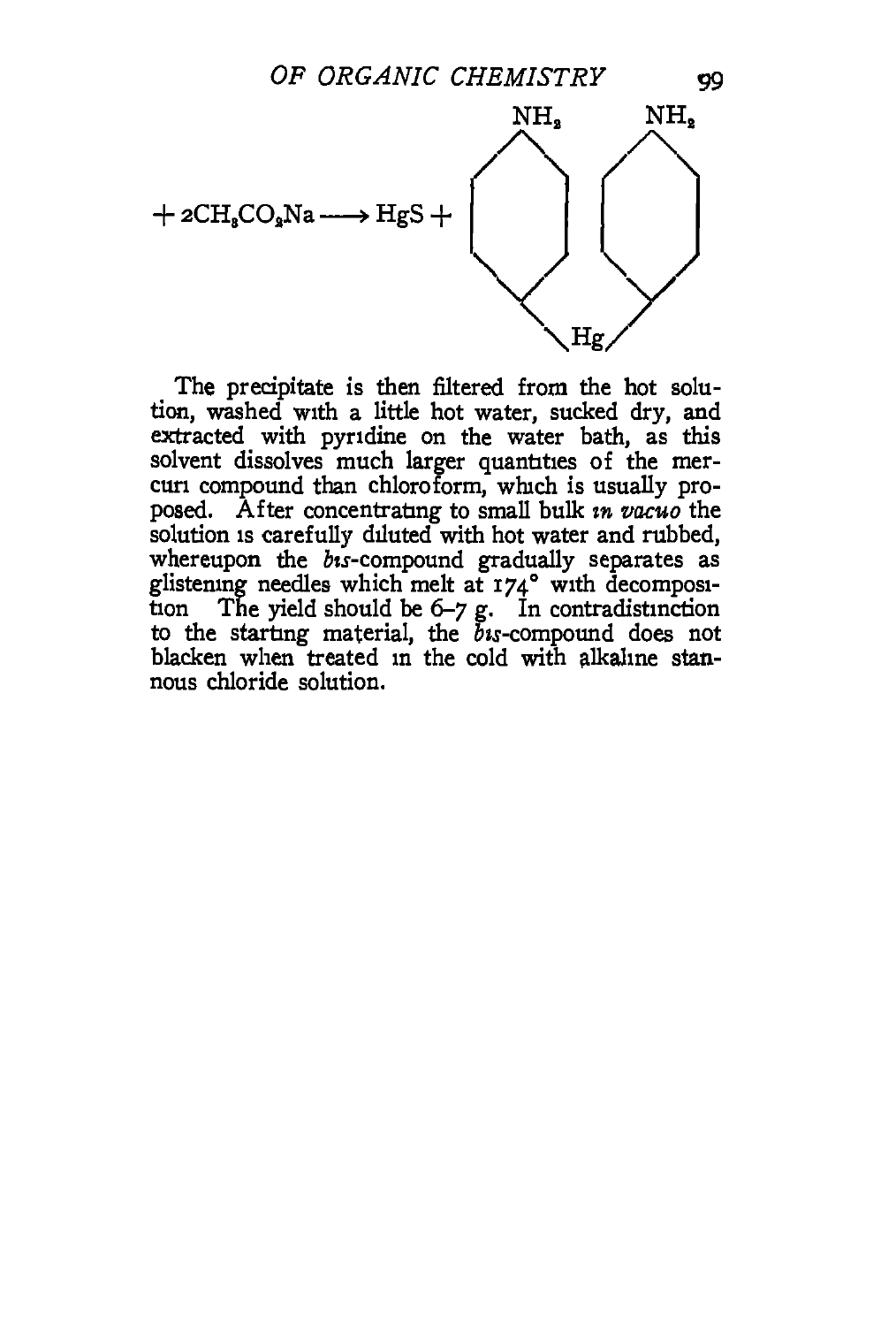$+ 2CH_3CO_2Na \longrightarrow HgS +$ $(H_2N{-}C_6H_4)_2Hg$

The precipitate is then filtered from the hot solution, washed with a little hot water, sucked dry, and extracted with pyridine on the water bath, as this solvent dissolves much larger quantities of the mercuri compound than chloroform, which is usually proposed. After concentrating to small bulk *in vacuo* the solution is carefully diluted with hot water and rubbed, whereupon the *bis*-compound gradually separates as glistening needles which melt at 174° with decomposition The yield should be 6–7 g. In contradistinction to the starting material, the *bis*-compound does not blacken when treated in the cold with alkaline stannous chloride solution.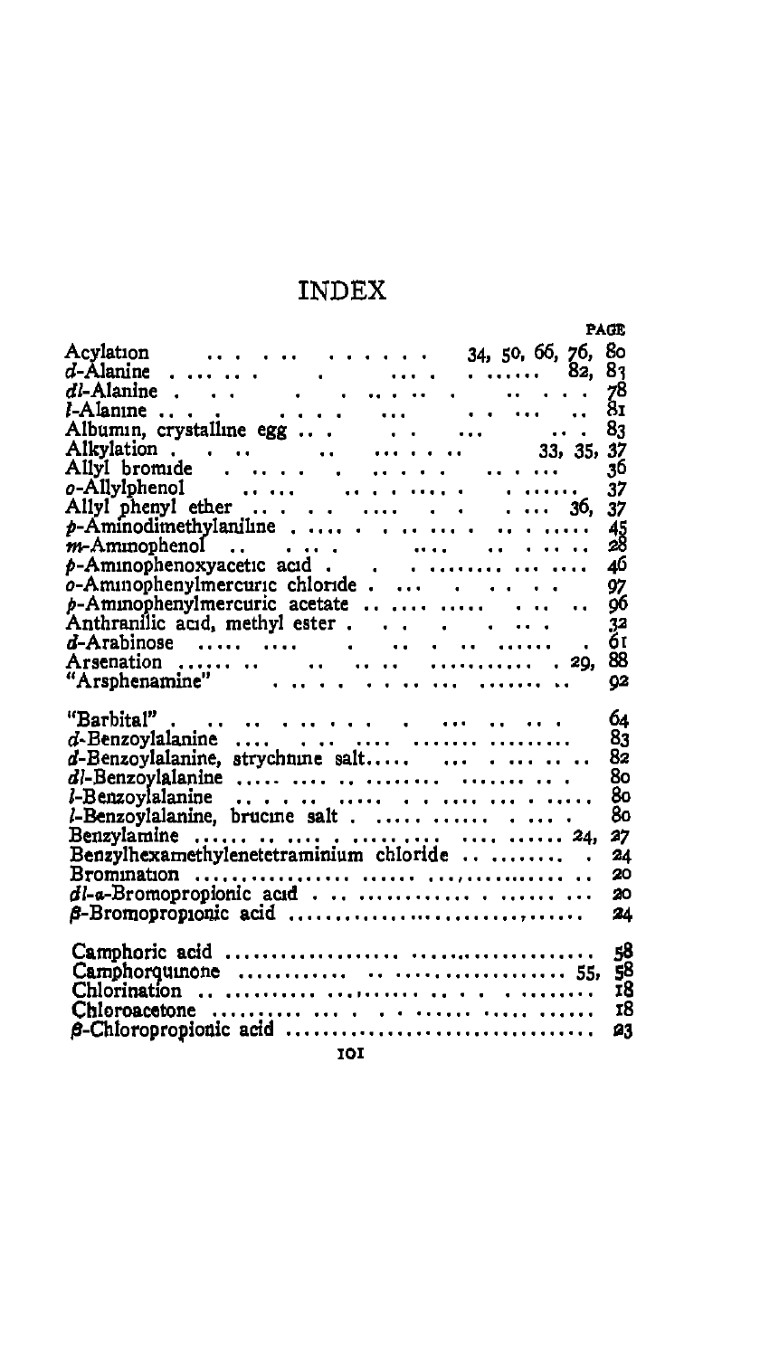# INDEX

| | PAGE |
|---|---|
| Acylation | 34, 50, 66, 76, 80 |
| *d*-Alanine | 82, 83 |
| *dl*-Alanine | 78 |
| *l*-Alanine | 81 |
| Albumin, crystalline egg | 83 |
| Alkylation | 33, 35, 37 |
| Allyl bromide | 36 |
| *o*-Allylphenol | 37 |
| Allyl phenyl ether | 36, 37 |
| *p*-Aminodimethylaniline | 45 |
| *m*-Aminophenol | 28 |
| *p*-Aminophenoxyacetic acid | 46 |
| *o*-Aminophenylmercuric chloride | 97 |
| *p*-Aminophenylmercuric acetate | 96 |
| Anthranilic acid, methyl ester | 32 |
| *d*-Arabinose | 61 |
| Arsenation | 29, 88 |
| "Arsphenamine" | 92 |
| "Barbital" | 64 |
| *d*-Benzoylalanine | 83 |
| *d*-Benzoylalanine, strychnine salt | 82 |
| *dl*-Benzoylalanine | 80 |
| *l*-Benzoylalanine | 80 |
| *l*-Benzoylalanine, brucine salt | 80 |
| Benzylamine | 24, 27 |
| Benzylhexamethylenetetraminium chloride | 24 |
| Bromination | 20 |
| *dl*-α-Bromopropionic acid | 20 |
| β-Bromopropionic acid | 24 |
| Camphoric acid | 58 |
| Camphorquinone | 55, 58 |
| Chlorination | 18 |
| Chloroacetone | 18 |
| β-Chloropropionic acid | 23 |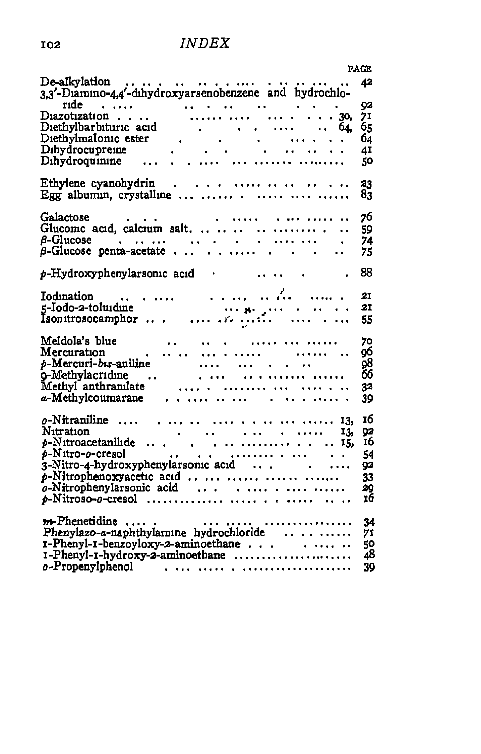# INDEX

| | PAGE |
|---|---|
| De-alkylation | 42 |
| 3,3′-Diamino-4,4′-dihydroxyarsenobenzene and hydrochloride | 92 |
| Diazotization | 30, 71 |
| Diethylbarbituric acid | 64, 65 |
| Diethylmalonic ester | 64 |
| Dihydrocupreine | 41 |
| Dihydroquinine | 50 |
| | |
| Ethylene cyanohydrin | 23 |
| Egg albumin, crystalline | 83 |
| | |
| Galactose | 76 |
| Gluconic acid, calcium salt. | 59 |
| *β*-Glucose | 74 |
| *β*-Glucose penta-acetate | 75 |
| | |
| *p*-Hydroxyphenylarsonic acid | 88 |
| | |
| Iodination | 21 |
| 5-Iodo-2-toluidine | 21 |
| Isonitrosocamphor | 55 |
| | |
| Meldola's blue | 70 |
| Mercuration | 96 |
| *p*-Mercuri-*bis*-aniline | 98 |
| 9-Methylacridine | 66 |
| Methyl anthranilate | 32 |
| *a*-Methylcoumarane | 39 |
| | |
| *o*-Nitraniline | 13, 16 |
| Nitration | 13, 92 |
| *p*-Nitroacetanilide | 15, 16 |
| *p*-Nitro-*o*-cresol | 54 |
| 3-Nitro-4-hydroxyphenylarsonic acid | 92 |
| *p*-Nitrophenoxyacetic acid | 33 |
| *o*-Nitrophenylarsonic acid | 29 |
| *p*-Nitroso-*o*-cresol | 16 |
| | |
| *m*-Phenetidine | 34 |
| Phenylazo-*a*-naphthylamine hydrochloride | 71 |
| 1-Phenyl-1-benzoyloxy-2-aminoethane | 50 |
| 1-Phenyl-1-hydroxy-2-aminoethane | 48 |
| *o*-Propenylphenol | 39 |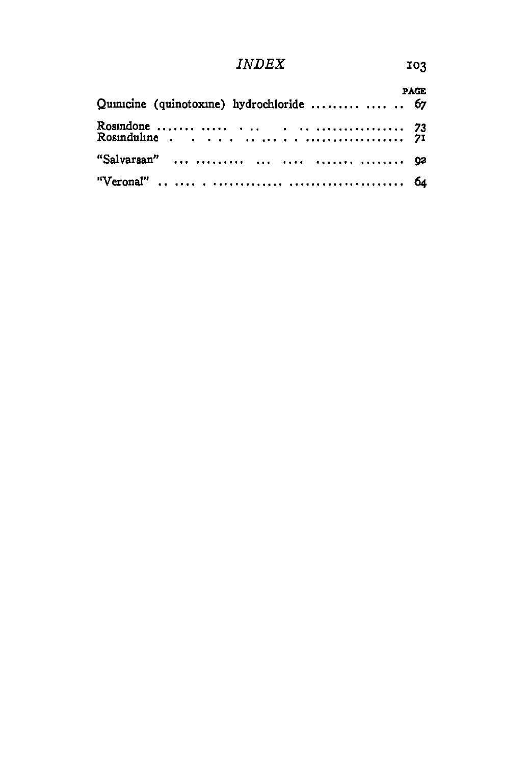| | PAGE |
|---|---|
| Quinicine (quinotoxine) hydrochloride | 67 |
| Rosindone | 73 |
| Rosinduline | 71 |
| "Salvarsan" | 92 |
| "Veronal" | 64 |